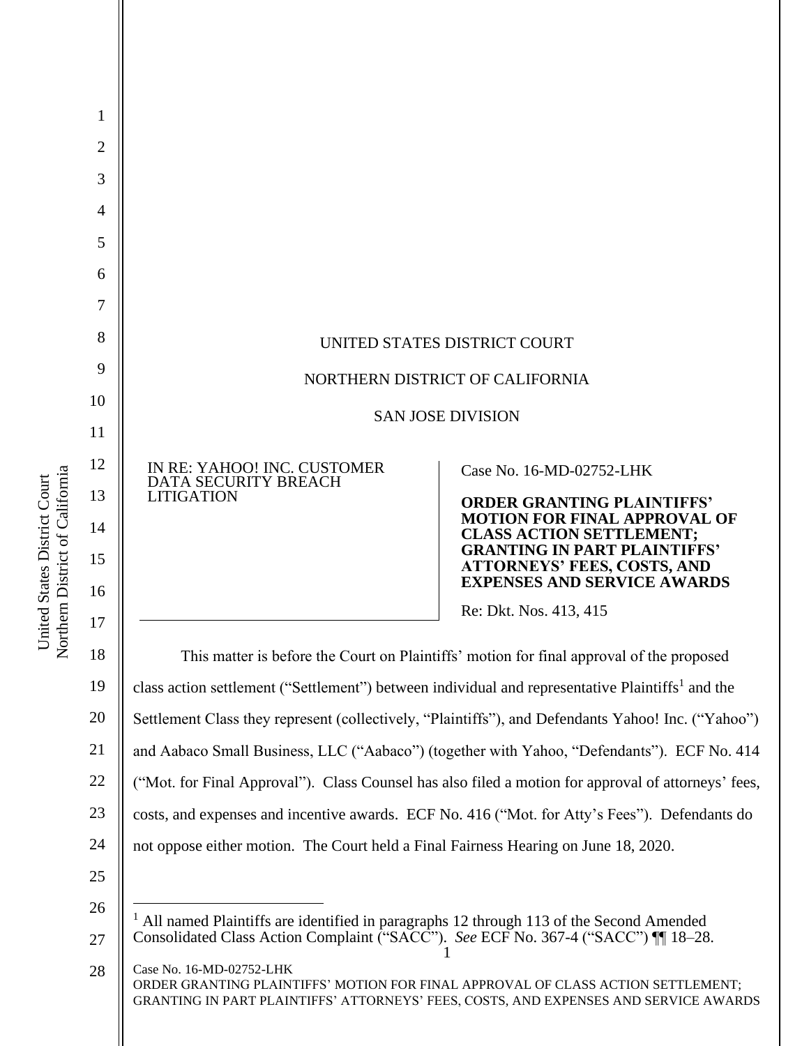UNITED STATES DISTRICT COURT

NORTHERN DISTRICT OF CALIFORNIA

SAN JOSE DIVISION

IN RE: YAHOO! INC. CUSTOMER DATA SECURITY BREACH LITIGATION

Case No. 16-MD-02752-LHK

**ORDER GRANTING PLAINTIFFS' MOTION FOR FINAL APPROVAL OF CLASS ACTION SETTLEMENT; GRANTING IN PART PLAINTIFFS' ATTORNEYS' FEES, COSTS, AND EXPENSES AND SERVICE AWARDS**

Re: Dkt. Nos. 413, 415

This matter is before the Court on Plaintiffs' motion for final approval of the proposed class action settlement ("Settlement") between individual and representative Plaintiffs[1] and the Settlement Class they represent (collectively, "Plaintiffs"), and Defendants Yahoo! Inc. ("Yahoo") and Aabaco Small Business, LLC ("Aabaco") (together with Yahoo, "Defendants"). ECF No. 414 ("Mot. for Final Approval"). Class Counsel has also filed a motion for approval of attorneys' fees, costs, and expenses and incentive awards. ECF No. 416 ("Mot. for Atty's Fees"). Defendants do not oppose either motion. The Court held a Final Fairness Hearing on June 18, 2020.

[1] All named Plaintiffs are identified in paragraphs 12 through 113 of the Second Amended Consolidated Class Action Complaint ("SACC"). *See* ECF No. 367-4 ("SACC") ¶¶ 18–28.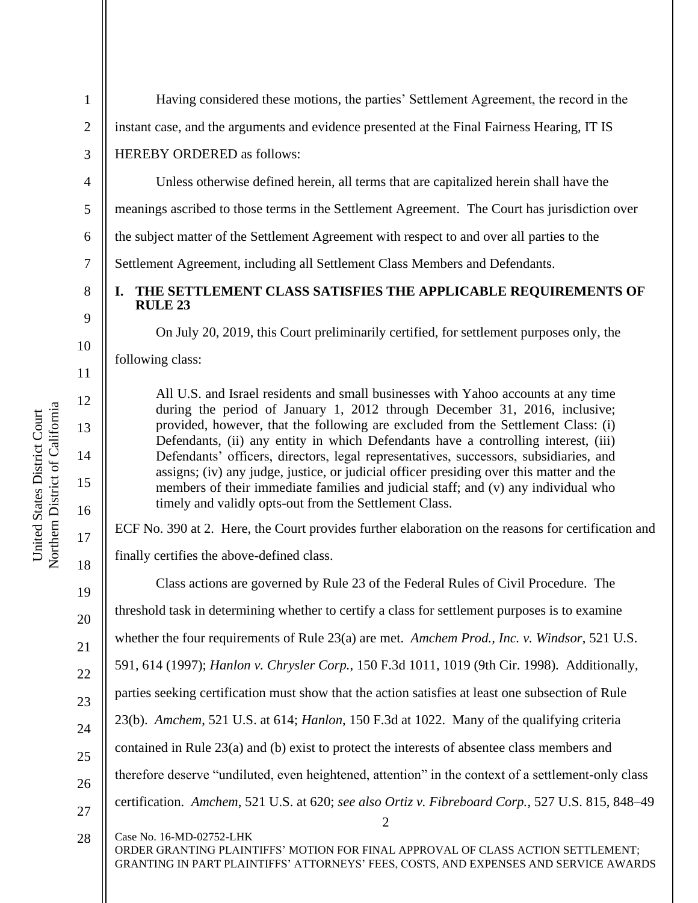Having considered these motions, the parties' Settlement Agreement, the record in the instant case, and the arguments and evidence presented at the Final Fairness Hearing, IT IS HEREBY ORDERED as follows:

Unless otherwise defined herein, all terms that are capitalized herein shall have the meanings ascribed to those terms in the Settlement Agreement. The Court has jurisdiction over the subject matter of the Settlement Agreement with respect to and over all parties to the Settlement Agreement, including all Settlement Class Members and Defendants.

## I. THE SETTLEMENT CLASS SATISFIES THE APPLICABLE REQUIREMENTS OF RULE 23

On July 20, 2019, this Court preliminarily certified, for settlement purposes only, the following class:

> All U.S. and Israel residents and small businesses with Yahoo accounts at any time during the period of January 1, 2012 through December 31, 2016, inclusive; provided, however, that the following are excluded from the Settlement Class: (i) Defendants, (ii) any entity in which Defendants have a controlling interest, (iii) Defendants' officers, directors, legal representatives, successors, subsidiaries, and assigns; (iv) any judge, justice, or judicial officer presiding over this matter and the members of their immediate families and judicial staff; and (v) any individual who timely and validly opts-out from the Settlement Class.

ECF No. 390 at 2. Here, the Court provides further elaboration on the reasons for certification and finally certifies the above-defined class.

Class actions are governed by Rule 23 of the Federal Rules of Civil Procedure. The threshold task in determining whether to certify a class for settlement purposes is to examine whether the four requirements of Rule 23(a) are met. *Amchem Prod., Inc. v. Windsor*, 521 U.S. 591, 614 (1997); *Hanlon v. Chrysler Corp.*, 150 F.3d 1011, 1019 (9th Cir. 1998). Additionally, parties seeking certification must show that the action satisfies at least one subsection of Rule 23(b). *Amchem*, 521 U.S. at 614; *Hanlon*, 150 F.3d at 1022. Many of the qualifying criteria contained in Rule 23(a) and (b) exist to protect the interests of absentee class members and therefore deserve "undiluted, even heightened, attention" in the context of a settlement-only class certification. *Amchem*, 521 U.S. at 620; *see also Ortiz v. Fibreboard Corp.*, 527 U.S. 815, 848–49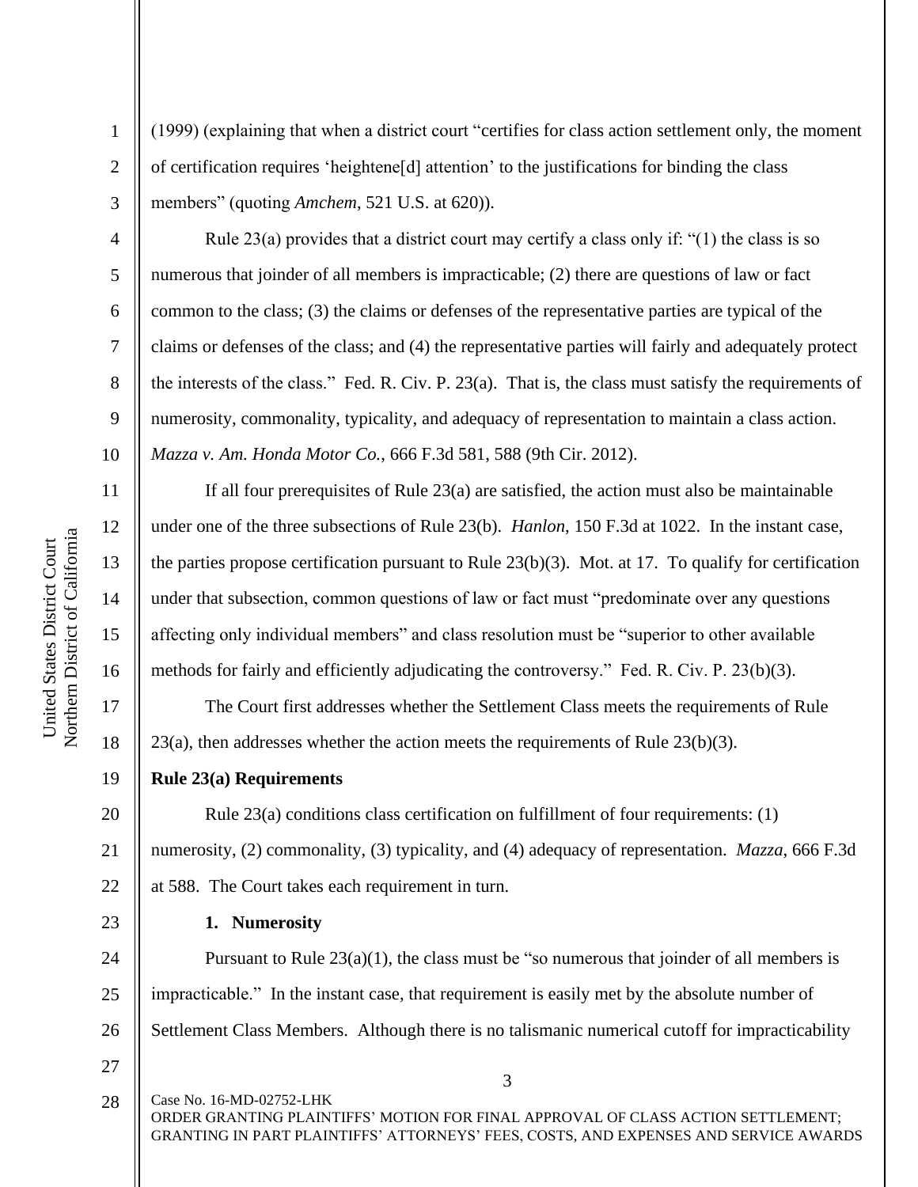(1999) (explaining that when a district court "certifies for class action settlement only, the moment of certification requires 'heightene[d] attention' to the justifications for binding the class members" (quoting *Amchem*, 521 U.S. at 620)).

Rule 23(a) provides that a district court may certify a class only if: "(1) the class is so numerous that joinder of all members is impracticable; (2) there are questions of law or fact common to the class; (3) the claims or defenses of the representative parties are typical of the claims or defenses of the class; and (4) the representative parties will fairly and adequately protect the interests of the class." Fed. R. Civ. P. 23(a). That is, the class must satisfy the requirements of numerosity, commonality, typicality, and adequacy of representation to maintain a class action. *Mazza v. Am. Honda Motor Co.*, 666 F.3d 581, 588 (9th Cir. 2012).

If all four prerequisites of Rule 23(a) are satisfied, the action must also be maintainable under one of the three subsections of Rule 23(b). *Hanlon*, 150 F.3d at 1022. In the instant case, the parties propose certification pursuant to Rule 23(b)(3). Mot. at 17. To qualify for certification under that subsection, common questions of law or fact must "predominate over any questions affecting only individual members" and class resolution must be "superior to other available methods for fairly and efficiently adjudicating the controversy." Fed. R. Civ. P. 23(b)(3).

The Court first addresses whether the Settlement Class meets the requirements of Rule 23(a), then addresses whether the action meets the requirements of Rule 23(b)(3).

**Rule 23(a) Requirements**

Rule 23(a) conditions class certification on fulfillment of four requirements: (1) numerosity, (2) commonality, (3) typicality, and (4) adequacy of representation. *Mazza*, 666 F.3d at 588. The Court takes each requirement in turn.

**1. Numerosity**

Pursuant to Rule 23(a)(1), the class must be "so numerous that joinder of all members is impracticable." In the instant case, that requirement is easily met by the absolute number of Settlement Class Members. Although there is no talismanic numerical cutoff for impracticability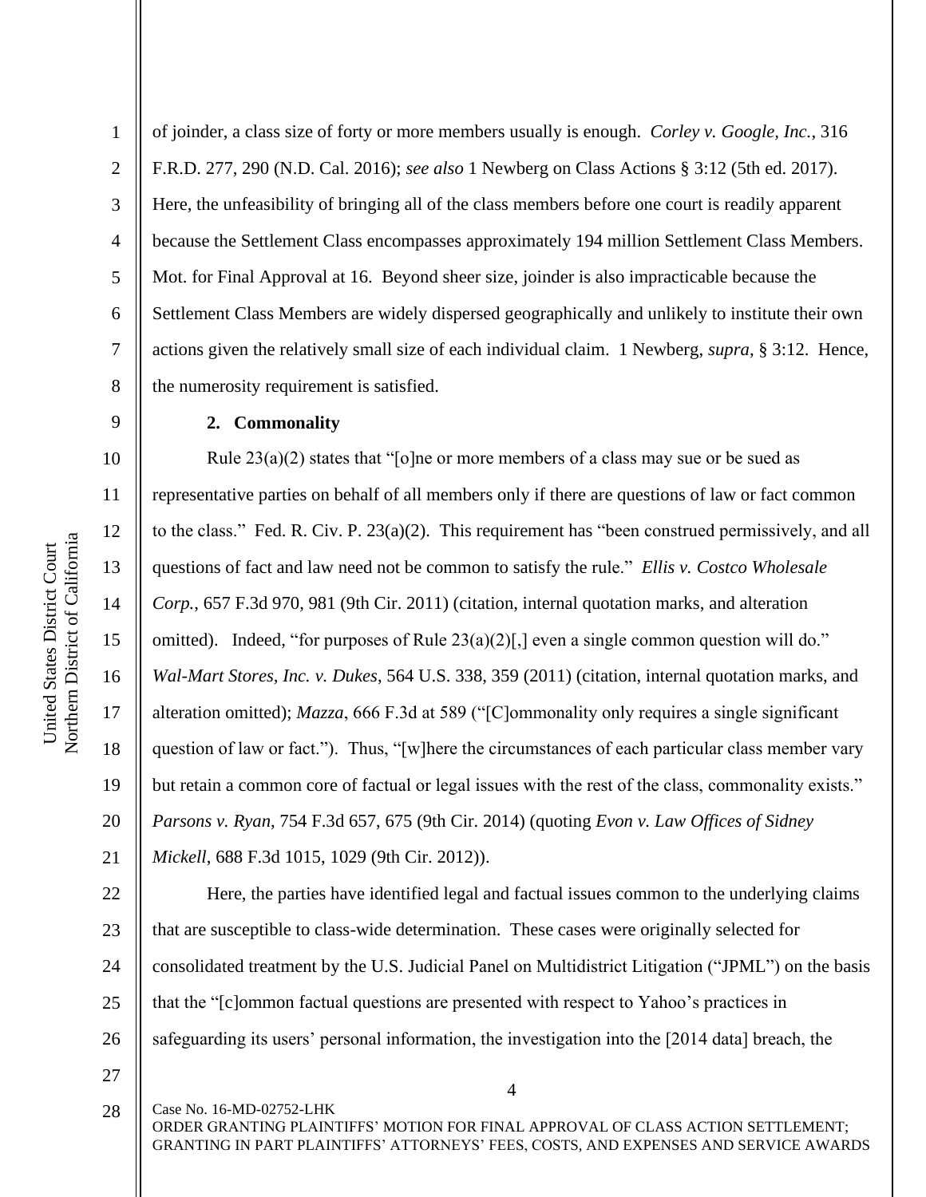of joinder, a class size of forty or more members usually is enough. *Corley v. Google, Inc.*, 316 F.R.D. 277, 290 (N.D. Cal. 2016); *see also* 1 Newberg on Class Actions § 3:12 (5th ed. 2017). Here, the unfeasibility of bringing all of the class members before one court is readily apparent because the Settlement Class encompasses approximately 194 million Settlement Class Members. Mot. for Final Approval at 16. Beyond sheer size, joinder is also impracticable because the Settlement Class Members are widely dispersed geographically and unlikely to institute their own actions given the relatively small size of each individual claim. 1 Newberg, *supra*, § 3:12. Hence, the numerosity requirement is satisfied.

**2. Commonality**

Rule 23(a)(2) states that "[o]ne or more members of a class may sue or be sued as representative parties on behalf of all members only if there are questions of law or fact common to the class." Fed. R. Civ. P. 23(a)(2). This requirement has "been construed permissively, and all questions of fact and law need not be common to satisfy the rule." *Ellis v. Costco Wholesale Corp.*, 657 F.3d 970, 981 (9th Cir. 2011) (citation, internal quotation marks, and alteration omitted). Indeed, "for purposes of Rule 23(a)(2)[,] even a single common question will do." *Wal-Mart Stores, Inc. v. Dukes*, 564 U.S. 338, 359 (2011) (citation, internal quotation marks, and alteration omitted); *Mazza*, 666 F.3d at 589 ("[C]ommonality only requires a single significant question of law or fact."). Thus, "[w]here the circumstances of each particular class member vary but retain a common core of factual or legal issues with the rest of the class, commonality exists." *Parsons v. Ryan*, 754 F.3d 657, 675 (9th Cir. 2014) (quoting *Evon v. Law Offices of Sidney Mickell*, 688 F.3d 1015, 1029 (9th Cir. 2012)).

Here, the parties have identified legal and factual issues common to the underlying claims that are susceptible to class-wide determination. These cases were originally selected for consolidated treatment by the U.S. Judicial Panel on Multidistrict Litigation ("JPML") on the basis that the "[c]ommon factual questions are presented with respect to Yahoo's practices in safeguarding its users' personal information, the investigation into the [2014 data] breach, the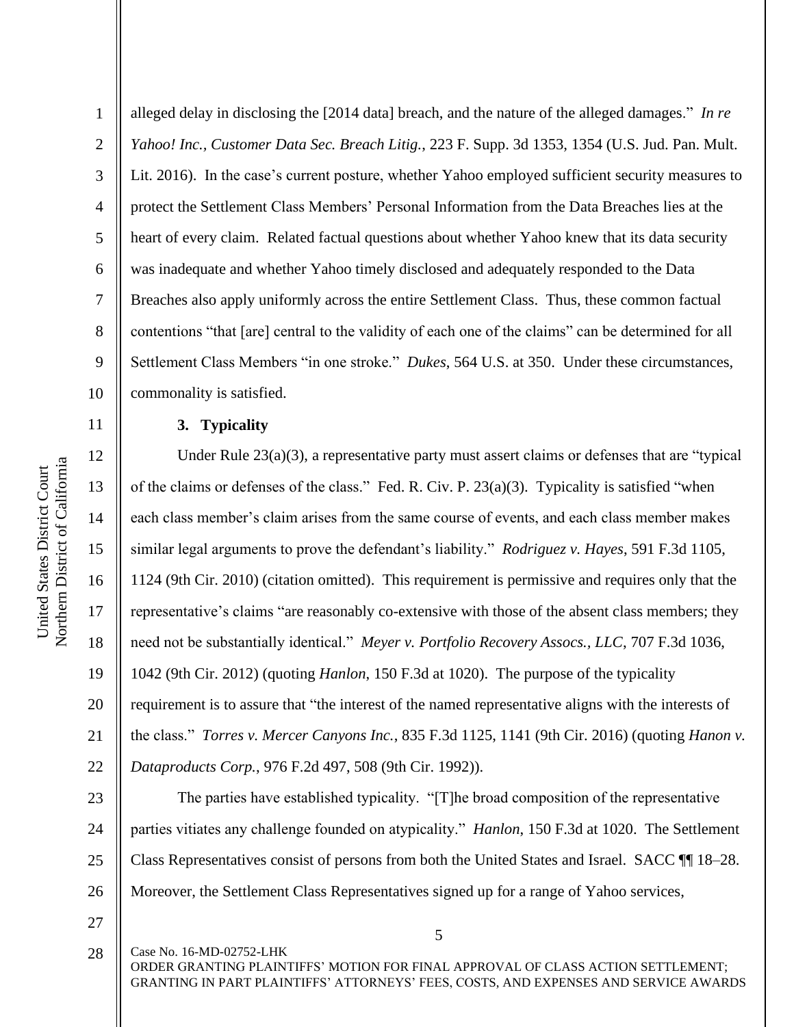alleged delay in disclosing the [2014 data] breach, and the nature of the alleged damages." *In re Yahoo! Inc., Customer Data Sec. Breach Litig.*, 223 F. Supp. 3d 1353, 1354 (U.S. Jud. Pan. Mult. Lit. 2016). In the case's current posture, whether Yahoo employed sufficient security measures to protect the Settlement Class Members' Personal Information from the Data Breaches lies at the heart of every claim. Related factual questions about whether Yahoo knew that its data security was inadequate and whether Yahoo timely disclosed and adequately responded to the Data Breaches also apply uniformly across the entire Settlement Class. Thus, these common factual contentions "that [are] central to the validity of each one of the claims" can be determined for all Settlement Class Members "in one stroke." *Dukes*, 564 U.S. at 350. Under these circumstances, commonality is satisfied.

**3. Typicality**

Under Rule 23(a)(3), a representative party must assert claims or defenses that are "typical of the claims or defenses of the class." Fed. R. Civ. P. 23(a)(3). Typicality is satisfied "when each class member's claim arises from the same course of events, and each class member makes similar legal arguments to prove the defendant's liability." *Rodriguez v. Hayes*, 591 F.3d 1105, 1124 (9th Cir. 2010) (citation omitted). This requirement is permissive and requires only that the representative's claims "are reasonably co-extensive with those of the absent class members; they need not be substantially identical." *Meyer v. Portfolio Recovery Assocs., LLC*, 707 F.3d 1036, 1042 (9th Cir. 2012) (quoting *Hanlon*, 150 F.3d at 1020). The purpose of the typicality requirement is to assure that "the interest of the named representative aligns with the interests of the class." *Torres v. Mercer Canyons Inc.*, 835 F.3d 1125, 1141 (9th Cir. 2016) (quoting *Hanon v. Dataproducts Corp.*, 976 F.2d 497, 508 (9th Cir. 1992)).

The parties have established typicality. "[T]he broad composition of the representative parties vitiates any challenge founded on atypicality." *Hanlon*, 150 F.3d at 1020. The Settlement Class Representatives consist of persons from both the United States and Israel. SACC ¶¶ 18–28. Moreover, the Settlement Class Representatives signed up for a range of Yahoo services,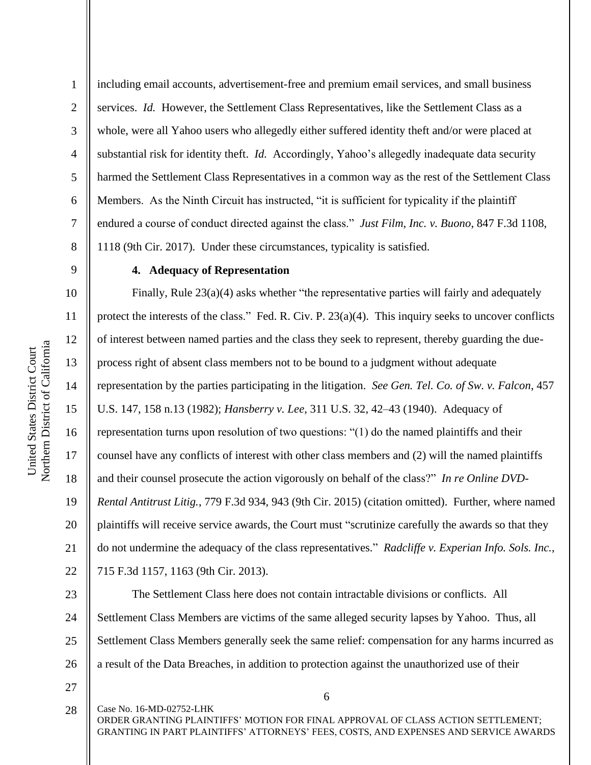including email accounts, advertisement-free and premium email services, and small business services. *Id.* However, the Settlement Class Representatives, like the Settlement Class as a whole, were all Yahoo users who allegedly either suffered identity theft and/or were placed at substantial risk for identity theft. *Id.* Accordingly, Yahoo's allegedly inadequate data security harmed the Settlement Class Representatives in a common way as the rest of the Settlement Class Members. As the Ninth Circuit has instructed, "it is sufficient for typicality if the plaintiff endured a course of conduct directed against the class." *Just Film, Inc. v. Buono*, 847 F.3d 1108, 1118 (9th Cir. 2017). Under these circumstances, typicality is satisfied.

**4. Adequacy of Representation**

Finally, Rule 23(a)(4) asks whether "the representative parties will fairly and adequately protect the interests of the class." Fed. R. Civ. P. 23(a)(4). This inquiry seeks to uncover conflicts of interest between named parties and the class they seek to represent, thereby guarding the due-process right of absent class members not to be bound to a judgment without adequate representation by the parties participating in the litigation. *See Gen. Tel. Co. of Sw. v. Falcon*, 457 U.S. 147, 158 n.13 (1982); *Hansberry v. Lee*, 311 U.S. 32, 42–43 (1940). Adequacy of representation turns upon resolution of two questions: "(1) do the named plaintiffs and their counsel have any conflicts of interest with other class members and (2) will the named plaintiffs and their counsel prosecute the action vigorously on behalf of the class?" *In re Online DVD-Rental Antitrust Litig.*, 779 F.3d 934, 943 (9th Cir. 2015) (citation omitted). Further, where named plaintiffs will receive service awards, the Court must "scrutinize carefully the awards so that they do not undermine the adequacy of the class representatives." *Radcliffe v. Experian Info. Sols. Inc.*, 715 F.3d 1157, 1163 (9th Cir. 2013).

The Settlement Class here does not contain intractable divisions or conflicts. All Settlement Class Members are victims of the same alleged security lapses by Yahoo. Thus, all Settlement Class Members generally seek the same relief: compensation for any harms incurred as a result of the Data Breaches, in addition to protection against the unauthorized use of their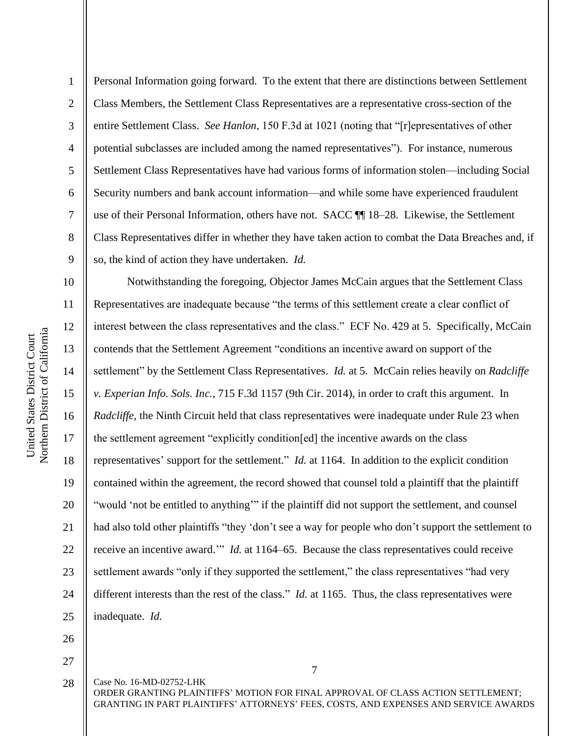Personal Information going forward. To the extent that there are distinctions between Settlement Class Members, the Settlement Class Representatives are a representative cross-section of the entire Settlement Class. *See Hanlon*, 150 F.3d at 1021 (noting that "[r]epresentatives of other potential subclasses are included among the named representatives"). For instance, numerous Settlement Class Representatives have had various forms of information stolen—including Social Security numbers and bank account information—and while some have experienced fraudulent use of their Personal Information, others have not. SACC ¶¶ 18–28. Likewise, the Settlement Class Representatives differ in whether they have taken action to combat the Data Breaches and, if so, the kind of action they have undertaken. *Id.*

Notwithstanding the foregoing, Objector James McCain argues that the Settlement Class Representatives are inadequate because "the terms of this settlement create a clear conflict of interest between the class representatives and the class." ECF No. 429 at 5. Specifically, McCain contends that the Settlement Agreement "conditions an incentive award on support of the settlement" by the Settlement Class Representatives. *Id.* at 5. McCain relies heavily on *Radcliffe v. Experian Info. Sols. Inc.*, 715 F.3d 1157 (9th Cir. 2014), in order to craft this argument. In *Radcliffe*, the Ninth Circuit held that class representatives were inadequate under Rule 23 when the settlement agreement "explicitly condition[ed] the incentive awards on the class representatives' support for the settlement." *Id.* at 1164. In addition to the explicit condition contained within the agreement, the record showed that counsel told a plaintiff that the plaintiff "would 'not be entitled to anything'" if the plaintiff did not support the settlement, and counsel had also told other plaintiffs "they 'don't see a way for people who don't support the settlement to receive an incentive award.'" *Id.* at 1164–65. Because the class representatives could receive settlement awards "only if they supported the settlement," the class representatives "had very different interests than the rest of the class." *Id.* at 1165. Thus, the class representatives were inadequate. *Id.*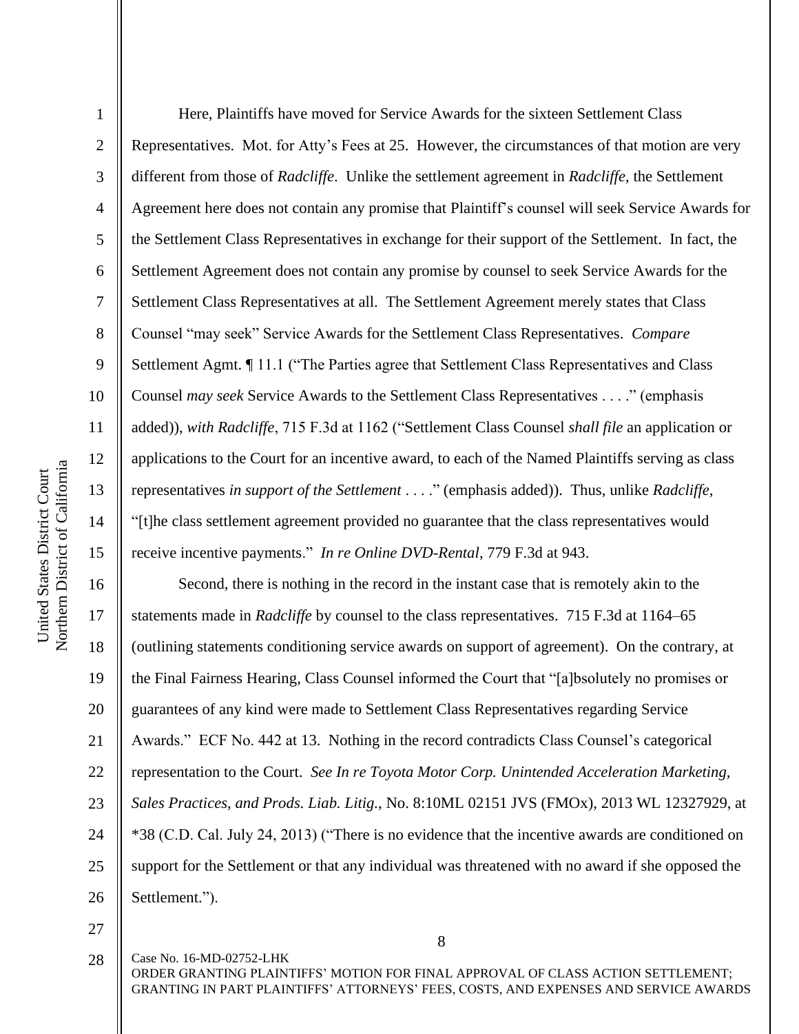Here, Plaintiffs have moved for Service Awards for the sixteen Settlement Class Representatives. Mot. for Atty's Fees at 25. However, the circumstances of that motion are very different from those of *Radcliffe*. Unlike the settlement agreement in *Radcliffe*, the Settlement Agreement here does not contain any promise that Plaintiff's counsel will seek Service Awards for the Settlement Class Representatives in exchange for their support of the Settlement. In fact, the Settlement Agreement does not contain any promise by counsel to seek Service Awards for the Settlement Class Representatives at all. The Settlement Agreement merely states that Class Counsel "may seek" Service Awards for the Settlement Class Representatives. *Compare* Settlement Agmt. ¶ 11.1 ("The Parties agree that Settlement Class Representatives and Class Counsel *may seek* Service Awards to the Settlement Class Representatives . . . ." (emphasis added)), *with Radcliffe*, 715 F.3d at 1162 ("Settlement Class Counsel *shall file* an application or applications to the Court for an incentive award, to each of the Named Plaintiffs serving as class representatives *in support of the Settlement* . . . ." (emphasis added)). Thus, unlike *Radcliffe*, "[t]he class settlement agreement provided no guarantee that the class representatives would receive incentive payments." *In re Online DVD-Rental*, 779 F.3d at 943.

Second, there is nothing in the record in the instant case that is remotely akin to the statements made in *Radcliffe* by counsel to the class representatives. 715 F.3d at 1164–65 (outlining statements conditioning service awards on support of agreement). On the contrary, at the Final Fairness Hearing, Class Counsel informed the Court that "[a]bsolutely no promises or guarantees of any kind were made to Settlement Class Representatives regarding Service Awards." ECF No. 442 at 13. Nothing in the record contradicts Class Counsel's categorical representation to the Court. *See In re Toyota Motor Corp. Unintended Acceleration Marketing, Sales Practices, and Prods. Liab. Litig.*, No. 8:10ML 02151 JVS (FMOx), 2013 WL 12327929, at *38 (C.D. Cal. July 24, 2013) ("There is no evidence that the incentive awards are conditioned on support for the Settlement or that any individual was threatened with no award if she opposed the Settlement.").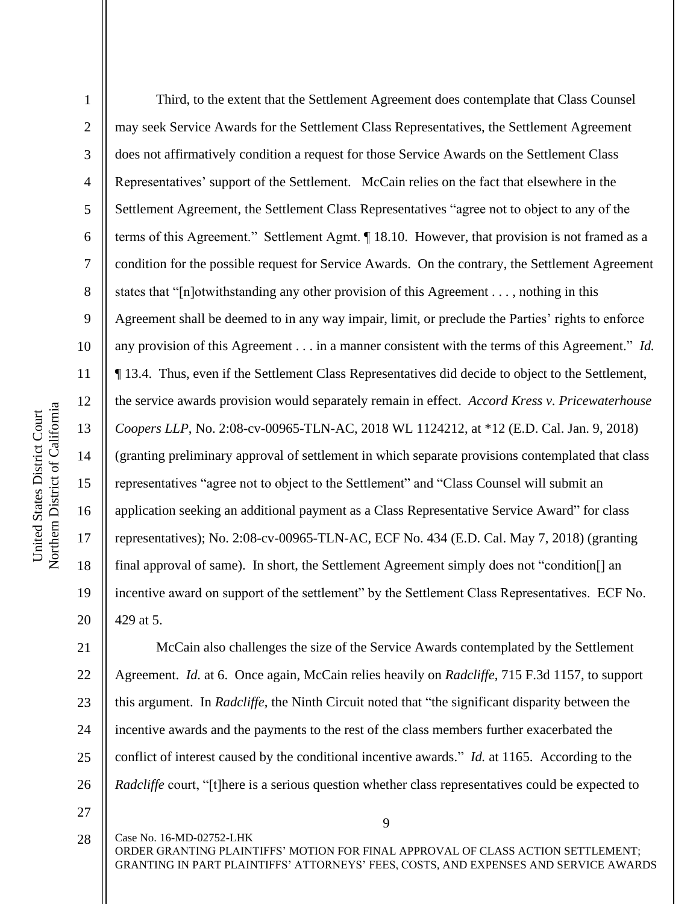Third, to the extent that the Settlement Agreement does contemplate that Class Counsel may seek Service Awards for the Settlement Class Representatives, the Settlement Agreement does not affirmatively condition a request for those Service Awards on the Settlement Class Representatives' support of the Settlement. McCain relies on the fact that elsewhere in the Settlement Agreement, the Settlement Class Representatives "agree not to object to any of the terms of this Agreement." Settlement Agmt. ¶ 18.10. However, that provision is not framed as a condition for the possible request for Service Awards. On the contrary, the Settlement Agreement states that "[n]otwithstanding any other provision of this Agreement . . . , nothing in this Agreement shall be deemed to in any way impair, limit, or preclude the Parties' rights to enforce any provision of this Agreement . . . in a manner consistent with the terms of this Agreement." *Id.* ¶ 13.4. Thus, even if the Settlement Class Representatives did decide to object to the Settlement, the service awards provision would separately remain in effect. *Accord Kress v. Pricewaterhouse Coopers LLP*, No. 2:08-cv-00965-TLN-AC, 2018 WL 1124212, at *12 (E.D. Cal. Jan. 9, 2018) (granting preliminary approval of settlement in which separate provisions contemplated that class representatives "agree not to object to the Settlement" and "Class Counsel will submit an application seeking an additional payment as a Class Representative Service Award" for class representatives); No. 2:08-cv-00965-TLN-AC, ECF No. 434 (E.D. Cal. May 7, 2018) (granting final approval of same). In short, the Settlement Agreement simply does not "condition[] an incentive award on support of the settlement" by the Settlement Class Representatives. ECF No. 429 at 5.

McCain also challenges the size of the Service Awards contemplated by the Settlement Agreement. *Id.* at 6. Once again, McCain relies heavily on *Radcliffe*, 715 F.3d 1157, to support this argument. In *Radcliffe*, the Ninth Circuit noted that "the significant disparity between the incentive awards and the payments to the rest of the class members further exacerbated the conflict of interest caused by the conditional incentive awards." *Id.* at 1165. According to the *Radcliffe* court, "[t]here is a serious question whether class representatives could be expected to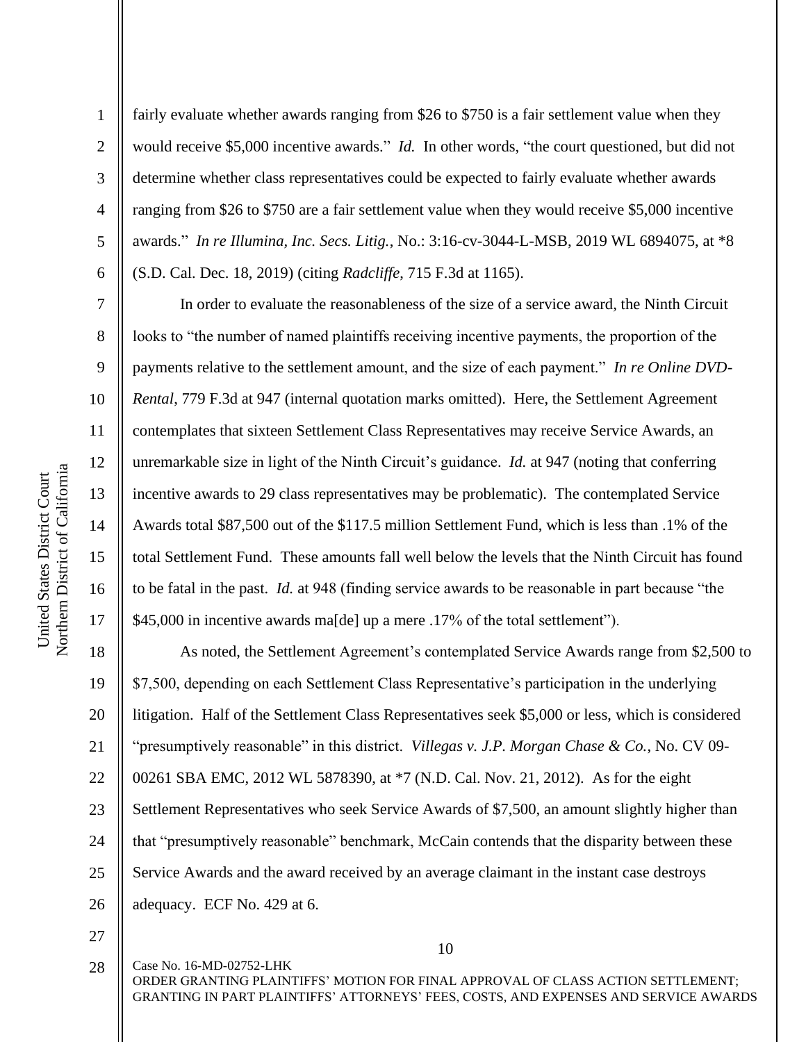fairly evaluate whether awards ranging from $26 to $750 is a fair settlement value when they would receive $5,000 incentive awards." *Id.* In other words, "the court questioned, but did not determine whether class representatives could be expected to fairly evaluate whether awards ranging from $26 to $750 are a fair settlement value when they would receive $5,000 incentive awards." *In re Illumina, Inc. Secs. Litig.*, No.: 3:16-cv-3044-L-MSB, 2019 WL 6894075, at *8 (S.D. Cal. Dec. 18, 2019) (citing *Radcliffe*, 715 F.3d at 1165).

In order to evaluate the reasonableness of the size of a service award, the Ninth Circuit looks to "the number of named plaintiffs receiving incentive payments, the proportion of the payments relative to the settlement amount, and the size of each payment." *In re Online DVD-Rental*, 779 F.3d at 947 (internal quotation marks omitted). Here, the Settlement Agreement contemplates that sixteen Settlement Class Representatives may receive Service Awards, an unremarkable size in light of the Ninth Circuit's guidance. *Id.* at 947 (noting that conferring incentive awards to 29 class representatives may be problematic). The contemplated Service Awards total $87,500 out of the $117.5 million Settlement Fund, which is less than .1% of the total Settlement Fund. These amounts fall well below the levels that the Ninth Circuit has found to be fatal in the past. *Id.* at 948 (finding service awards to be reasonable in part because "the $45,000 in incentive awards ma[de] up a mere .17% of the total settlement").

As noted, the Settlement Agreement's contemplated Service Awards range from $2,500 to $7,500, depending on each Settlement Class Representative's participation in the underlying litigation. Half of the Settlement Class Representatives seek $5,000 or less, which is considered "presumptively reasonable" in this district. *Villegas v. J.P. Morgan Chase & Co.*, No. CV 09-00261 SBA EMC, 2012 WL 5878390, at *7 (N.D. Cal. Nov. 21, 2012). As for the eight Settlement Representatives who seek Service Awards of $7,500, an amount slightly higher than that "presumptively reasonable" benchmark, McCain contends that the disparity between these Service Awards and the award received by an average claimant in the instant case destroys adequacy. ECF No. 429 at 6.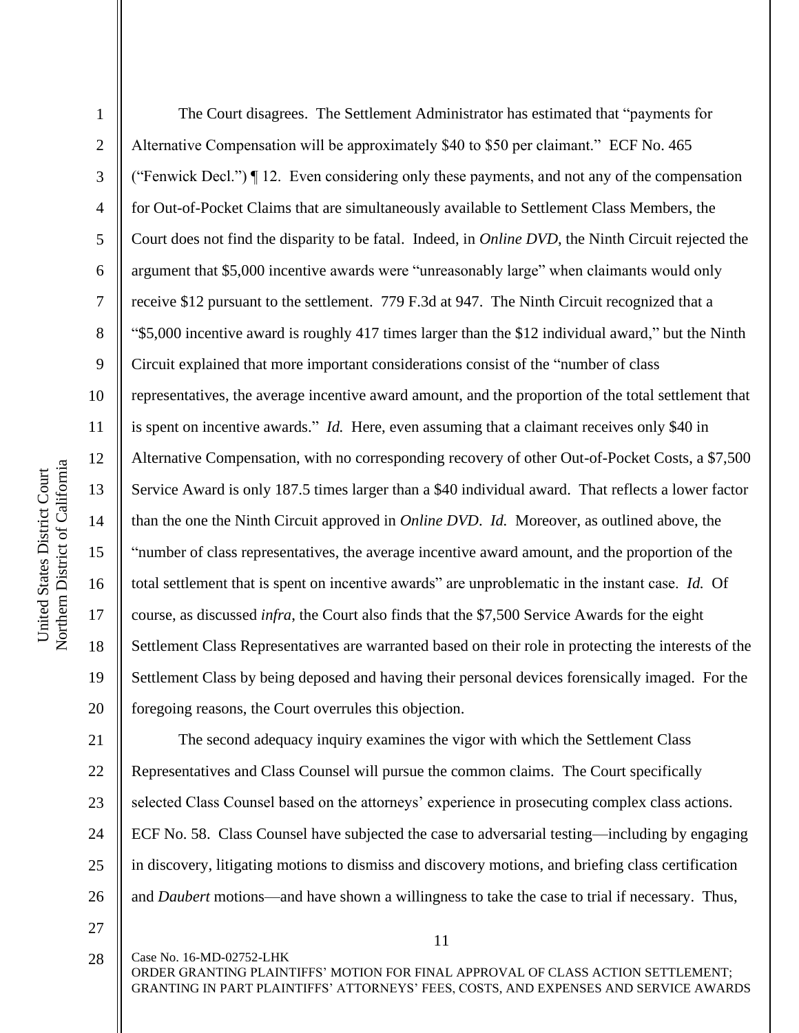The Court disagrees. The Settlement Administrator has estimated that "payments for Alternative Compensation will be approximately $40 to $50 per claimant." ECF No. 465 ("Fenwick Decl.") ¶ 12. Even considering only these payments, and not any of the compensation for Out-of-Pocket Claims that are simultaneously available to Settlement Class Members, the Court does not find the disparity to be fatal. Indeed, in *Online DVD*, the Ninth Circuit rejected the argument that $5,000 incentive awards were "unreasonably large" when claimants would only receive $12 pursuant to the settlement. 779 F.3d at 947. The Ninth Circuit recognized that a "$5,000 incentive award is roughly 417 times larger than the $12 individual award," but the Ninth Circuit explained that more important considerations consist of the "number of class representatives, the average incentive award amount, and the proportion of the total settlement that is spent on incentive awards." *Id.* Here, even assuming that a claimant receives only $40 in Alternative Compensation, with no corresponding recovery of other Out-of-Pocket Costs, a $7,500 Service Award is only 187.5 times larger than a $40 individual award. That reflects a lower factor than the one the Ninth Circuit approved in *Online DVD*. *Id.* Moreover, as outlined above, the "number of class representatives, the average incentive award amount, and the proportion of the total settlement that is spent on incentive awards" are unproblematic in the instant case. *Id.* Of course, as discussed *infra*, the Court also finds that the $7,500 Service Awards for the eight Settlement Class Representatives are warranted based on their role in protecting the interests of the Settlement Class by being deposed and having their personal devices forensically imaged. For the foregoing reasons, the Court overrules this objection.

The second adequacy inquiry examines the vigor with which the Settlement Class Representatives and Class Counsel will pursue the common claims. The Court specifically selected Class Counsel based on the attorneys' experience in prosecuting complex class actions. ECF No. 58. Class Counsel have subjected the case to adversarial testing—including by engaging in discovery, litigating motions to dismiss and discovery motions, and briefing class certification and *Daubert* motions—and have shown a willingness to take the case to trial if necessary. Thus,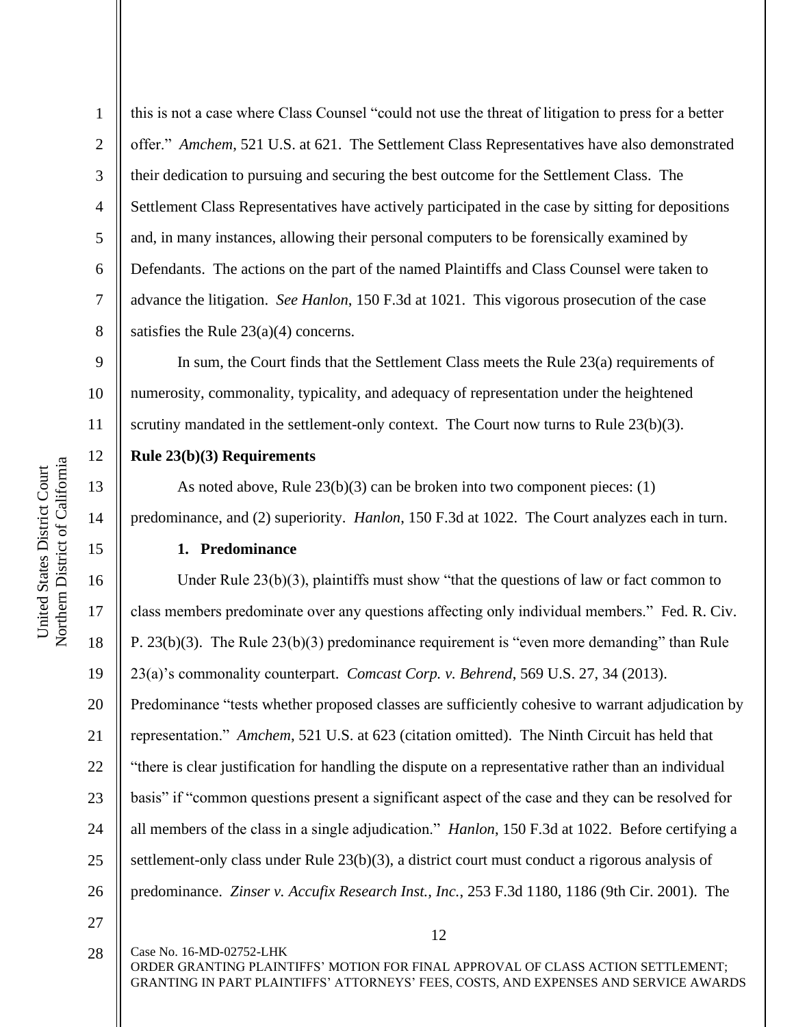this is not a case where Class Counsel "could not use the threat of litigation to press for a better offer." *Amchem*, 521 U.S. at 621. The Settlement Class Representatives have also demonstrated their dedication to pursuing and securing the best outcome for the Settlement Class. The Settlement Class Representatives have actively participated in the case by sitting for depositions and, in many instances, allowing their personal computers to be forensically examined by Defendants. The actions on the part of the named Plaintiffs and Class Counsel were taken to advance the litigation. *See Hanlon*, 150 F.3d at 1021. This vigorous prosecution of the case satisfies the Rule 23(a)(4) concerns.

In sum, the Court finds that the Settlement Class meets the Rule 23(a) requirements of numerosity, commonality, typicality, and adequacy of representation under the heightened scrutiny mandated in the settlement-only context. The Court now turns to Rule 23(b)(3).

**Rule 23(b)(3) Requirements**

As noted above, Rule 23(b)(3) can be broken into two component pieces: (1) predominance, and (2) superiority. *Hanlon*, 150 F.3d at 1022. The Court analyzes each in turn.

**1. Predominance**

Under Rule 23(b)(3), plaintiffs must show "that the questions of law or fact common to class members predominate over any questions affecting only individual members." Fed. R. Civ. P. 23(b)(3). The Rule 23(b)(3) predominance requirement is "even more demanding" than Rule 23(a)'s commonality counterpart. *Comcast Corp. v. Behrend*, 569 U.S. 27, 34 (2013). Predominance "tests whether proposed classes are sufficiently cohesive to warrant adjudication by representation." *Amchem*, 521 U.S. at 623 (citation omitted). The Ninth Circuit has held that "there is clear justification for handling the dispute on a representative rather than an individual basis" if "common questions present a significant aspect of the case and they can be resolved for all members of the class in a single adjudication." *Hanlon*, 150 F.3d at 1022. Before certifying a settlement-only class under Rule 23(b)(3), a district court must conduct a rigorous analysis of predominance. *Zinser v. Accufix Research Inst., Inc.*, 253 F.3d 1180, 1186 (9th Cir. 2001). The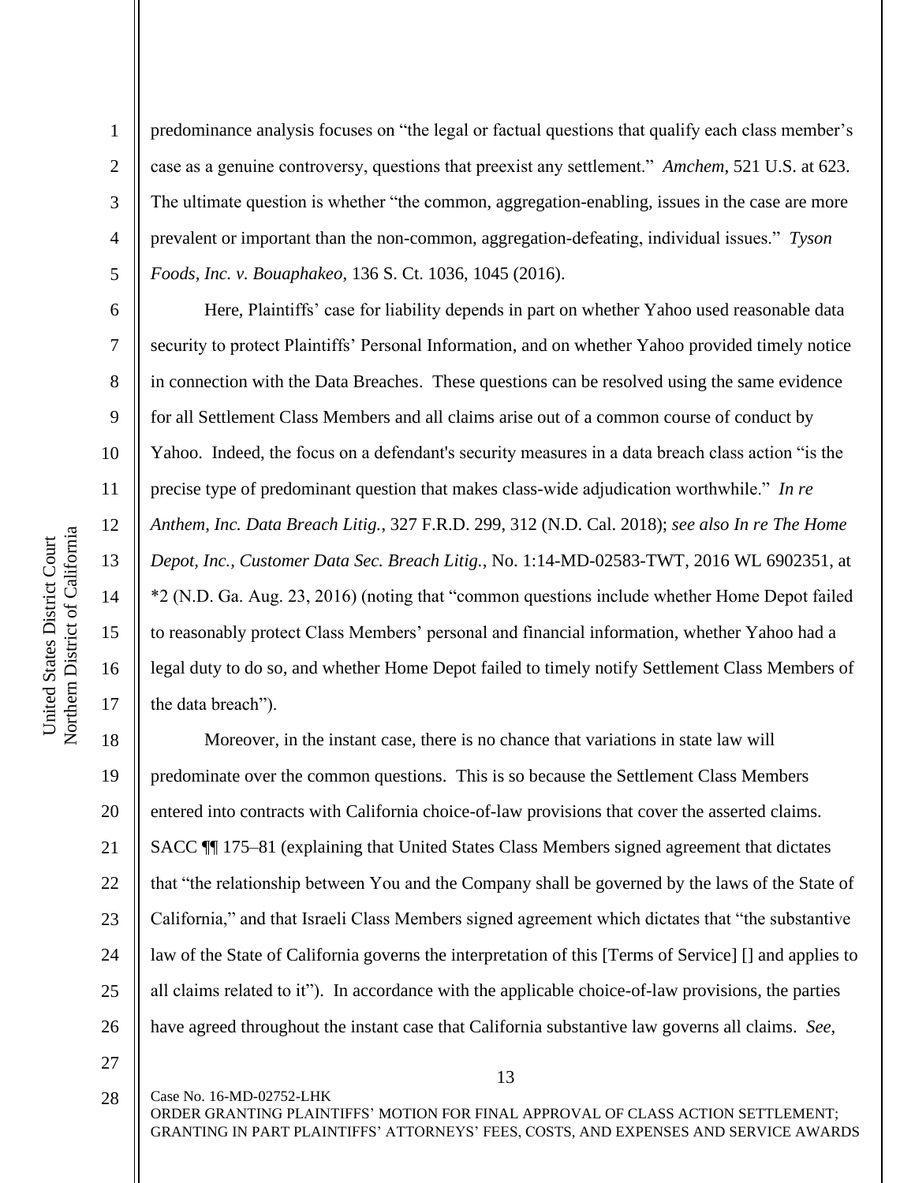predominance analysis focuses on "the legal or factual questions that qualify each class member's case as a genuine controversy, questions that preexist any settlement." *Amchem*, 521 U.S. at 623. The ultimate question is whether "the common, aggregation-enabling, issues in the case are more prevalent or important than the non-common, aggregation-defeating, individual issues." *Tyson Foods, Inc. v. Bouaphakeo*, 136 S. Ct. 1036, 1045 (2016).

Here, Plaintiffs' case for liability depends in part on whether Yahoo used reasonable data security to protect Plaintiffs' Personal Information, and on whether Yahoo provided timely notice in connection with the Data Breaches. These questions can be resolved using the same evidence for all Settlement Class Members and all claims arise out of a common course of conduct by Yahoo. Indeed, the focus on a defendant's security measures in a data breach class action "is the precise type of predominant question that makes class-wide adjudication worthwhile." *In re Anthem, Inc. Data Breach Litig.*, 327 F.R.D. 299, 312 (N.D. Cal. 2018); *see also In re The Home Depot, Inc., Customer Data Sec. Breach Litig.*, No. 1:14-MD-02583-TWT, 2016 WL 6902351, at *2 (N.D. Ga. Aug. 23, 2016) (noting that "common questions include whether Home Depot failed to reasonably protect Class Members' personal and financial information, whether Yahoo had a legal duty to do so, and whether Home Depot failed to timely notify Settlement Class Members of the data breach").

Moreover, in the instant case, there is no chance that variations in state law will predominate over the common questions. This is so because the Settlement Class Members entered into contracts with California choice-of-law provisions that cover the asserted claims. SACC ¶¶ 175–81 (explaining that United States Class Members signed agreement that dictates that "the relationship between You and the Company shall be governed by the laws of the State of California," and that Israeli Class Members signed agreement which dictates that "the substantive law of the State of California governs the interpretation of this [Terms of Service] [] and applies to all claims related to it"). In accordance with the applicable choice-of-law provisions, the parties have agreed throughout the instant case that California substantive law governs all claims. *See,*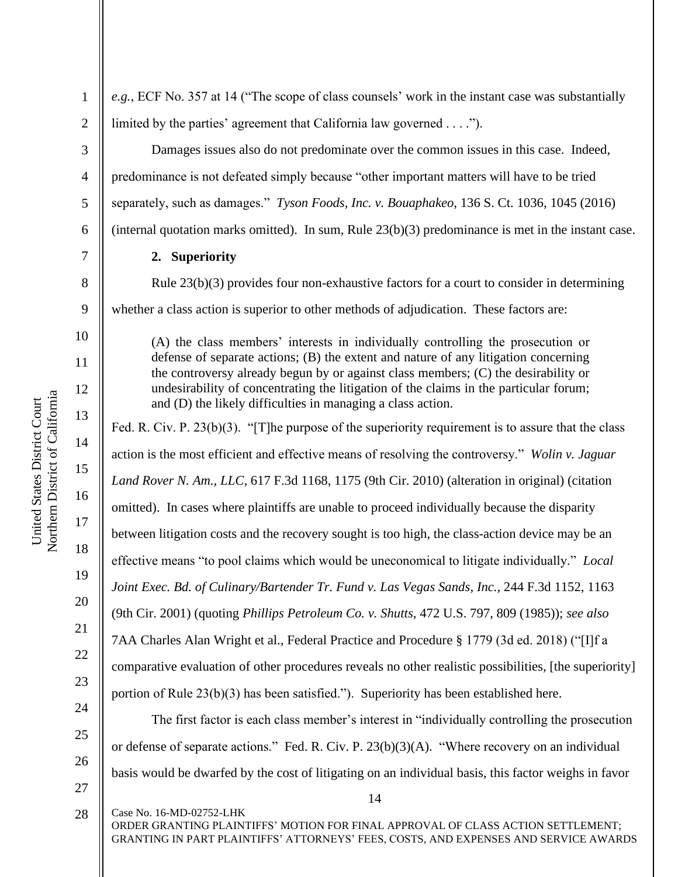*e.g.*, ECF No. 357 at 14 ("The scope of class counsels' work in the instant case was substantially limited by the parties' agreement that California law governed . . . .").

Damages issues also do not predominate over the common issues in this case. Indeed, predominance is not defeated simply because "other important matters will have to be tried separately, such as damages." *Tyson Foods, Inc. v. Bouaphakeo*, 136 S. Ct. 1036, 1045 (2016) (internal quotation marks omitted). In sum, Rule 23(b)(3) predominance is met in the instant case.

**2. Superiority**

Rule 23(b)(3) provides four non-exhaustive factors for a court to consider in determining whether a class action is superior to other methods of adjudication. These factors are:

> (A) the class members' interests in individually controlling the prosecution or defense of separate actions; (B) the extent and nature of any litigation concerning the controversy already begun by or against class members; (C) the desirability or undesirability of concentrating the litigation of the claims in the particular forum; and (D) the likely difficulties in managing a class action.

Fed. R. Civ. P. 23(b)(3). "[T]he purpose of the superiority requirement is to assure that the class action is the most efficient and effective means of resolving the controversy." *Wolin v. Jaguar Land Rover N. Am., LLC*, 617 F.3d 1168, 1175 (9th Cir. 2010) (alteration in original) (citation omitted). In cases where plaintiffs are unable to proceed individually because the disparity between litigation costs and the recovery sought is too high, the class-action device may be an effective means "to pool claims which would be uneconomical to litigate individually." *Local Joint Exec. Bd. of Culinary/Bartender Tr. Fund v. Las Vegas Sands, Inc.*, 244 F.3d 1152, 1163 (9th Cir. 2001) (quoting *Phillips Petroleum Co. v. Shutts*, 472 U.S. 797, 809 (1985)); *see also* 7AA Charles Alan Wright et al., Federal Practice and Procedure § 1779 (3d ed. 2018) ("[I]f a comparative evaluation of other procedures reveals no other realistic possibilities, [the superiority] portion of Rule 23(b)(3) has been satisfied."). Superiority has been established here.

The first factor is each class member's interest in "individually controlling the prosecution or defense of separate actions." Fed. R. Civ. P. 23(b)(3)(A). "Where recovery on an individual basis would be dwarfed by the cost of litigating on an individual basis, this factor weighs in favor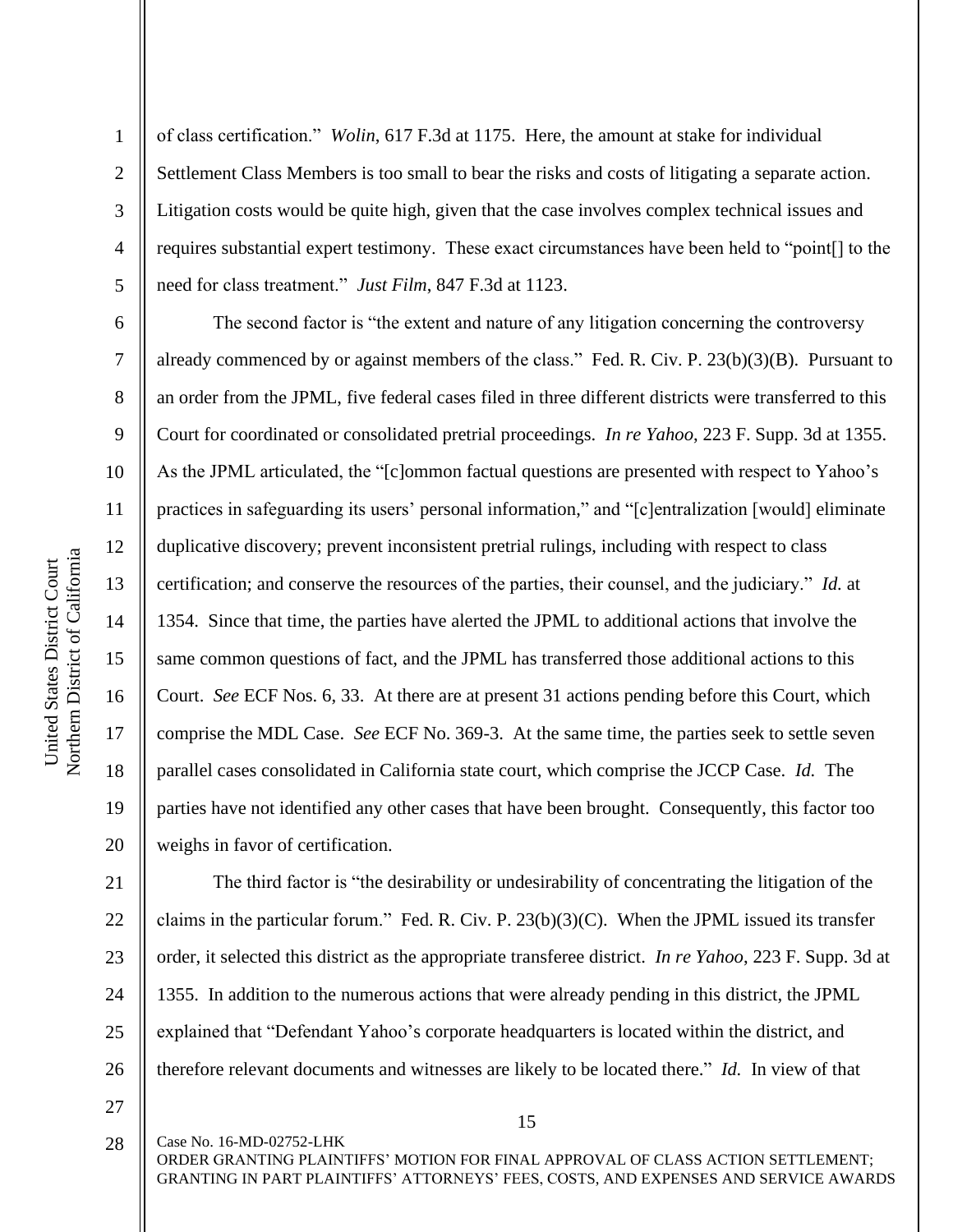of class certification." *Wolin*, 617 F.3d at 1175. Here, the amount at stake for individual Settlement Class Members is too small to bear the risks and costs of litigating a separate action. Litigation costs would be quite high, given that the case involves complex technical issues and requires substantial expert testimony. These exact circumstances have been held to "point[] to the need for class treatment." *Just Film*, 847 F.3d at 1123.

The second factor is "the extent and nature of any litigation concerning the controversy already commenced by or against members of the class." Fed. R. Civ. P. 23(b)(3)(B). Pursuant to an order from the JPML, five federal cases filed in three different districts were transferred to this Court for coordinated or consolidated pretrial proceedings. *In re Yahoo*, 223 F. Supp. 3d at 1355. As the JPML articulated, the "[c]ommon factual questions are presented with respect to Yahoo's practices in safeguarding its users' personal information," and "[c]entralization [would] eliminate duplicative discovery; prevent inconsistent pretrial rulings, including with respect to class certification; and conserve the resources of the parties, their counsel, and the judiciary." *Id.* at 1354. Since that time, the parties have alerted the JPML to additional actions that involve the same common questions of fact, and the JPML has transferred those additional actions to this Court. *See* ECF Nos. 6, 33. At there are at present 31 actions pending before this Court, which comprise the MDL Case. *See* ECF No. 369-3. At the same time, the parties seek to settle seven parallel cases consolidated in California state court, which comprise the JCCP Case. *Id.* The parties have not identified any other cases that have been brought. Consequently, this factor too weighs in favor of certification.

The third factor is "the desirability or undesirability of concentrating the litigation of the claims in the particular forum." Fed. R. Civ. P. 23(b)(3)(C). When the JPML issued its transfer order, it selected this district as the appropriate transferee district. *In re Yahoo*, 223 F. Supp. 3d at 1355. In addition to the numerous actions that were already pending in this district, the JPML explained that "Defendant Yahoo's corporate headquarters is located within the district, and therefore relevant documents and witnesses are likely to be located there." *Id.* In view of that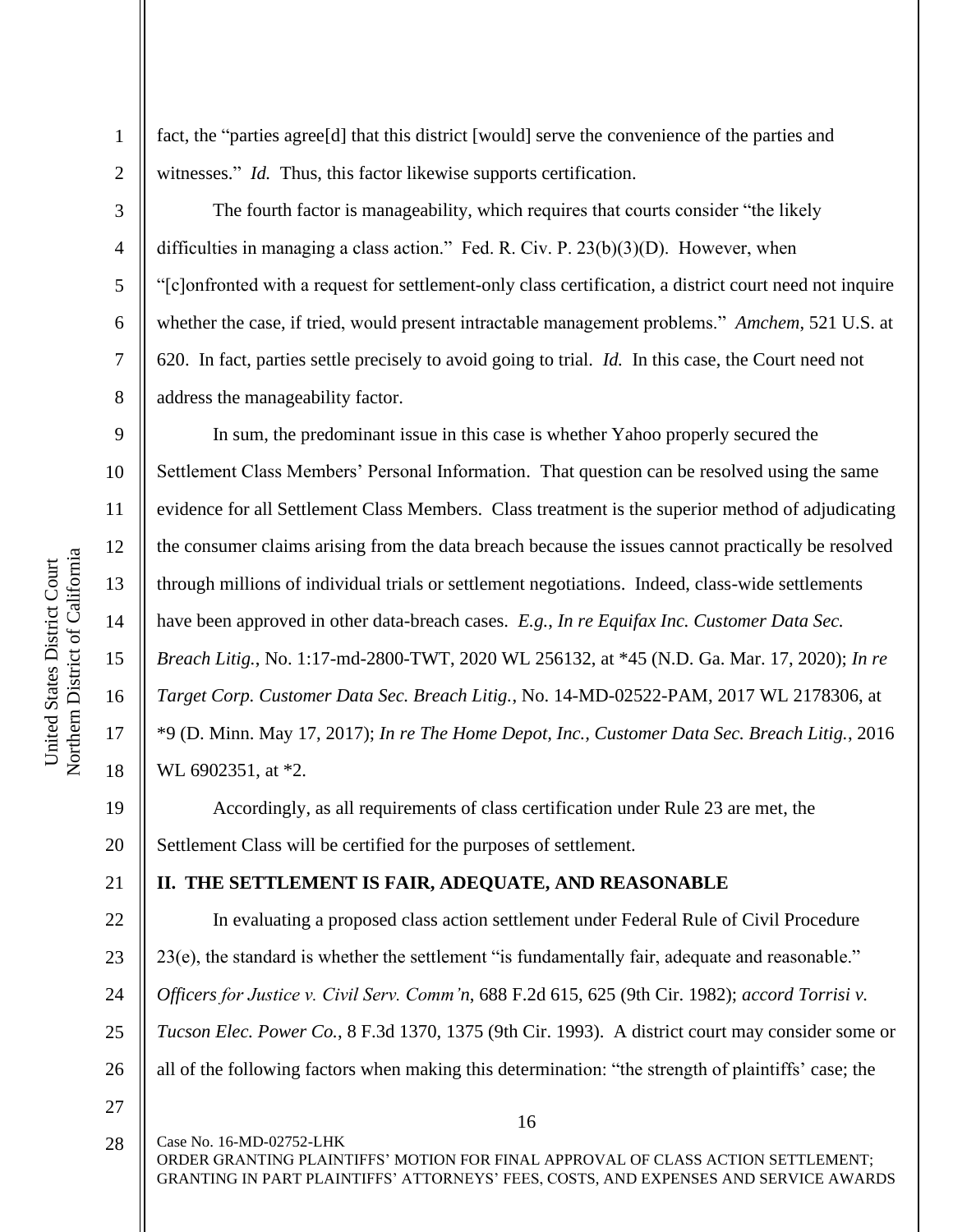fact, the "parties agree[d] that this district [would] serve the convenience of the parties and witnesses." *Id.* Thus, this factor likewise supports certification.

The fourth factor is manageability, which requires that courts consider "the likely difficulties in managing a class action." Fed. R. Civ. P. 23(b)(3)(D). However, when "[c]onfronted with a request for settlement-only class certification, a district court need not inquire whether the case, if tried, would present intractable management problems." *Amchem*, 521 U.S. at 620. In fact, parties settle precisely to avoid going to trial. *Id.* In this case, the Court need not address the manageability factor.

In sum, the predominant issue in this case is whether Yahoo properly secured the Settlement Class Members' Personal Information. That question can be resolved using the same evidence for all Settlement Class Members. Class treatment is the superior method of adjudicating the consumer claims arising from the data breach because the issues cannot practically be resolved through millions of individual trials or settlement negotiations. Indeed, class-wide settlements have been approved in other data-breach cases. *E.g.*, *In re Equifax Inc. Customer Data Sec. Breach Litig.*, No. 1:17-md-2800-TWT, 2020 WL 256132, at *45 (N.D. Ga. Mar. 17, 2020); *In re Target Corp. Customer Data Sec. Breach Litig.*, No. 14-MD-02522-PAM, 2017 WL 2178306, at *9 (D. Minn. May 17, 2017); *In re The Home Depot, Inc., Customer Data Sec. Breach Litig.*, 2016 WL 6902351, at *2.

Accordingly, as all requirements of class certification under Rule 23 are met, the Settlement Class will be certified for the purposes of settlement.

## II. THE SETTLEMENT IS FAIR, ADEQUATE, AND REASONABLE

In evaluating a proposed class action settlement under Federal Rule of Civil Procedure 23(e), the standard is whether the settlement "is fundamentally fair, adequate and reasonable." *Officers for Justice v. Civil Serv. Comm'n*, 688 F.2d 615, 625 (9th Cir. 1982); *accord Torrisi v. Tucson Elec. Power Co.*, 8 F.3d 1370, 1375 (9th Cir. 1993). A district court may consider some or all of the following factors when making this determination: "the strength of plaintiffs' case; the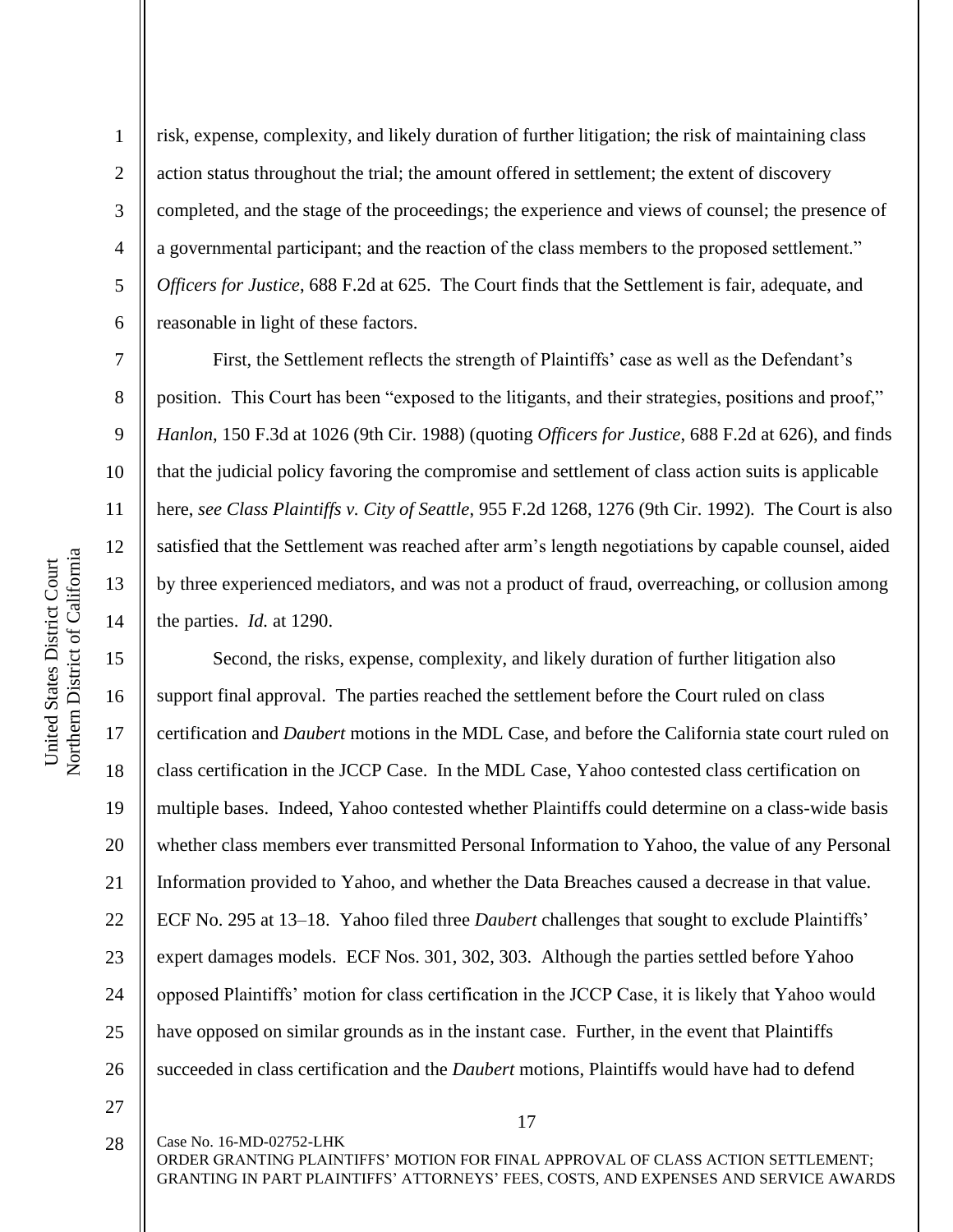risk, expense, complexity, and likely duration of further litigation; the risk of maintaining class action status throughout the trial; the amount offered in settlement; the extent of discovery completed, and the stage of the proceedings; the experience and views of counsel; the presence of a governmental participant; and the reaction of the class members to the proposed settlement." *Officers for Justice*, 688 F.2d at 625. The Court finds that the Settlement is fair, adequate, and reasonable in light of these factors.

First, the Settlement reflects the strength of Plaintiffs' case as well as the Defendant's position. This Court has been "exposed to the litigants, and their strategies, positions and proof," *Hanlon*, 150 F.3d at 1026 (9th Cir. 1988) (quoting *Officers for Justice*, 688 F.2d at 626), and finds that the judicial policy favoring the compromise and settlement of class action suits is applicable here, *see Class Plaintiffs v. City of Seattle*, 955 F.2d 1268, 1276 (9th Cir. 1992). The Court is also satisfied that the Settlement was reached after arm's length negotiations by capable counsel, aided by three experienced mediators, and was not a product of fraud, overreaching, or collusion among the parties. *Id.* at 1290.

Second, the risks, expense, complexity, and likely duration of further litigation also support final approval. The parties reached the settlement before the Court ruled on class certification and *Daubert* motions in the MDL Case, and before the California state court ruled on class certification in the JCCP Case. In the MDL Case, Yahoo contested class certification on multiple bases. Indeed, Yahoo contested whether Plaintiffs could determine on a class-wide basis whether class members ever transmitted Personal Information to Yahoo, the value of any Personal Information provided to Yahoo, and whether the Data Breaches caused a decrease in that value. ECF No. 295 at 13–18. Yahoo filed three *Daubert* challenges that sought to exclude Plaintiffs' expert damages models. ECF Nos. 301, 302, 303. Although the parties settled before Yahoo opposed Plaintiffs' motion for class certification in the JCCP Case, it is likely that Yahoo would have opposed on similar grounds as in the instant case. Further, in the event that Plaintiffs succeeded in class certification and the *Daubert* motions, Plaintiffs would have had to defend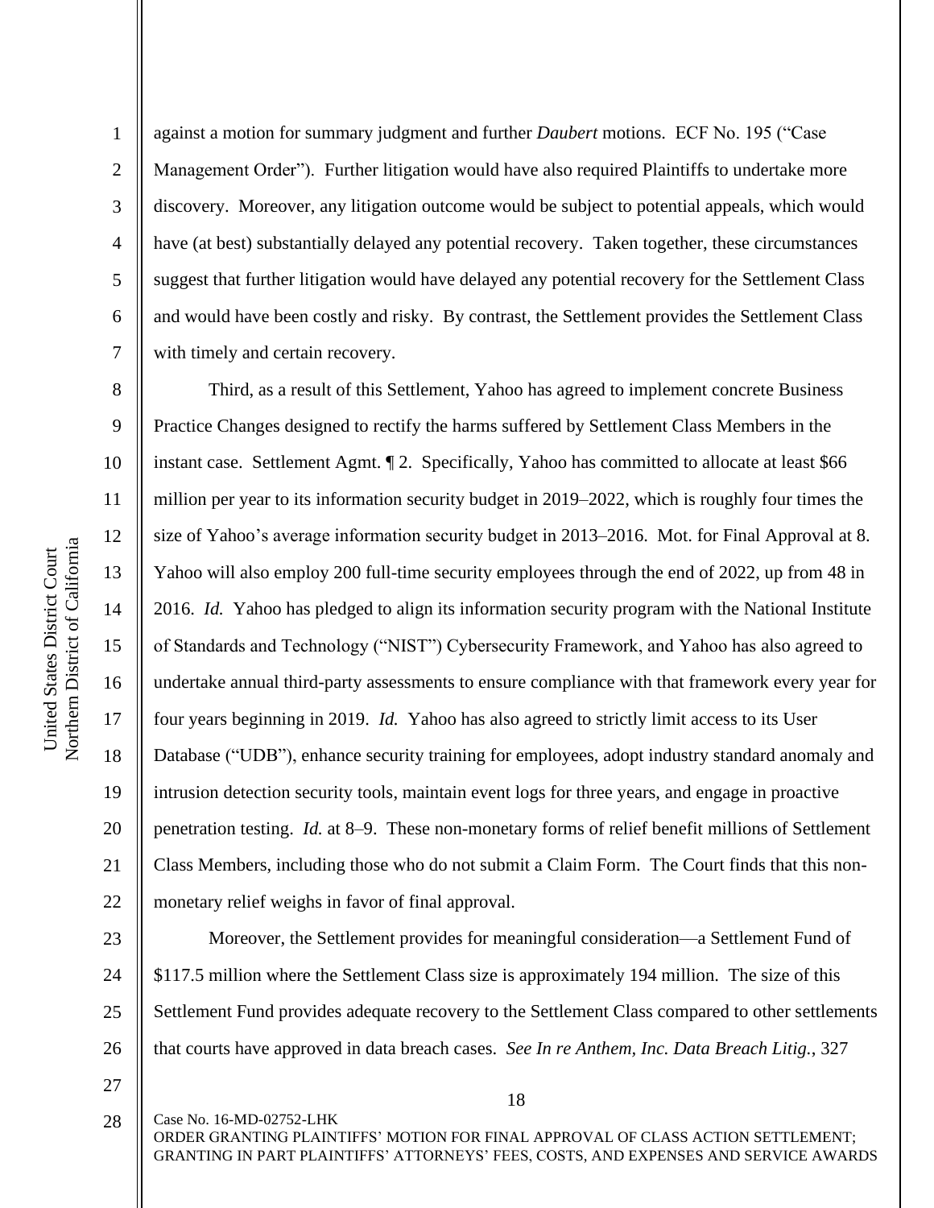against a motion for summary judgment and further *Daubert* motions. ECF No. 195 ("Case Management Order"). Further litigation would have also required Plaintiffs to undertake more discovery. Moreover, any litigation outcome would be subject to potential appeals, which would have (at best) substantially delayed any potential recovery. Taken together, these circumstances suggest that further litigation would have delayed any potential recovery for the Settlement Class and would have been costly and risky. By contrast, the Settlement provides the Settlement Class with timely and certain recovery.

Third, as a result of this Settlement, Yahoo has agreed to implement concrete Business Practice Changes designed to rectify the harms suffered by Settlement Class Members in the instant case. Settlement Agmt. ¶ 2. Specifically, Yahoo has committed to allocate at least $66 million per year to its information security budget in 2019–2022, which is roughly four times the size of Yahoo's average information security budget in 2013–2016. Mot. for Final Approval at 8. Yahoo will also employ 200 full-time security employees through the end of 2022, up from 48 in 2016. *Id.* Yahoo has pledged to align its information security program with the National Institute of Standards and Technology ("NIST") Cybersecurity Framework, and Yahoo has also agreed to undertake annual third-party assessments to ensure compliance with that framework every year for four years beginning in 2019. *Id.* Yahoo has also agreed to strictly limit access to its User Database ("UDB"), enhance security training for employees, adopt industry standard anomaly and intrusion detection security tools, maintain event logs for three years, and engage in proactive penetration testing. *Id.* at 8–9. These non-monetary forms of relief benefit millions of Settlement Class Members, including those who do not submit a Claim Form. The Court finds that this non-monetary relief weighs in favor of final approval.

Moreover, the Settlement provides for meaningful consideration—a Settlement Fund of $117.5 million where the Settlement Class size is approximately 194 million. The size of this Settlement Fund provides adequate recovery to the Settlement Class compared to other settlements that courts have approved in data breach cases. *See In re Anthem, Inc. Data Breach Litig.*, 327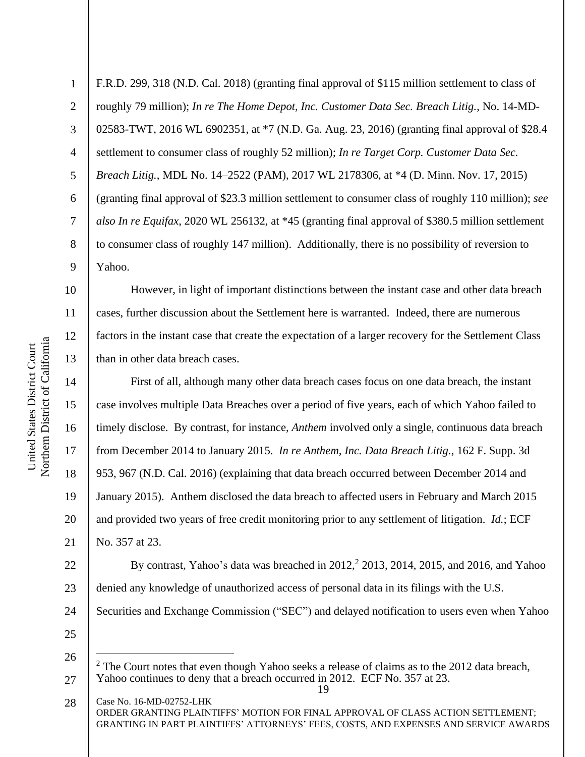F.R.D. 299, 318 (N.D. Cal. 2018) (granting final approval of $115 million settlement to class of roughly 79 million); *In re The Home Depot, Inc. Customer Data Sec. Breach Litig.*, No. 14-MD-02583-TWT, 2016 WL 6902351, at *7 (N.D. Ga. Aug. 23, 2016) (granting final approval of $28.4 settlement to consumer class of roughly 52 million); *In re Target Corp. Customer Data Sec. Breach Litig.*, MDL No. 14–2522 (PAM), 2017 WL 2178306, at *4 (D. Minn. Nov. 17, 2015) (granting final approval of $23.3 million settlement to consumer class of roughly 110 million); *see also In re Equifax*, 2020 WL 256132, at *45 (granting final approval of $380.5 million settlement to consumer class of roughly 147 million). Additionally, there is no possibility of reversion to Yahoo.

However, in light of important distinctions between the instant case and other data breach cases, further discussion about the Settlement here is warranted. Indeed, there are numerous factors in the instant case that create the expectation of a larger recovery for the Settlement Class than in other data breach cases.

First of all, although many other data breach cases focus on one data breach, the instant case involves multiple Data Breaches over a period of five years, each of which Yahoo failed to timely disclose. By contrast, for instance, *Anthem* involved only a single, continuous data breach from December 2014 to January 2015. *In re Anthem, Inc. Data Breach Litig.*, 162 F. Supp. 3d 953, 967 (N.D. Cal. 2016) (explaining that data breach occurred between December 2014 and January 2015). Anthem disclosed the data breach to affected users in February and March 2015 and provided two years of free credit monitoring prior to any settlement of litigation. *Id.*; ECF No. 357 at 23.

By contrast, Yahoo's data was breached in 2012,[2] 2013, 2014, 2015, and 2016, and Yahoo denied any knowledge of unauthorized access of personal data in its filings with the U.S. Securities and Exchange Commission ("SEC") and delayed notification to users even when Yahoo

---

[2] The Court notes that even though Yahoo seeks a release of claims as to the 2012 data breach, Yahoo continues to deny that a breach occurred in 2012. ECF No. 357 at 23.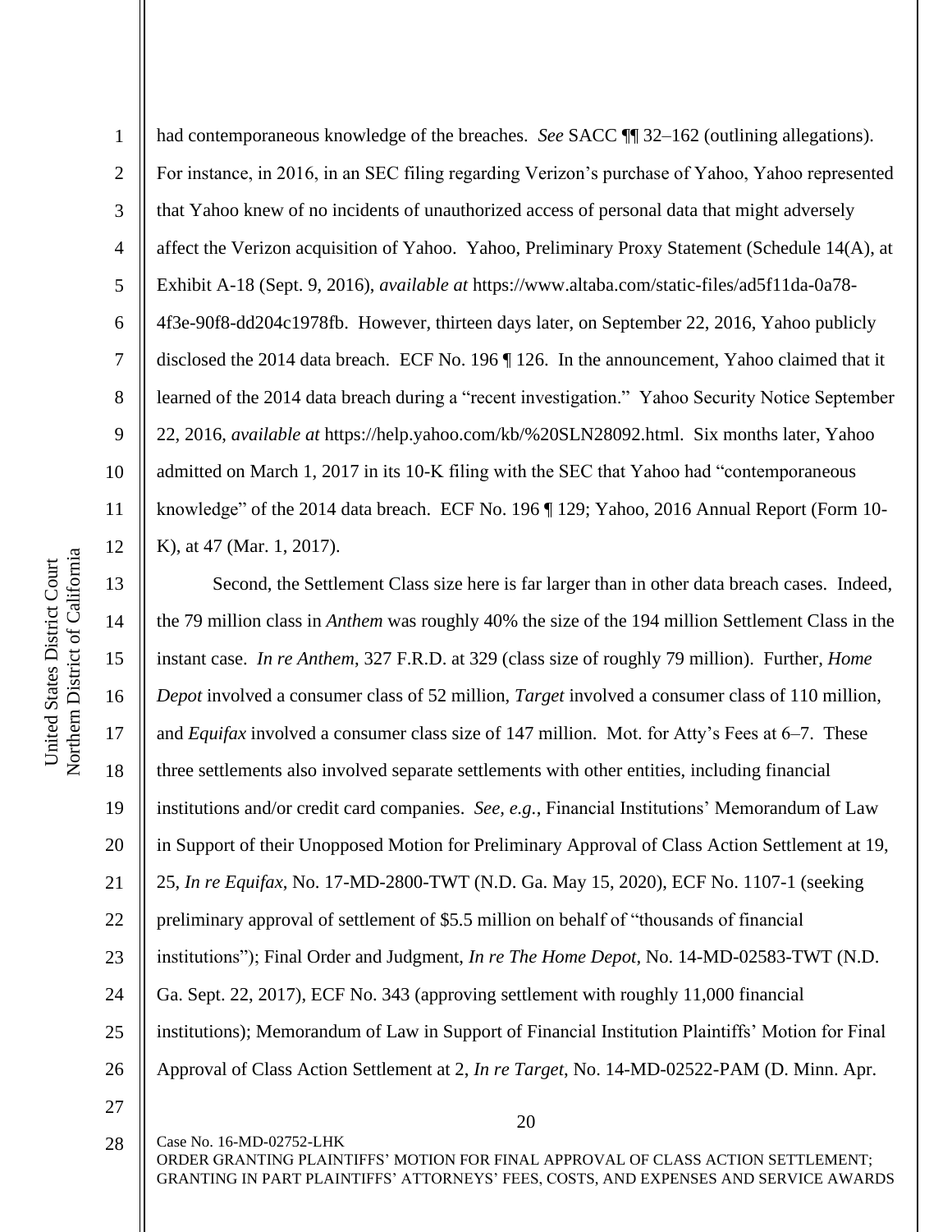had contemporaneous knowledge of the breaches. *See* SACC ¶¶ 32–162 (outlining allegations). For instance, in 2016, in an SEC filing regarding Verizon's purchase of Yahoo, Yahoo represented that Yahoo knew of no incidents of unauthorized access of personal data that might adversely affect the Verizon acquisition of Yahoo. Yahoo, Preliminary Proxy Statement (Schedule 14(A), at Exhibit A-18 (Sept. 9, 2016), *available at* https://www.altaba.com/static-files/ad5f11da-0a78-4f3e-90f8-dd204c1978fb. However, thirteen days later, on September 22, 2016, Yahoo publicly disclosed the 2014 data breach. ECF No. 196 ¶ 126. In the announcement, Yahoo claimed that it learned of the 2014 data breach during a "recent investigation." Yahoo Security Notice September 22, 2016, *available at* https://help.yahoo.com/kb/%20SLN28092.html. Six months later, Yahoo admitted on March 1, 2017 in its 10-K filing with the SEC that Yahoo had "contemporaneous knowledge" of the 2014 data breach. ECF No. 196 ¶ 129; Yahoo, 2016 Annual Report (Form 10-K), at 47 (Mar. 1, 2017).

Second, the Settlement Class size here is far larger than in other data breach cases. Indeed, the 79 million class in *Anthem* was roughly 40% the size of the 194 million Settlement Class in the instant case. *In re Anthem*, 327 F.R.D. at 329 (class size of roughly 79 million). Further, *Home Depot* involved a consumer class of 52 million, *Target* involved a consumer class of 110 million, and *Equifax* involved a consumer class size of 147 million. Mot. for Atty's Fees at 6–7. These three settlements also involved separate settlements with other entities, including financial institutions and/or credit card companies. *See, e.g.*, Financial Institutions' Memorandum of Law in Support of their Unopposed Motion for Preliminary Approval of Class Action Settlement at 19, 25, *In re Equifax*, No. 17-MD-2800-TWT (N.D. Ga. May 15, 2020), ECF No. 1107-1 (seeking preliminary approval of settlement of $5.5 million on behalf of "thousands of financial institutions"); Final Order and Judgment, *In re The Home Depot*, No. 14-MD-02583-TWT (N.D. Ga. Sept. 22, 2017), ECF No. 343 (approving settlement with roughly 11,000 financial institutions); Memorandum of Law in Support of Financial Institution Plaintiffs' Motion for Final Approval of Class Action Settlement at 2, *In re Target*, No. 14-MD-02522-PAM (D. Minn. Apr.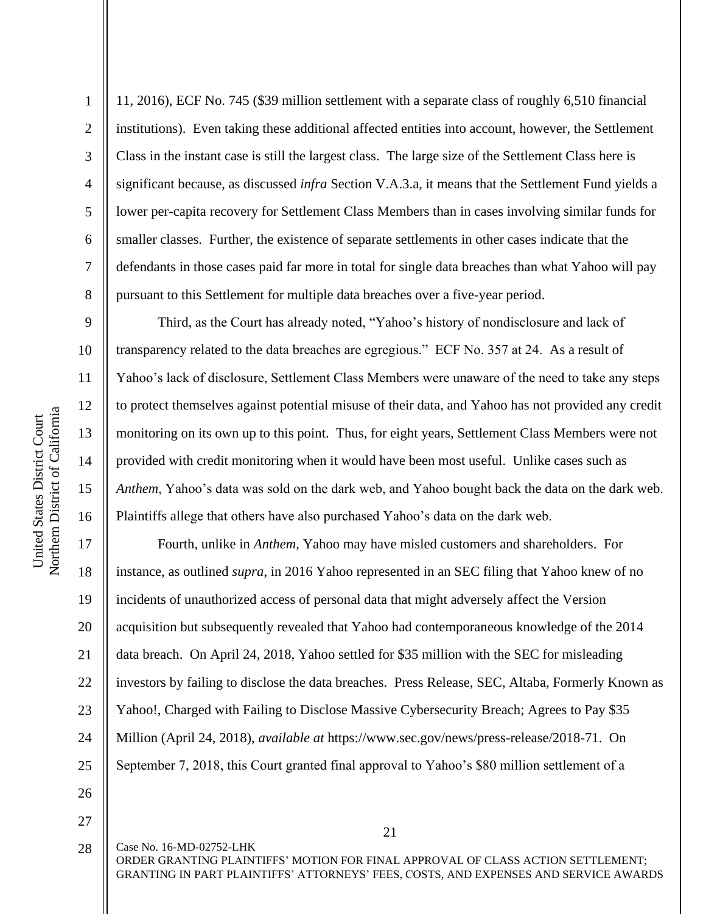11, 2016), ECF No. 745 ($39 million settlement with a separate class of roughly 6,510 financial institutions). Even taking these additional affected entities into account, however, the Settlement Class in the instant case is still the largest class. The large size of the Settlement Class here is significant because, as discussed *infra* Section V.A.3.a, it means that the Settlement Fund yields a lower per-capita recovery for Settlement Class Members than in cases involving similar funds for smaller classes. Further, the existence of separate settlements in other cases indicate that the defendants in those cases paid far more in total for single data breaches than what Yahoo will pay pursuant to this Settlement for multiple data breaches over a five-year period.

Third, as the Court has already noted, "Yahoo's history of nondisclosure and lack of transparency related to the data breaches are egregious." ECF No. 357 at 24. As a result of Yahoo's lack of disclosure, Settlement Class Members were unaware of the need to take any steps to protect themselves against potential misuse of their data, and Yahoo has not provided any credit monitoring on its own up to this point. Thus, for eight years, Settlement Class Members were not provided with credit monitoring when it would have been most useful. Unlike cases such as *Anthem*, Yahoo's data was sold on the dark web, and Yahoo bought back the data on the dark web. Plaintiffs allege that others have also purchased Yahoo's data on the dark web.

Fourth, unlike in *Anthem*, Yahoo may have misled customers and shareholders. For instance, as outlined *supra*, in 2016 Yahoo represented in an SEC filing that Yahoo knew of no incidents of unauthorized access of personal data that might adversely affect the Version acquisition but subsequently revealed that Yahoo had contemporaneous knowledge of the 2014 data breach. On April 24, 2018, Yahoo settled for $35 million with the SEC for misleading investors by failing to disclose the data breaches. Press Release, SEC, Altaba, Formerly Known as Yahoo!, Charged with Failing to Disclose Massive Cybersecurity Breach; Agrees to Pay $35 Million (April 24, 2018), *available at* https://www.sec.gov/news/press-release/2018-71. On September 7, 2018, this Court granted final approval to Yahoo's $80 million settlement of a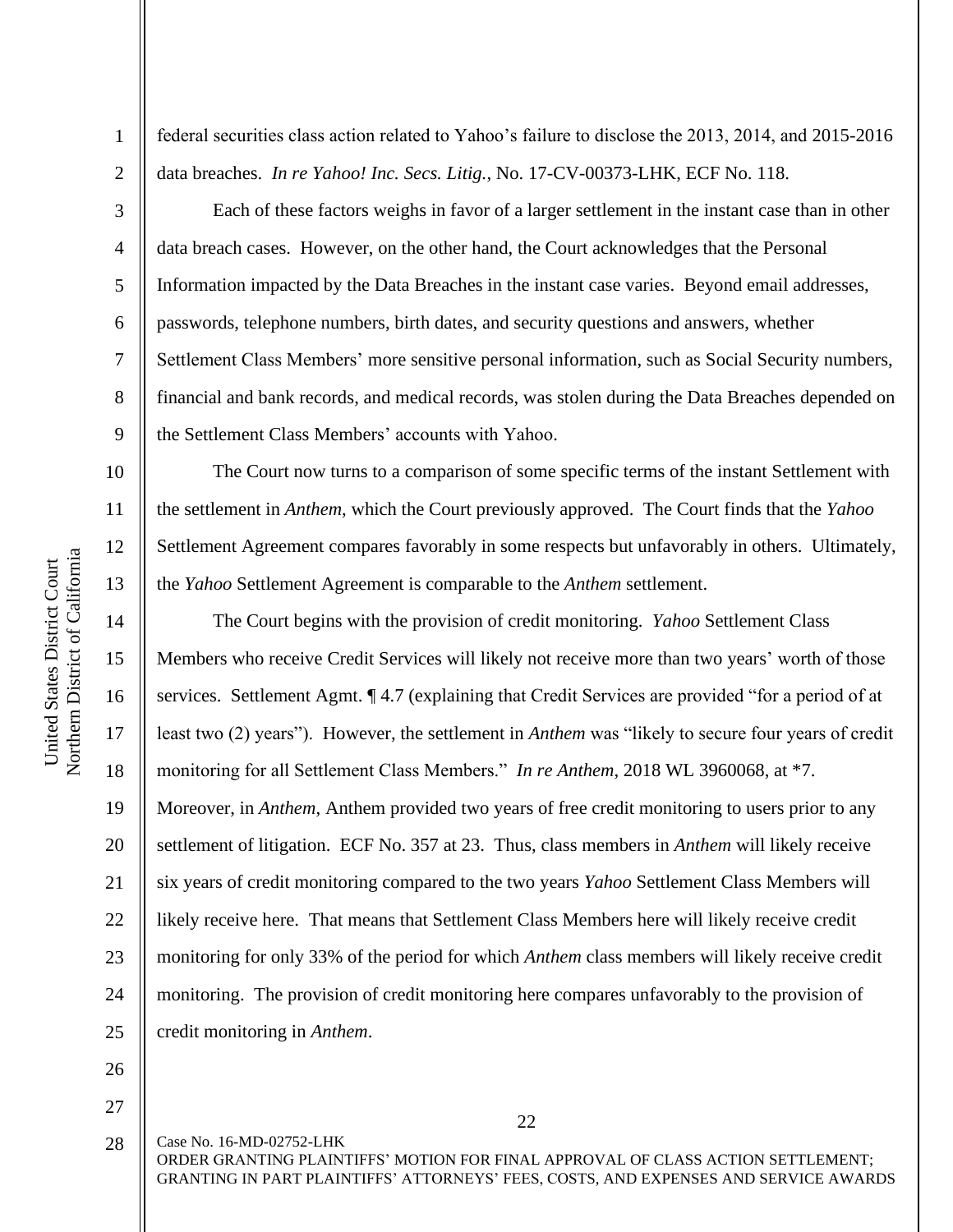federal securities class action related to Yahoo's failure to disclose the 2013, 2014, and 2015-2016 data breaches. *In re Yahoo! Inc. Secs. Litig.*, No. 17-CV-00373-LHK, ECF No. 118.

Each of these factors weighs in favor of a larger settlement in the instant case than in other data breach cases. However, on the other hand, the Court acknowledges that the Personal Information impacted by the Data Breaches in the instant case varies. Beyond email addresses, passwords, telephone numbers, birth dates, and security questions and answers, whether Settlement Class Members' more sensitive personal information, such as Social Security numbers, financial and bank records, and medical records, was stolen during the Data Breaches depended on the Settlement Class Members' accounts with Yahoo.

The Court now turns to a comparison of some specific terms of the instant Settlement with the settlement in *Anthem*, which the Court previously approved. The Court finds that the *Yahoo* Settlement Agreement compares favorably in some respects but unfavorably in others. Ultimately, the *Yahoo* Settlement Agreement is comparable to the *Anthem* settlement.

The Court begins with the provision of credit monitoring. *Yahoo* Settlement Class Members who receive Credit Services will likely not receive more than two years' worth of those services. Settlement Agmt. ¶ 4.7 (explaining that Credit Services are provided "for a period of at least two (2) years"). However, the settlement in *Anthem* was "likely to secure four years of credit monitoring for all Settlement Class Members." *In re Anthem*, 2018 WL 3960068, at *7. Moreover, in *Anthem*, Anthem provided two years of free credit monitoring to users prior to any settlement of litigation. ECF No. 357 at 23. Thus, class members in *Anthem* will likely receive six years of credit monitoring compared to the two years *Yahoo* Settlement Class Members will likely receive here. That means that Settlement Class Members here will likely receive credit monitoring for only 33% of the period for which *Anthem* class members will likely receive credit monitoring. The provision of credit monitoring here compares unfavorably to the provision of credit monitoring in *Anthem*.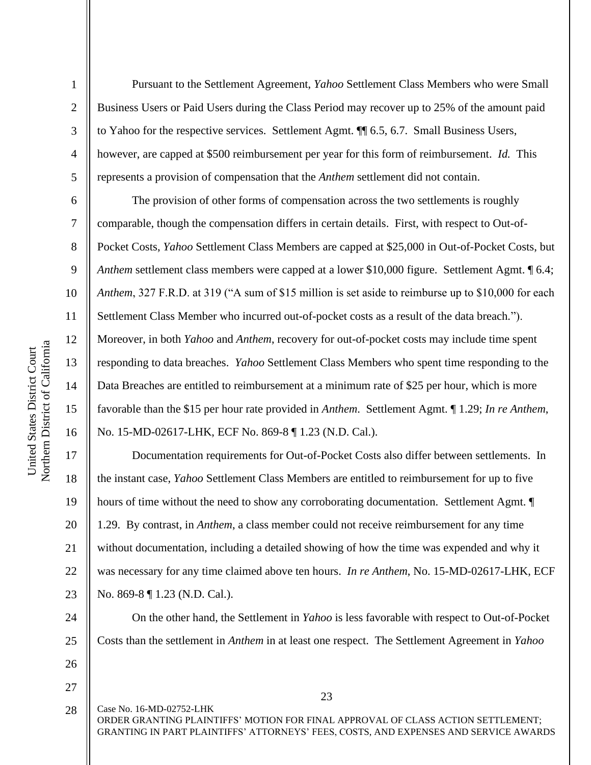Pursuant to the Settlement Agreement, *Yahoo* Settlement Class Members who were Small Business Users or Paid Users during the Class Period may recover up to 25% of the amount paid to Yahoo for the respective services. Settlement Agmt. ¶¶ 6.5, 6.7. Small Business Users, however, are capped at $500 reimbursement per year for this form of reimbursement. *Id.* This represents a provision of compensation that the *Anthem* settlement did not contain.

The provision of other forms of compensation across the two settlements is roughly comparable, though the compensation differs in certain details. First, with respect to Out-of-Pocket Costs, *Yahoo* Settlement Class Members are capped at $25,000 in Out-of-Pocket Costs, but *Anthem* settlement class members were capped at a lower $10,000 figure. Settlement Agmt. ¶ 6.4; *Anthem*, 327 F.R.D. at 319 ("A sum of $15 million is set aside to reimburse up to $10,000 for each Settlement Class Member who incurred out-of-pocket costs as a result of the data breach."). Moreover, in both *Yahoo* and *Anthem*, recovery for out-of-pocket costs may include time spent responding to data breaches. *Yahoo* Settlement Class Members who spent time responding to the Data Breaches are entitled to reimbursement at a minimum rate of $25 per hour, which is more favorable than the $15 per hour rate provided in *Anthem*. Settlement Agmt. ¶ 1.29; *In re Anthem*, No. 15-MD-02617-LHK, ECF No. 869-8 ¶ 1.23 (N.D. Cal.).

Documentation requirements for Out-of-Pocket Costs also differ between settlements. In the instant case, *Yahoo* Settlement Class Members are entitled to reimbursement for up to five hours of time without the need to show any corroborating documentation. Settlement Agmt. ¶ 1.29. By contrast, in *Anthem*, a class member could not receive reimbursement for any time without documentation, including a detailed showing of how the time was expended and why it was necessary for any time claimed above ten hours. *In re Anthem*, No. 15-MD-02617-LHK, ECF No. 869-8 ¶ 1.23 (N.D. Cal.).

On the other hand, the Settlement in *Yahoo* is less favorable with respect to Out-of-Pocket Costs than the settlement in *Anthem* in at least one respect. The Settlement Agreement in *Yahoo*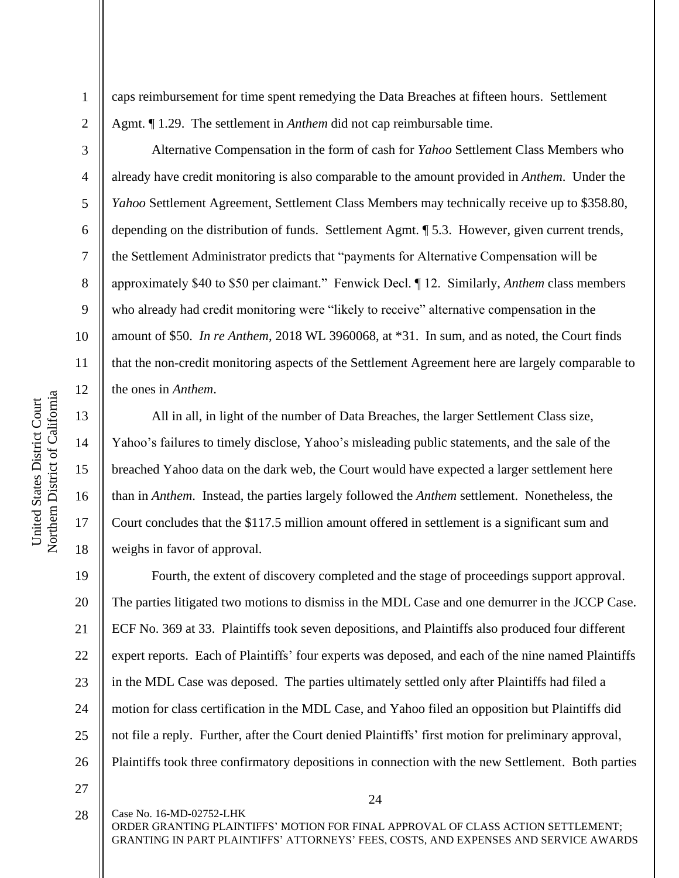caps reimbursement for time spent remedying the Data Breaches at fifteen hours. Settlement Agmt. ¶ 1.29. The settlement in *Anthem* did not cap reimbursable time.

Alternative Compensation in the form of cash for *Yahoo* Settlement Class Members who already have credit monitoring is also comparable to the amount provided in *Anthem*. Under the *Yahoo* Settlement Agreement, Settlement Class Members may technically receive up to $358.80, depending on the distribution of funds. Settlement Agmt. ¶ 5.3. However, given current trends, the Settlement Administrator predicts that "payments for Alternative Compensation will be approximately $40 to $50 per claimant." Fenwick Decl. ¶ 12. Similarly, *Anthem* class members who already had credit monitoring were "likely to receive" alternative compensation in the amount of $50. *In re Anthem*, 2018 WL 3960068, at *31. In sum, and as noted, the Court finds that the non-credit monitoring aspects of the Settlement Agreement here are largely comparable to the ones in *Anthem*.

All in all, in light of the number of Data Breaches, the larger Settlement Class size, Yahoo's failures to timely disclose, Yahoo's misleading public statements, and the sale of the breached Yahoo data on the dark web, the Court would have expected a larger settlement here than in *Anthem*. Instead, the parties largely followed the *Anthem* settlement. Nonetheless, the Court concludes that the $117.5 million amount offered in settlement is a significant sum and weighs in favor of approval.

Fourth, the extent of discovery completed and the stage of proceedings support approval. The parties litigated two motions to dismiss in the MDL Case and one demurrer in the JCCP Case. ECF No. 369 at 33. Plaintiffs took seven depositions, and Plaintiffs also produced four different expert reports. Each of Plaintiffs' four experts was deposed, and each of the nine named Plaintiffs in the MDL Case was deposed. The parties ultimately settled only after Plaintiffs had filed a motion for class certification in the MDL Case, and Yahoo filed an opposition but Plaintiffs did not file a reply. Further, after the Court denied Plaintiffs' first motion for preliminary approval, Plaintiffs took three confirmatory depositions in connection with the new Settlement. Both parties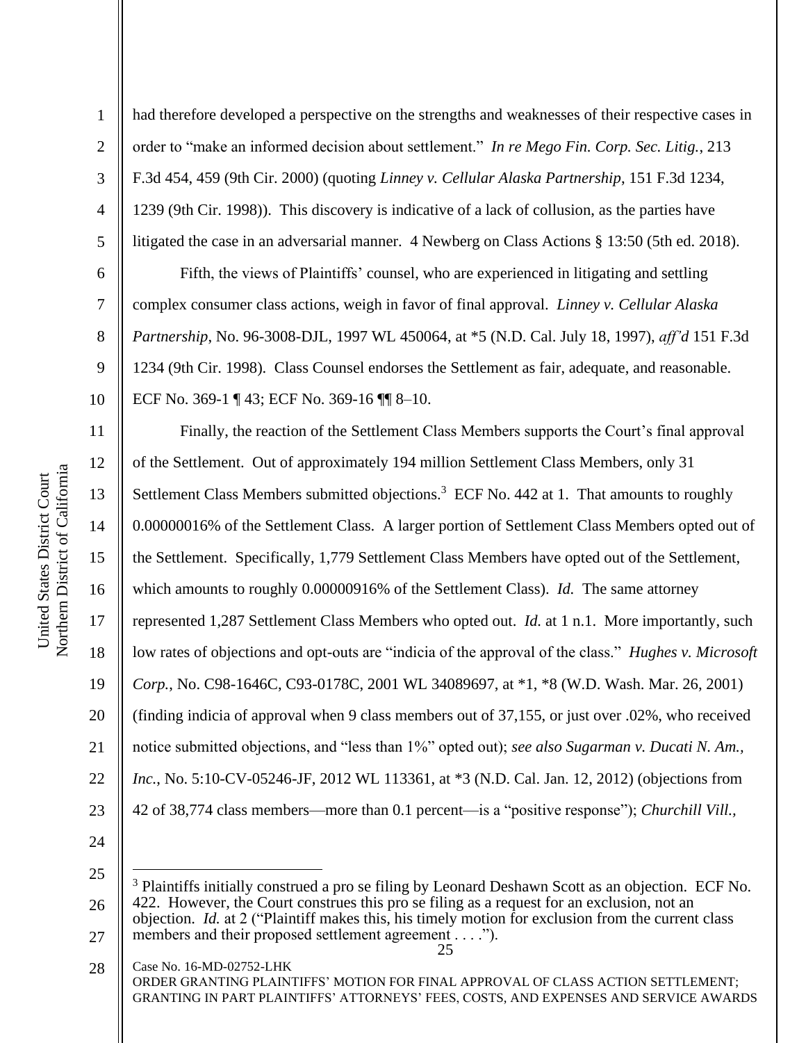had therefore developed a perspective on the strengths and weaknesses of their respective cases in order to "make an informed decision about settlement." *In re Mego Fin. Corp. Sec. Litig.*, 213 F.3d 454, 459 (9th Cir. 2000) (quoting *Linney v. Cellular Alaska Partnership*, 151 F.3d 1234, 1239 (9th Cir. 1998)). This discovery is indicative of a lack of collusion, as the parties have litigated the case in an adversarial manner. 4 Newberg on Class Actions § 13:50 (5th ed. 2018).

Fifth, the views of Plaintiffs' counsel, who are experienced in litigating and settling complex consumer class actions, weigh in favor of final approval. *Linney v. Cellular Alaska Partnership*, No. 96-3008-DJL, 1997 WL 450064, at *5 (N.D. Cal. July 18, 1997), *aff'd* 151 F.3d 1234 (9th Cir. 1998). Class Counsel endorses the Settlement as fair, adequate, and reasonable. ECF No. 369-1 ¶ 43; ECF No. 369-16 ¶¶ 8–10.

Finally, the reaction of the Settlement Class Members supports the Court's final approval of the Settlement. Out of approximately 194 million Settlement Class Members, only 31 Settlement Class Members submitted objections.[3] ECF No. 442 at 1. That amounts to roughly 0.00000016% of the Settlement Class. A larger portion of Settlement Class Members opted out of the Settlement. Specifically, 1,779 Settlement Class Members have opted out of the Settlement, which amounts to roughly 0.00000916% of the Settlement Class). *Id.* The same attorney represented 1,287 Settlement Class Members who opted out. *Id.* at 1 n.1. More importantly, such low rates of objections and opt-outs are "indicia of the approval of the class." *Hughes v. Microsoft Corp.*, No. C98-1646C, C93-0178C, 2001 WL 34089697, at *1, *8 (W.D. Wash. Mar. 26, 2001) (finding indicia of approval when 9 class members out of 37,155, or just over .02%, who received notice submitted objections, and "less than 1%" opted out); *see also Sugarman v. Ducati N. Am., Inc.*, No. 5:10-CV-05246-JF, 2012 WL 113361, at *3 (N.D. Cal. Jan. 12, 2012) (objections from 42 of 38,774 class members—more than 0.1 percent—is a "positive response"); *Churchill Vill.,*

[3] Plaintiffs initially construed a pro se filing by Leonard Deshawn Scott as an objection. ECF No. 422. However, the Court construes this pro se filing as a request for an exclusion, not an objection. *Id.* at 2 ("Plaintiff makes this, his timely motion for exclusion from the current class members and their proposed settlement agreement . . . .").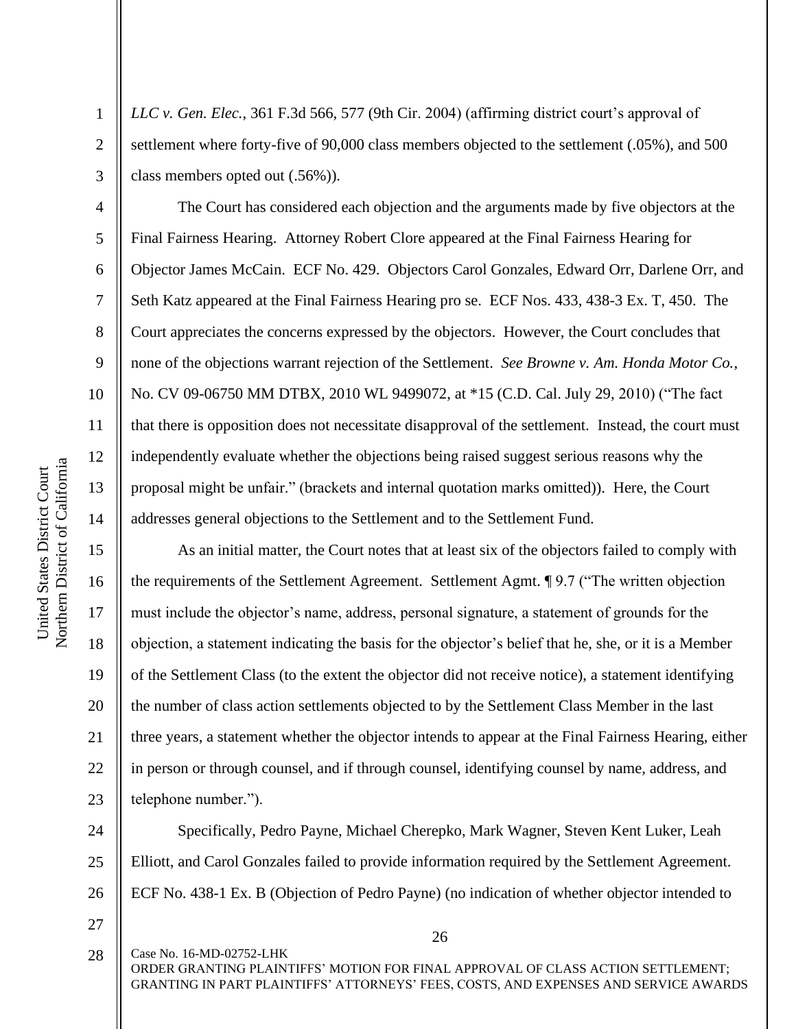*LLC v. Gen. Elec.*, 361 F.3d 566, 577 (9th Cir. 2004) (affirming district court's approval of settlement where forty-five of 90,000 class members objected to the settlement (.05%), and 500 class members opted out (.56%)).

The Court has considered each objection and the arguments made by five objectors at the Final Fairness Hearing. Attorney Robert Clore appeared at the Final Fairness Hearing for Objector James McCain. ECF No. 429. Objectors Carol Gonzales, Edward Orr, Darlene Orr, and Seth Katz appeared at the Final Fairness Hearing pro se. ECF Nos. 433, 438-3 Ex. T, 450. The Court appreciates the concerns expressed by the objectors. However, the Court concludes that none of the objections warrant rejection of the Settlement. *See Browne v. Am. Honda Motor Co.*, No. CV 09-06750 MM DTBX, 2010 WL 9499072, at *15 (C.D. Cal. July 29, 2010) ("The fact that there is opposition does not necessitate disapproval of the settlement. Instead, the court must independently evaluate whether the objections being raised suggest serious reasons why the proposal might be unfair." (brackets and internal quotation marks omitted)). Here, the Court addresses general objections to the Settlement and to the Settlement Fund.

As an initial matter, the Court notes that at least six of the objectors failed to comply with the requirements of the Settlement Agreement. Settlement Agmt. ¶ 9.7 ("The written objection must include the objector's name, address, personal signature, a statement of grounds for the objection, a statement indicating the basis for the objector's belief that he, she, or it is a Member of the Settlement Class (to the extent the objector did not receive notice), a statement identifying the number of class action settlements objected to by the Settlement Class Member in the last three years, a statement whether the objector intends to appear at the Final Fairness Hearing, either in person or through counsel, and if through counsel, identifying counsel by name, address, and telephone number.").

Specifically, Pedro Payne, Michael Cherepko, Mark Wagner, Steven Kent Luker, Leah Elliott, and Carol Gonzales failed to provide information required by the Settlement Agreement. ECF No. 438-1 Ex. B (Objection of Pedro Payne) (no indication of whether objector intended to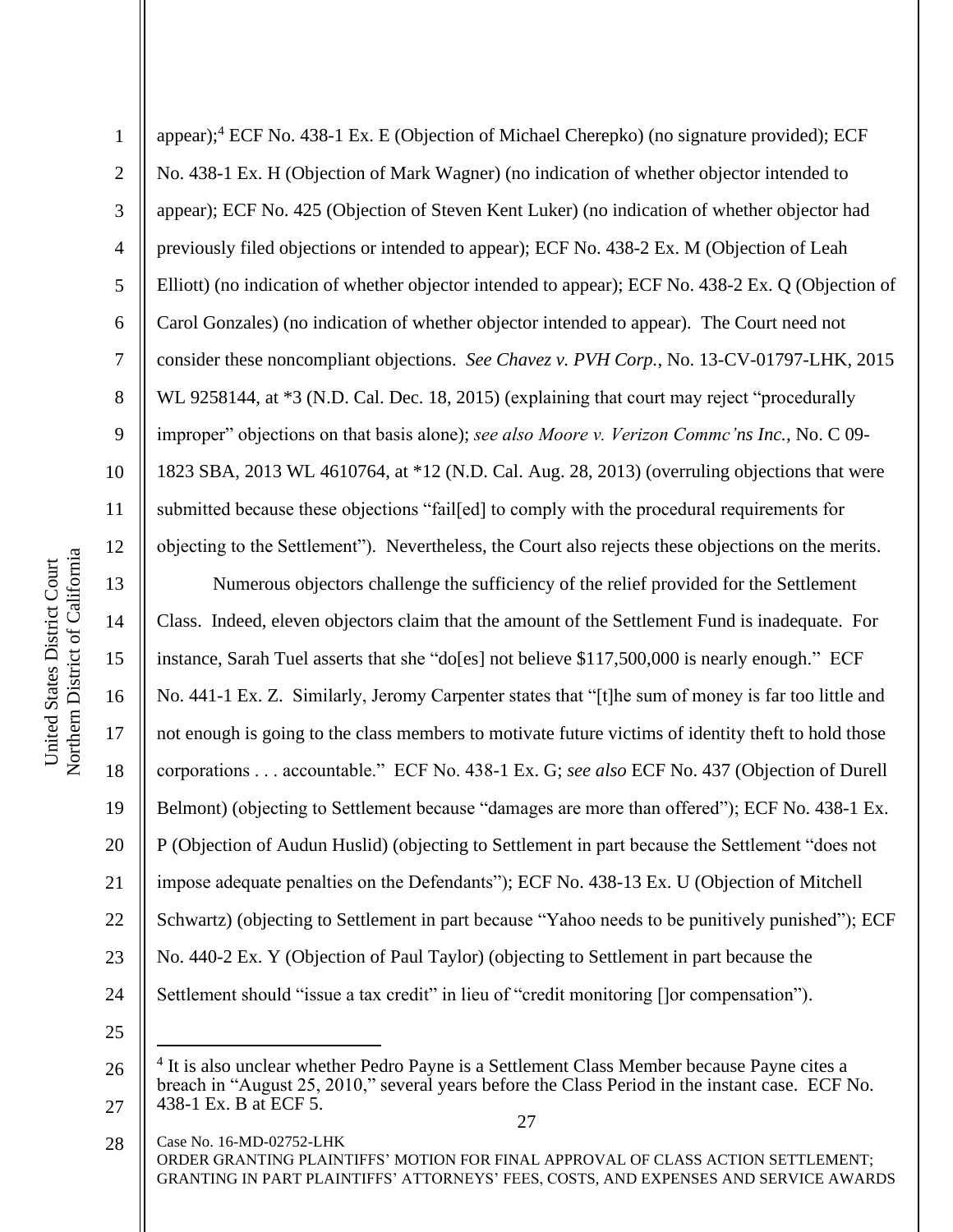appear);[4] ECF No. 438-1 Ex. E (Objection of Michael Cherepko) (no signature provided); ECF No. 438-1 Ex. H (Objection of Mark Wagner) (no indication of whether objector intended to appear); ECF No. 425 (Objection of Steven Kent Luker) (no indication of whether objector had previously filed objections or intended to appear); ECF No. 438-2 Ex. M (Objection of Leah Elliott) (no indication of whether objector intended to appear); ECF No. 438-2 Ex. Q (Objection of Carol Gonzales) (no indication of whether objector intended to appear). The Court need not consider these noncompliant objections. *See Chavez v. PVH Corp.*, No. 13-CV-01797-LHK, 2015 WL 9258144, at *3 (N.D. Cal. Dec. 18, 2015) (explaining that court may reject "procedurally improper" objections on that basis alone); *see also Moore v. Verizon Commc'ns Inc.*, No. C 09-1823 SBA, 2013 WL 4610764, at *12 (N.D. Cal. Aug. 28, 2013) (overruling objections that were submitted because these objections "fail[ed] to comply with the procedural requirements for objecting to the Settlement"). Nevertheless, the Court also rejects these objections on the merits.

Numerous objectors challenge the sufficiency of the relief provided for the Settlement Class. Indeed, eleven objectors claim that the amount of the Settlement Fund is inadequate. For instance, Sarah Tuel asserts that she "do[es] not believe $117,500,000 is nearly enough." ECF No. 441-1 Ex. Z. Similarly, Jeromy Carpenter states that "[t]he sum of money is far too little and not enough is going to the class members to motivate future victims of identity theft to hold those corporations . . . accountable." ECF No. 438-1 Ex. G; *see also* ECF No. 437 (Objection of Durell Belmont) (objecting to Settlement because "damages are more than offered"); ECF No. 438-1 Ex. P (Objection of Audun Huslid) (objecting to Settlement in part because the Settlement "does not impose adequate penalties on the Defendants"); ECF No. 438-13 Ex. U (Objection of Mitchell Schwartz) (objecting to Settlement in part because "Yahoo needs to be punitively punished"); ECF No. 440-2 Ex. Y (Objection of Paul Taylor) (objecting to Settlement in part because the Settlement should "issue a tax credit" in lieu of "credit monitoring []or compensation").

---

[4] It is also unclear whether Pedro Payne is a Settlement Class Member because Payne cites a breach in "August 25, 2010," several years before the Class Period in the instant case. ECF No. 438-1 Ex. B at ECF 5.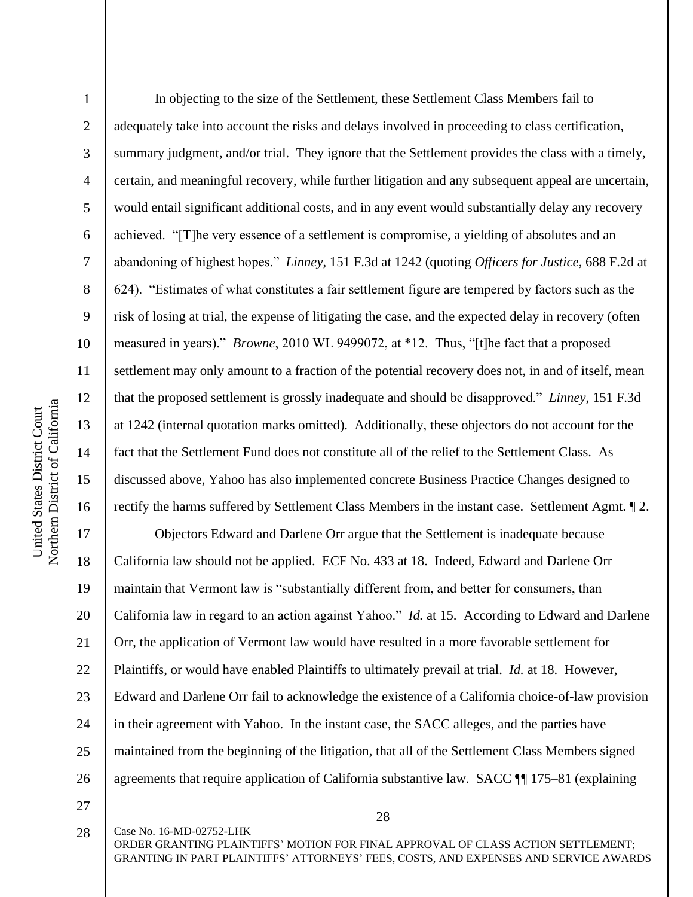In objecting to the size of the Settlement, these Settlement Class Members fail to adequately take into account the risks and delays involved in proceeding to class certification, summary judgment, and/or trial. They ignore that the Settlement provides the class with a timely, certain, and meaningful recovery, while further litigation and any subsequent appeal are uncertain, would entail significant additional costs, and in any event would substantially delay any recovery achieved. "[T]he very essence of a settlement is compromise, a yielding of absolutes and an abandoning of highest hopes." *Linney*, 151 F.3d at 1242 (quoting *Officers for Justice*, 688 F.2d at 624). "Estimates of what constitutes a fair settlement figure are tempered by factors such as the risk of losing at trial, the expense of litigating the case, and the expected delay in recovery (often measured in years)." *Browne*, 2010 WL 9499072, at *12. Thus, "[t]he fact that a proposed settlement may only amount to a fraction of the potential recovery does not, in and of itself, mean that the proposed settlement is grossly inadequate and should be disapproved." *Linney*, 151 F.3d at 1242 (internal quotation marks omitted). Additionally, these objectors do not account for the fact that the Settlement Fund does not constitute all of the relief to the Settlement Class. As discussed above, Yahoo has also implemented concrete Business Practice Changes designed to rectify the harms suffered by Settlement Class Members in the instant case. Settlement Agmt. ¶ 2.

Objectors Edward and Darlene Orr argue that the Settlement is inadequate because California law should not be applied. ECF No. 433 at 18. Indeed, Edward and Darlene Orr maintain that Vermont law is "substantially different from, and better for consumers, than California law in regard to an action against Yahoo." *Id.* at 15. According to Edward and Darlene Orr, the application of Vermont law would have resulted in a more favorable settlement for Plaintiffs, or would have enabled Plaintiffs to ultimately prevail at trial. *Id.* at 18. However, Edward and Darlene Orr fail to acknowledge the existence of a California choice-of-law provision in their agreement with Yahoo. In the instant case, the SACC alleges, and the parties have maintained from the beginning of the litigation, that all of the Settlement Class Members signed agreements that require application of California substantive law. SACC ¶¶ 175–81 (explaining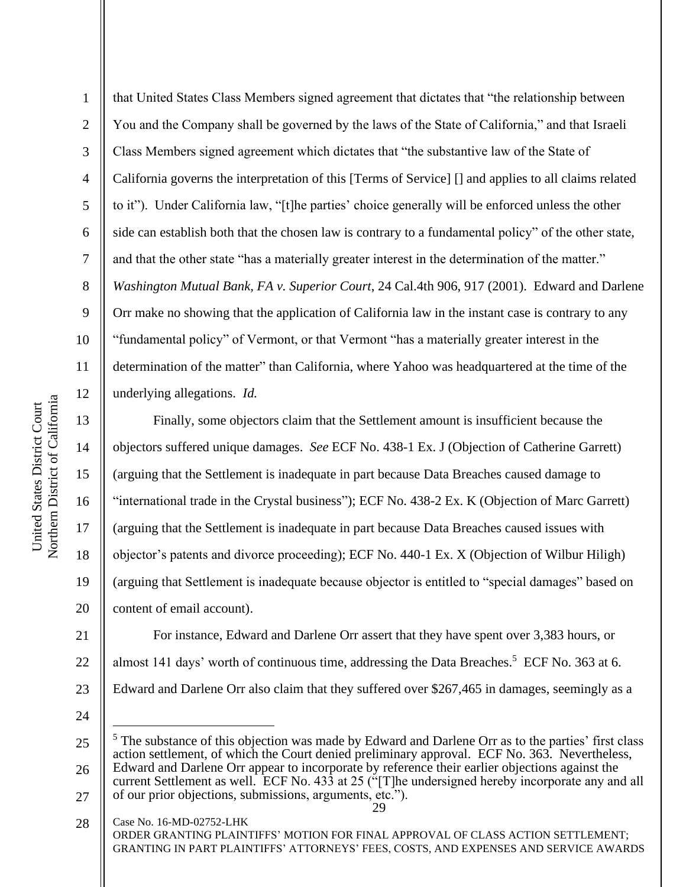that United States Class Members signed agreement that dictates that "the relationship between You and the Company shall be governed by the laws of the State of California," and that Israeli Class Members signed agreement which dictates that "the substantive law of the State of California governs the interpretation of this [Terms of Service] [] and applies to all claims related to it"). Under California law, "[t]he parties' choice generally will be enforced unless the other side can establish both that the chosen law is contrary to a fundamental policy" of the other state, and that the other state "has a materially greater interest in the determination of the matter." *Washington Mutual Bank, FA v. Superior Court*, 24 Cal.4th 906, 917 (2001). Edward and Darlene Orr make no showing that the application of California law in the instant case is contrary to any "fundamental policy" of Vermont, or that Vermont "has a materially greater interest in the determination of the matter" than California, where Yahoo was headquartered at the time of the underlying allegations. *Id.*

Finally, some objectors claim that the Settlement amount is insufficient because the objectors suffered unique damages. *See* ECF No. 438-1 Ex. J (Objection of Catherine Garrett) (arguing that the Settlement is inadequate in part because Data Breaches caused damage to "international trade in the Crystal business"); ECF No. 438-2 Ex. K (Objection of Marc Garrett) (arguing that the Settlement is inadequate in part because Data Breaches caused issues with objector's patents and divorce proceeding); ECF No. 440-1 Ex. X (Objection of Wilbur Hiligh) (arguing that Settlement is inadequate because objector is entitled to "special damages" based on content of email account).

For instance, Edward and Darlene Orr assert that they have spent over 3,383 hours, or almost 141 days' worth of continuous time, addressing the Data Breaches.[5] ECF No. 363 at 6. Edward and Darlene Orr also claim that they suffered over $267,465 in damages, seemingly as a

---

[5] The substance of this objection was made by Edward and Darlene Orr as to the parties' first class action settlement, of which the Court denied preliminary approval. ECF No. 363. Nevertheless, Edward and Darlene Orr appear to incorporate by reference their earlier objections against the current Settlement as well. ECF No. 433 at 25 ("[T]he undersigned hereby incorporate any and all of our prior objections, submissions, arguments, etc.").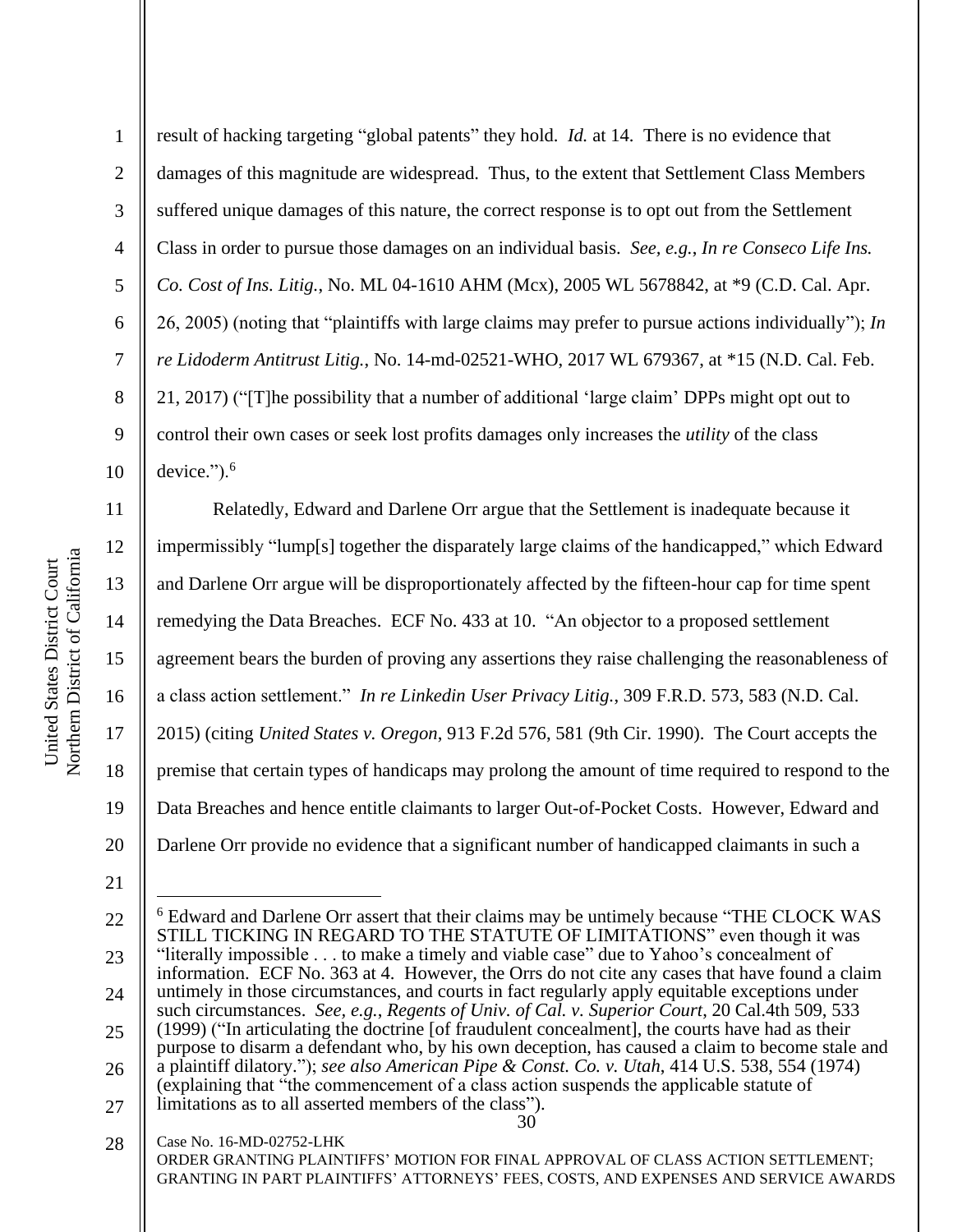result of hacking targeting "global patents" they hold. *Id.* at 14. There is no evidence that damages of this magnitude are widespread. Thus, to the extent that Settlement Class Members suffered unique damages of this nature, the correct response is to opt out from the Settlement Class in order to pursue those damages on an individual basis. *See, e.g.*, *In re Conseco Life Ins. Co. Cost of Ins. Litig.*, No. ML 04-1610 AHM (Mcx), 2005 WL 5678842, at *9 (C.D. Cal. Apr. 26, 2005) (noting that "plaintiffs with large claims may prefer to pursue actions individually"); *In re Lidoderm Antitrust Litig.*, No. 14-md-02521-WHO, 2017 WL 679367, at *15 (N.D. Cal. Feb. 21, 2017) ("[T]he possibility that a number of additional 'large claim' DPPs might opt out to control their own cases or seek lost profits damages only increases the *utility* of the class device.").[6]

Relatedly, Edward and Darlene Orr argue that the Settlement is inadequate because it impermissibly "lump[s] together the disparately large claims of the handicapped," which Edward and Darlene Orr argue will be disproportionately affected by the fifteen-hour cap for time spent remedying the Data Breaches. ECF No. 433 at 10. "An objector to a proposed settlement agreement bears the burden of proving any assertions they raise challenging the reasonableness of a class action settlement." *In re Linkedin User Privacy Litig.*, 309 F.R.D. 573, 583 (N.D. Cal. 2015) (citing *United States v. Oregon*, 913 F.2d 576, 581 (9th Cir. 1990). The Court accepts the premise that certain types of handicaps may prolong the amount of time required to respond to the Data Breaches and hence entitle claimants to larger Out-of-Pocket Costs. However, Edward and Darlene Orr provide no evidence that a significant number of handicapped claimants in such a

---

[6] Edward and Darlene Orr assert that their claims may be untimely because "THE CLOCK WAS STILL TICKING IN REGARD TO THE STATUTE OF LIMITATIONS" even though it was "literally impossible . . . to make a timely and viable case" due to Yahoo's concealment of information. ECF No. 363 at 4. However, the Orrs do not cite any cases that have found a claim untimely in those circumstances, and courts in fact regularly apply equitable exceptions under such circumstances. *See, e.g.*, *Regents of Univ. of Cal. v. Superior Court*, 20 Cal.4th 509, 533 (1999) ("In articulating the doctrine [of fraudulent concealment], the courts have had as their purpose to disarm a defendant who, by his own deception, has caused a claim to become stale and a plaintiff dilatory."); *see also American Pipe & Const. Co. v. Utah*, 414 U.S. 538, 554 (1974) (explaining that "the commencement of a class action suspends the applicable statute of limitations as to all asserted members of the class").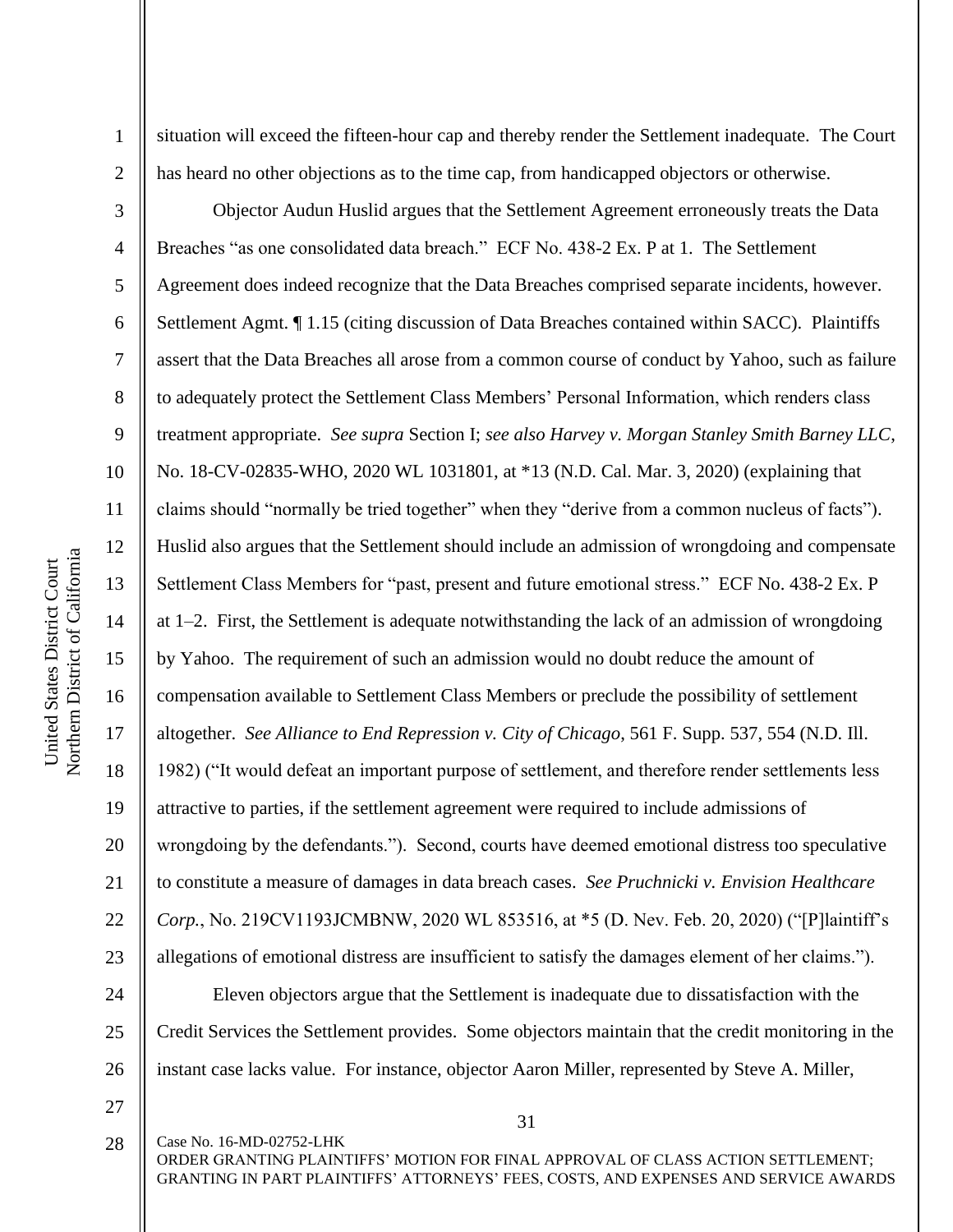situation will exceed the fifteen-hour cap and thereby render the Settlement inadequate. The Court has heard no other objections as to the time cap, from handicapped objectors or otherwise.

Objector Audun Huslid argues that the Settlement Agreement erroneously treats the Data Breaches "as one consolidated data breach." ECF No. 438-2 Ex. P at 1. The Settlement Agreement does indeed recognize that the Data Breaches comprised separate incidents, however. Settlement Agmt. ¶ 1.15 (citing discussion of Data Breaches contained within SACC). Plaintiffs assert that the Data Breaches all arose from a common course of conduct by Yahoo, such as failure to adequately protect the Settlement Class Members' Personal Information, which renders class treatment appropriate. *See supra* Section I; *see also Harvey v. Morgan Stanley Smith Barney LLC*, No. 18-CV-02835-WHO, 2020 WL 1031801, at *13 (N.D. Cal. Mar. 3, 2020) (explaining that claims should "normally be tried together" when they "derive from a common nucleus of facts"). Huslid also argues that the Settlement should include an admission of wrongdoing and compensate Settlement Class Members for "past, present and future emotional stress." ECF No. 438-2 Ex. P at 1–2. First, the Settlement is adequate notwithstanding the lack of an admission of wrongdoing by Yahoo. The requirement of such an admission would no doubt reduce the amount of compensation available to Settlement Class Members or preclude the possibility of settlement altogether. *See Alliance to End Repression v. City of Chicago*, 561 F. Supp. 537, 554 (N.D. Ill. 1982) ("It would defeat an important purpose of settlement, and therefore render settlements less attractive to parties, if the settlement agreement were required to include admissions of wrongdoing by the defendants."). Second, courts have deemed emotional distress too speculative to constitute a measure of damages in data breach cases. *See Pruchnicki v. Envision Healthcare Corp.*, No. 219CV1193JCMBNW, 2020 WL 853516, at *5 (D. Nev. Feb. 20, 2020) ("[P]laintiff's allegations of emotional distress are insufficient to satisfy the damages element of her claims.").

Eleven objectors argue that the Settlement is inadequate due to dissatisfaction with the Credit Services the Settlement provides. Some objectors maintain that the credit monitoring in the instant case lacks value. For instance, objector Aaron Miller, represented by Steve A. Miller,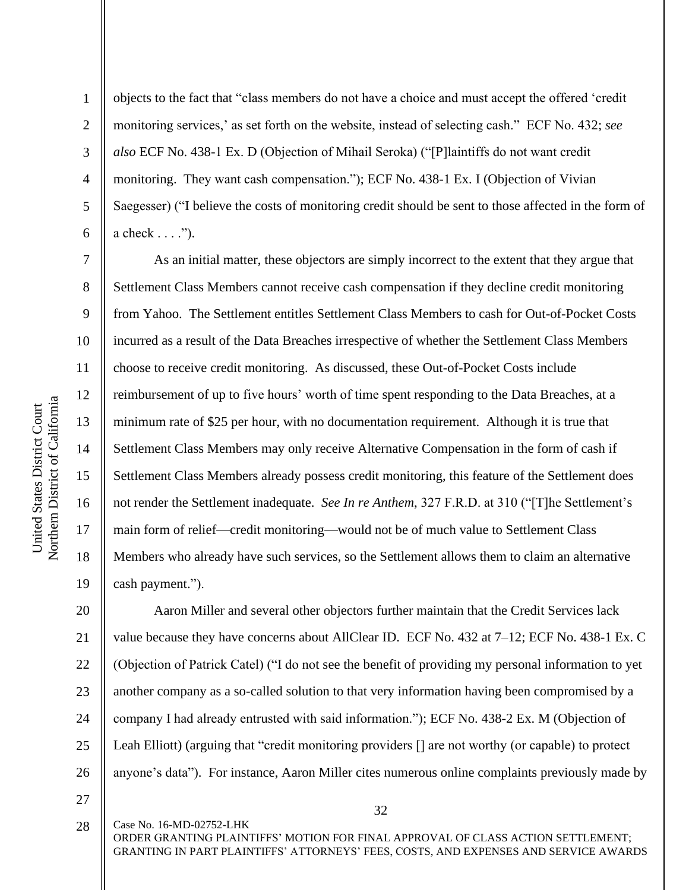objects to the fact that "class members do not have a choice and must accept the offered 'credit monitoring services,' as set forth on the website, instead of selecting cash." ECF No. 432; *see also* ECF No. 438-1 Ex. D (Objection of Mihail Seroka) ("[P]laintiffs do not want credit monitoring. They want cash compensation."); ECF No. 438-1 Ex. I (Objection of Vivian Saegesser) ("I believe the costs of monitoring credit should be sent to those affected in the form of a check . . . .").

As an initial matter, these objectors are simply incorrect to the extent that they argue that Settlement Class Members cannot receive cash compensation if they decline credit monitoring from Yahoo. The Settlement entitles Settlement Class Members to cash for Out-of-Pocket Costs incurred as a result of the Data Breaches irrespective of whether the Settlement Class Members choose to receive credit monitoring. As discussed, these Out-of-Pocket Costs include reimbursement of up to five hours' worth of time spent responding to the Data Breaches, at a minimum rate of $25 per hour, with no documentation requirement. Although it is true that Settlement Class Members may only receive Alternative Compensation in the form of cash if Settlement Class Members already possess credit monitoring, this feature of the Settlement does not render the Settlement inadequate. *See In re Anthem*, 327 F.R.D. at 310 ("[T]he Settlement's main form of relief—credit monitoring—would not be of much value to Settlement Class Members who already have such services, so the Settlement allows them to claim an alternative cash payment.").

Aaron Miller and several other objectors further maintain that the Credit Services lack value because they have concerns about AllClear ID. ECF No. 432 at 7–12; ECF No. 438-1 Ex. C (Objection of Patrick Catel) ("I do not see the benefit of providing my personal information to yet another company as a so-called solution to that very information having been compromised by a company I had already entrusted with said information."); ECF No. 438-2 Ex. M (Objection of Leah Elliott) (arguing that "credit monitoring providers [] are not worthy (or capable) to protect anyone's data"). For instance, Aaron Miller cites numerous online complaints previously made by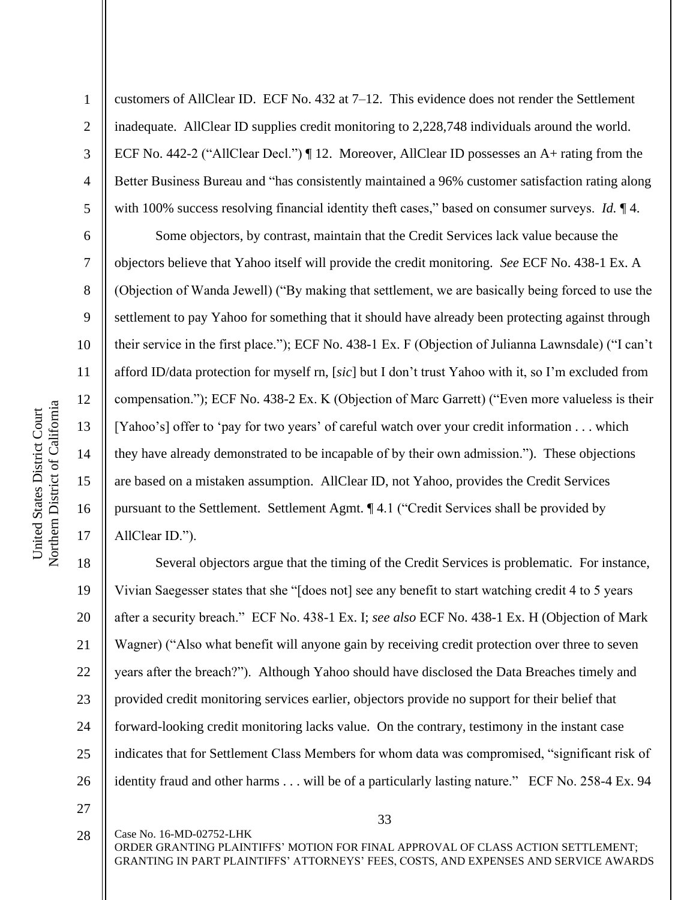customers of AllClear ID. ECF No. 432 at 7–12. This evidence does not render the Settlement inadequate. AllClear ID supplies credit monitoring to 2,228,748 individuals around the world. ECF No. 442-2 ("AllClear Decl.") ¶ 12. Moreover, AllClear ID possesses an A+ rating from the Better Business Bureau and "has consistently maintained a 96% customer satisfaction rating along with 100% success resolving financial identity theft cases," based on consumer surveys. *Id.* ¶ 4.

Some objectors, by contrast, maintain that the Credit Services lack value because the objectors believe that Yahoo itself will provide the credit monitoring. *See* ECF No. 438-1 Ex. A (Objection of Wanda Jewell) ("By making that settlement, we are basically being forced to use the settlement to pay Yahoo for something that it should have already been protecting against through their service in the first place."); ECF No. 438-1 Ex. F (Objection of Julianna Lawnsdale) ("I can't afford ID/data protection for myself rn, [*sic*] but I don't trust Yahoo with it, so I'm excluded from compensation."); ECF No. 438-2 Ex. K (Objection of Marc Garrett) ("Even more valueless is their [Yahoo's] offer to 'pay for two years' of careful watch over your credit information . . . which they have already demonstrated to be incapable of by their own admission."). These objections are based on a mistaken assumption. AllClear ID, not Yahoo, provides the Credit Services pursuant to the Settlement. Settlement Agmt. ¶ 4.1 ("Credit Services shall be provided by AllClear ID.").

Several objectors argue that the timing of the Credit Services is problematic. For instance, Vivian Saegesser states that she "[does not] see any benefit to start watching credit 4 to 5 years after a security breach." ECF No. 438-1 Ex. I; *see also* ECF No. 438-1 Ex. H (Objection of Mark Wagner) ("Also what benefit will anyone gain by receiving credit protection over three to seven years after the breach?"). Although Yahoo should have disclosed the Data Breaches timely and provided credit monitoring services earlier, objectors provide no support for their belief that forward-looking credit monitoring lacks value. On the contrary, testimony in the instant case indicates that for Settlement Class Members for whom data was compromised, "significant risk of identity fraud and other harms . . . will be of a particularly lasting nature." ECF No. 258-4 Ex. 94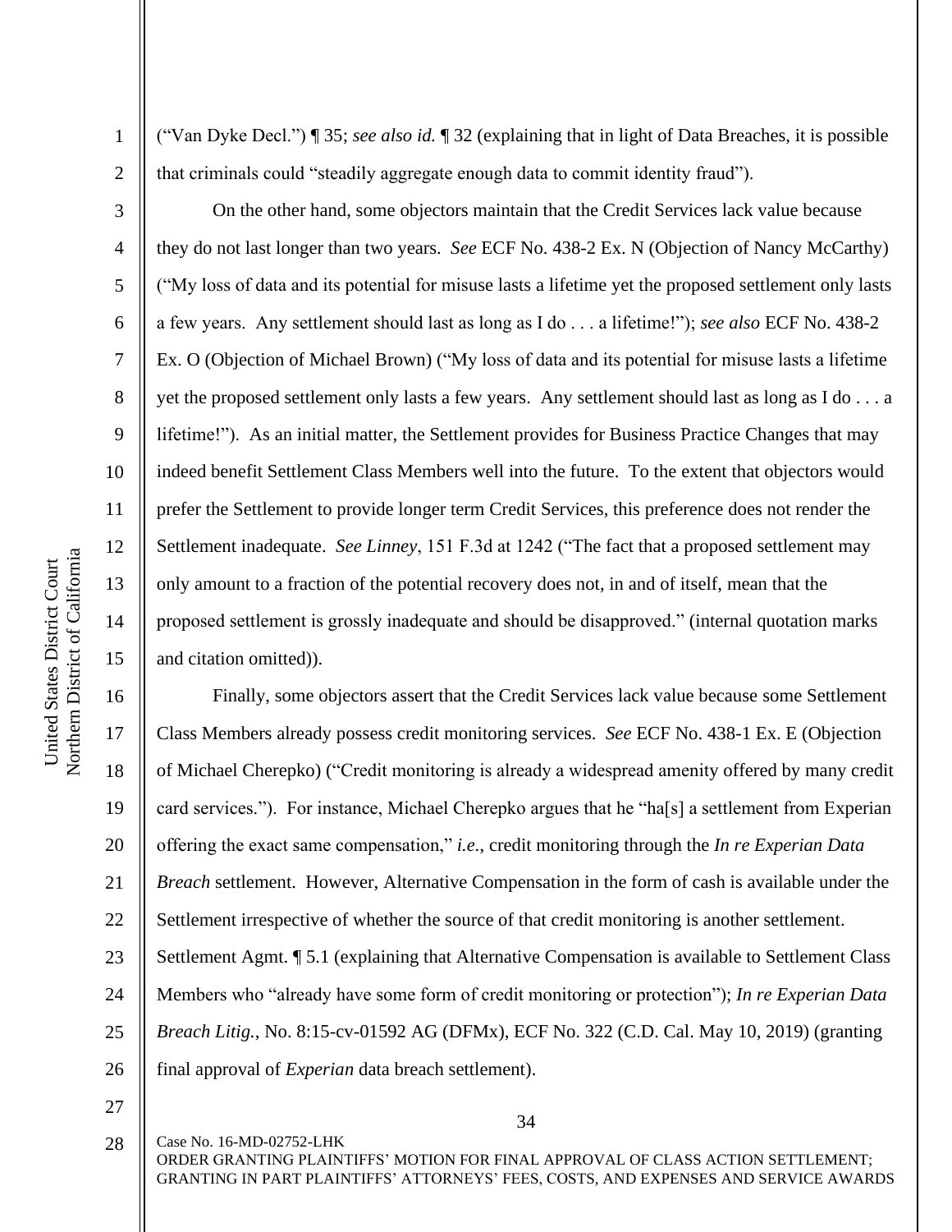("Van Dyke Decl.") ¶ 35; *see also id.* ¶ 32 (explaining that in light of Data Breaches, it is possible that criminals could "steadily aggregate enough data to commit identity fraud").

On the other hand, some objectors maintain that the Credit Services lack value because they do not last longer than two years. *See* ECF No. 438-2 Ex. N (Objection of Nancy McCarthy) ("My loss of data and its potential for misuse lasts a lifetime yet the proposed settlement only lasts a few years. Any settlement should last as long as I do . . . a lifetime!"); *see also* ECF No. 438-2 Ex. O (Objection of Michael Brown) ("My loss of data and its potential for misuse lasts a lifetime yet the proposed settlement only lasts a few years. Any settlement should last as long as I do . . . a lifetime!"). As an initial matter, the Settlement provides for Business Practice Changes that may indeed benefit Settlement Class Members well into the future. To the extent that objectors would prefer the Settlement to provide longer term Credit Services, this preference does not render the Settlement inadequate. *See Linney*, 151 F.3d at 1242 ("The fact that a proposed settlement may only amount to a fraction of the potential recovery does not, in and of itself, mean that the proposed settlement is grossly inadequate and should be disapproved." (internal quotation marks and citation omitted)).

Finally, some objectors assert that the Credit Services lack value because some Settlement Class Members already possess credit monitoring services. *See* ECF No. 438-1 Ex. E (Objection of Michael Cherepko) ("Credit monitoring is already a widespread amenity offered by many credit card services."). For instance, Michael Cherepko argues that he "ha[s] a settlement from Experian offering the exact same compensation," *i.e.*, credit monitoring through the *In re Experian Data Breach* settlement. However, Alternative Compensation in the form of cash is available under the Settlement irrespective of whether the source of that credit monitoring is another settlement. Settlement Agmt. ¶ 5.1 (explaining that Alternative Compensation is available to Settlement Class Members who "already have some form of credit monitoring or protection"); *In re Experian Data Breach Litig.*, No. 8:15-cv-01592 AG (DFMx), ECF No. 322 (C.D. Cal. May 10, 2019) (granting final approval of *Experian* data breach settlement).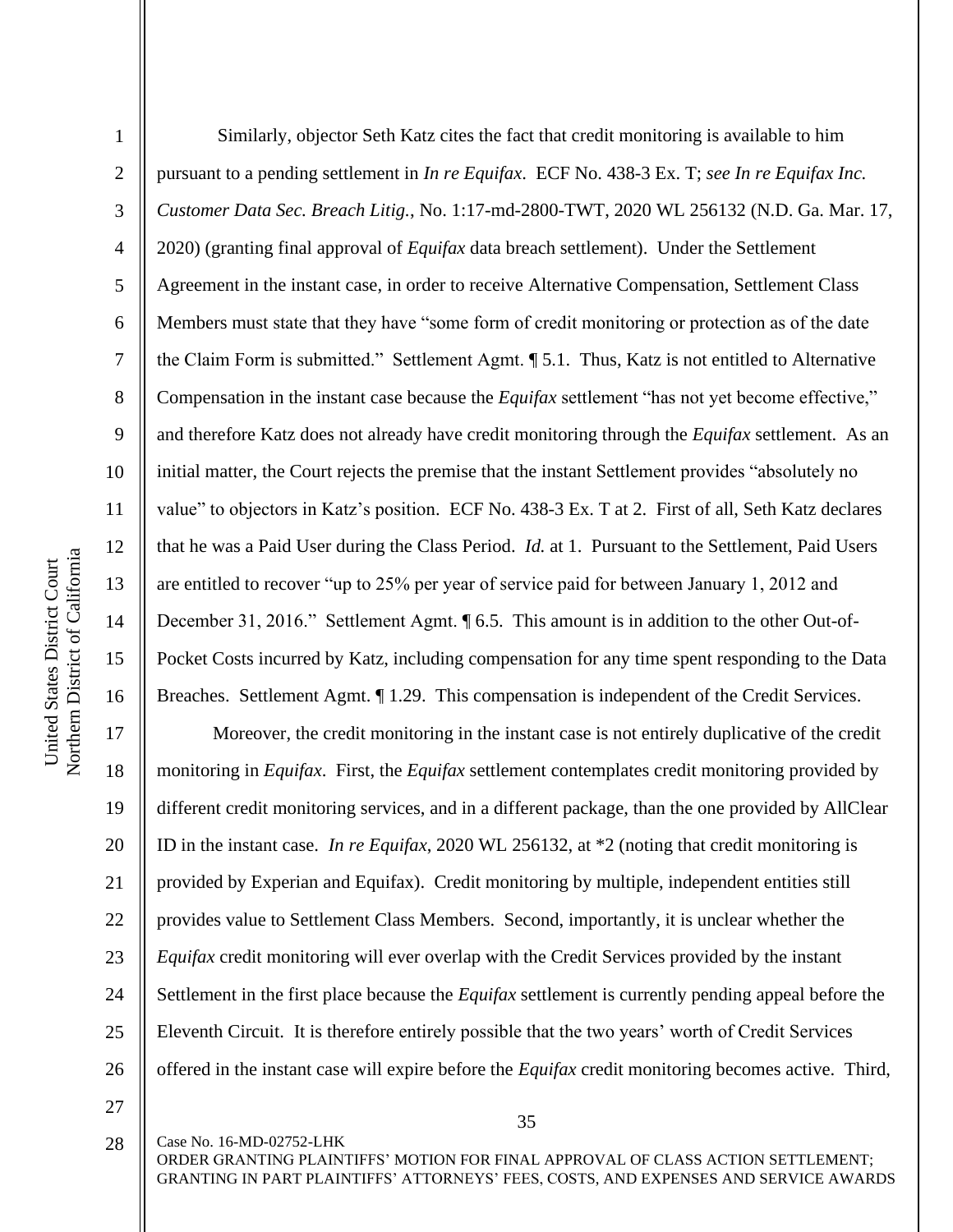Similarly, objector Seth Katz cites the fact that credit monitoring is available to him pursuant to a pending settlement in *In re Equifax*. ECF No. 438-3 Ex. T; *see In re Equifax Inc. Customer Data Sec. Breach Litig.*, No. 1:17-md-2800-TWT, 2020 WL 256132 (N.D. Ga. Mar. 17, 2020) (granting final approval of *Equifax* data breach settlement). Under the Settlement Agreement in the instant case, in order to receive Alternative Compensation, Settlement Class Members must state that they have "some form of credit monitoring or protection as of the date the Claim Form is submitted." Settlement Agmt. ¶ 5.1. Thus, Katz is not entitled to Alternative Compensation in the instant case because the *Equifax* settlement "has not yet become effective," and therefore Katz does not already have credit monitoring through the *Equifax* settlement. As an initial matter, the Court rejects the premise that the instant Settlement provides "absolutely no value" to objectors in Katz's position. ECF No. 438-3 Ex. T at 2. First of all, Seth Katz declares that he was a Paid User during the Class Period. *Id.* at 1. Pursuant to the Settlement, Paid Users are entitled to recover "up to 25% per year of service paid for between January 1, 2012 and December 31, 2016." Settlement Agmt. ¶ 6.5. This amount is in addition to the other Out-of-Pocket Costs incurred by Katz, including compensation for any time spent responding to the Data Breaches. Settlement Agmt. ¶ 1.29. This compensation is independent of the Credit Services.

Moreover, the credit monitoring in the instant case is not entirely duplicative of the credit monitoring in *Equifax*. First, the *Equifax* settlement contemplates credit monitoring provided by different credit monitoring services, and in a different package, than the one provided by AllClear ID in the instant case. *In re Equifax*, 2020 WL 256132, at *2 (noting that credit monitoring is provided by Experian and Equifax). Credit monitoring by multiple, independent entities still provides value to Settlement Class Members. Second, importantly, it is unclear whether the *Equifax* credit monitoring will ever overlap with the Credit Services provided by the instant Settlement in the first place because the *Equifax* settlement is currently pending appeal before the Eleventh Circuit. It is therefore entirely possible that the two years' worth of Credit Services offered in the instant case will expire before the *Equifax* credit monitoring becomes active. Third,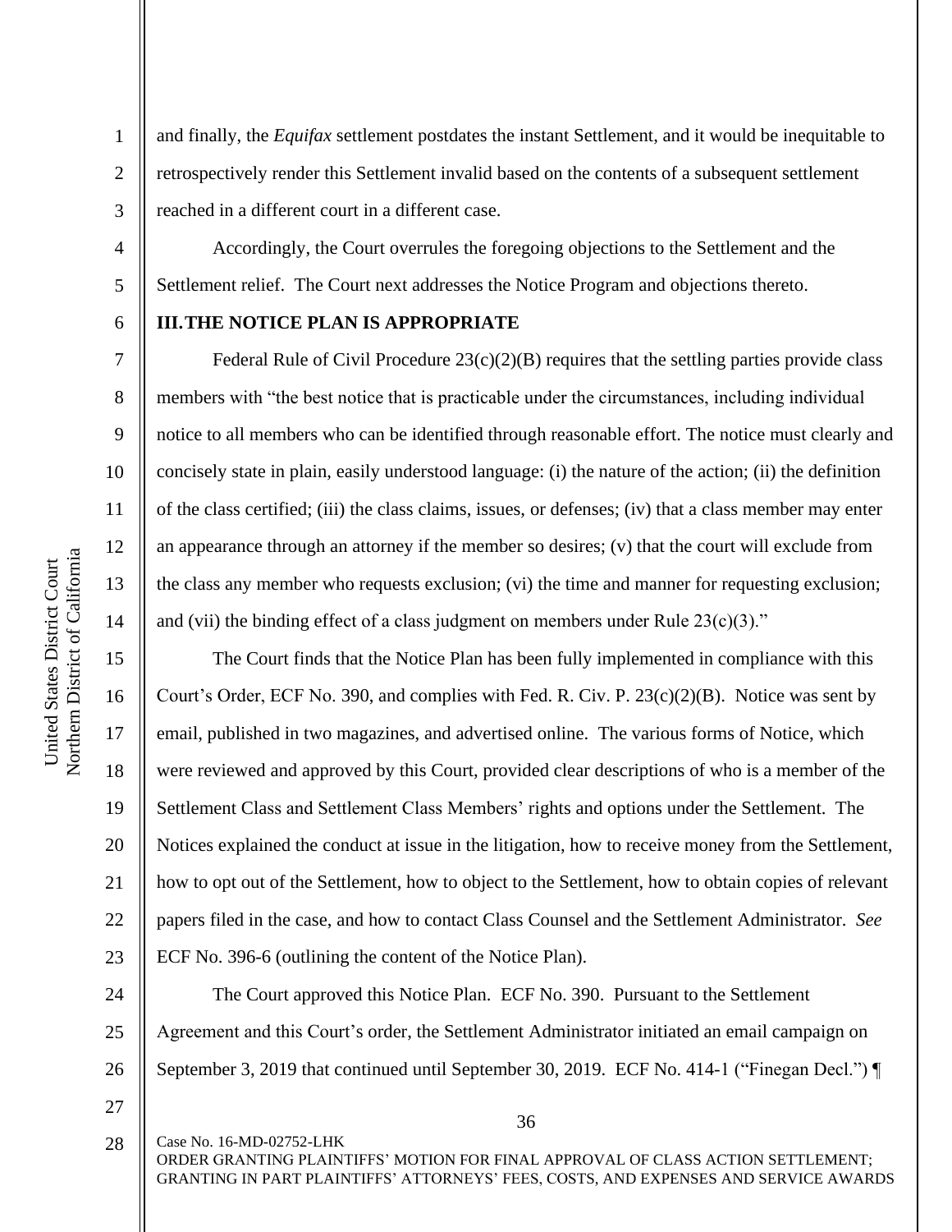and finally, the *Equifax* settlement postdates the instant Settlement, and it would be inequitable to retrospectively render this Settlement invalid based on the contents of a subsequent settlement reached in a different court in a different case.

Accordingly, the Court overrules the foregoing objections to the Settlement and the Settlement relief. The Court next addresses the Notice Program and objections thereto.

## III. THE NOTICE PLAN IS APPROPRIATE

Federal Rule of Civil Procedure 23(c)(2)(B) requires that the settling parties provide class members with "the best notice that is practicable under the circumstances, including individual notice to all members who can be identified through reasonable effort. The notice must clearly and concisely state in plain, easily understood language: (i) the nature of the action; (ii) the definition of the class certified; (iii) the class claims, issues, or defenses; (iv) that a class member may enter an appearance through an attorney if the member so desires; (v) that the court will exclude from the class any member who requests exclusion; (vi) the time and manner for requesting exclusion; and (vii) the binding effect of a class judgment on members under Rule 23(c)(3)."

The Court finds that the Notice Plan has been fully implemented in compliance with this Court's Order, ECF No. 390, and complies with Fed. R. Civ. P. 23(c)(2)(B). Notice was sent by email, published in two magazines, and advertised online. The various forms of Notice, which were reviewed and approved by this Court, provided clear descriptions of who is a member of the Settlement Class and Settlement Class Members' rights and options under the Settlement. The Notices explained the conduct at issue in the litigation, how to receive money from the Settlement, how to opt out of the Settlement, how to object to the Settlement, how to obtain copies of relevant papers filed in the case, and how to contact Class Counsel and the Settlement Administrator. *See* ECF No. 396-6 (outlining the content of the Notice Plan).

The Court approved this Notice Plan. ECF No. 390. Pursuant to the Settlement Agreement and this Court's order, the Settlement Administrator initiated an email campaign on September 3, 2019 that continued until September 30, 2019. ECF No. 414-1 ("Finegan Decl.") ¶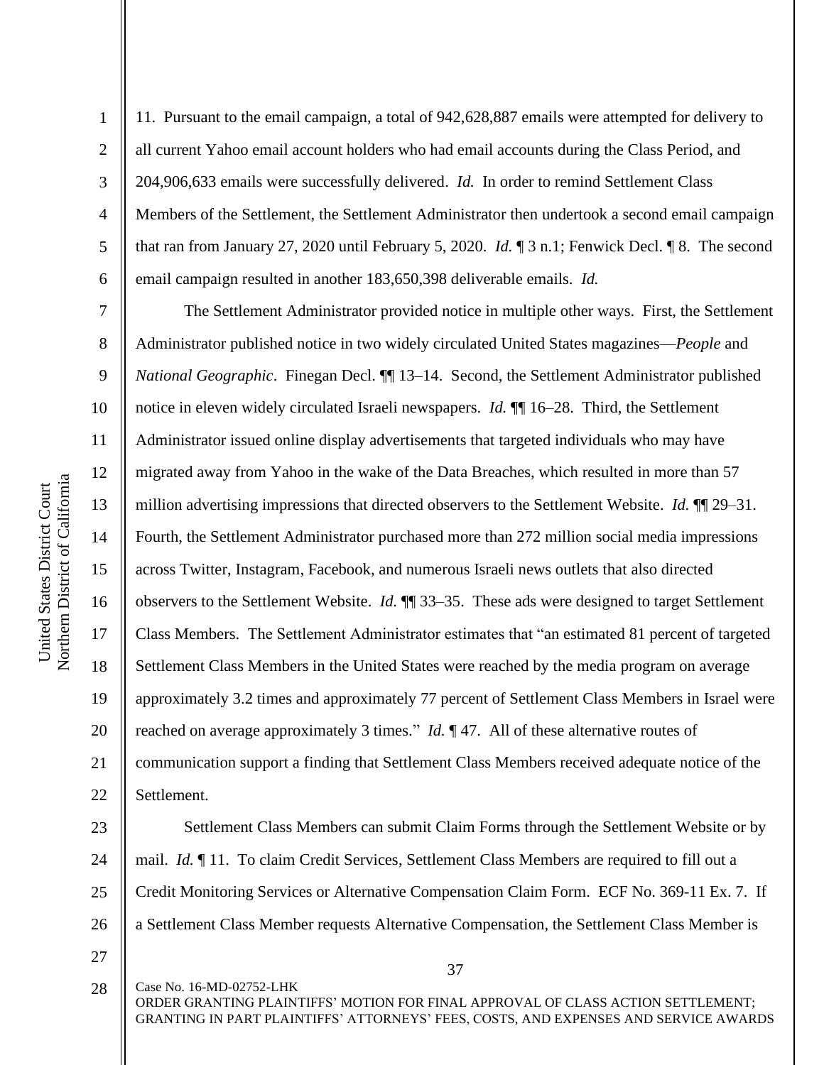11. Pursuant to the email campaign, a total of 942,628,887 emails were attempted for delivery to all current Yahoo email account holders who had email accounts during the Class Period, and 204,906,633 emails were successfully delivered. *Id.* In order to remind Settlement Class Members of the Settlement, the Settlement Administrator then undertook a second email campaign that ran from January 27, 2020 until February 5, 2020. *Id.* ¶ 3 n.1; Fenwick Decl. ¶ 8. The second email campaign resulted in another 183,650,398 deliverable emails. *Id.*

The Settlement Administrator provided notice in multiple other ways. First, the Settlement Administrator published notice in two widely circulated United States magazines—*People* and *National Geographic*. Finegan Decl. ¶¶ 13–14. Second, the Settlement Administrator published notice in eleven widely circulated Israeli newspapers. *Id.* ¶¶ 16–28. Third, the Settlement Administrator issued online display advertisements that targeted individuals who may have migrated away from Yahoo in the wake of the Data Breaches, which resulted in more than 57 million advertising impressions that directed observers to the Settlement Website. *Id.* ¶¶ 29–31. Fourth, the Settlement Administrator purchased more than 272 million social media impressions across Twitter, Instagram, Facebook, and numerous Israeli news outlets that also directed observers to the Settlement Website. *Id.* ¶¶ 33–35. These ads were designed to target Settlement Class Members. The Settlement Administrator estimates that "an estimated 81 percent of targeted Settlement Class Members in the United States were reached by the media program on average approximately 3.2 times and approximately 77 percent of Settlement Class Members in Israel were reached on average approximately 3 times." *Id.* ¶ 47. All of these alternative routes of communication support a finding that Settlement Class Members received adequate notice of the Settlement.

Settlement Class Members can submit Claim Forms through the Settlement Website or by mail. *Id.* ¶ 11. To claim Credit Services, Settlement Class Members are required to fill out a Credit Monitoring Services or Alternative Compensation Claim Form. ECF No. 369-11 Ex. 7. If a Settlement Class Member requests Alternative Compensation, the Settlement Class Member is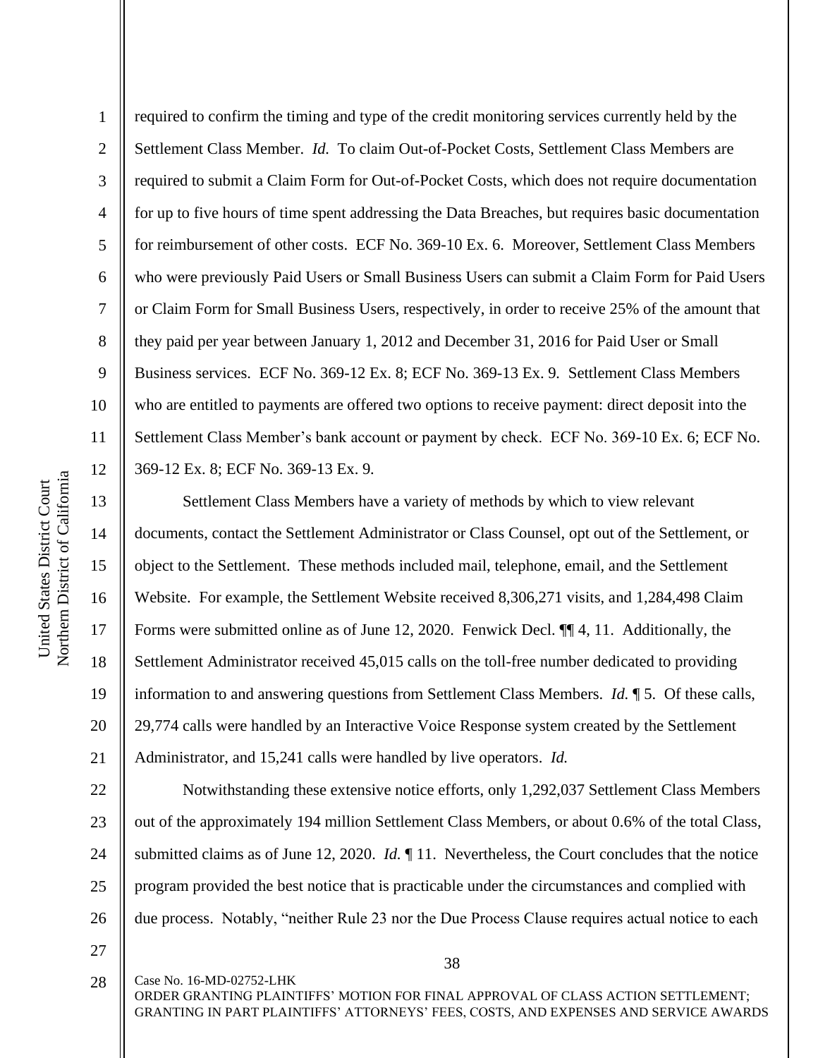required to confirm the timing and type of the credit monitoring services currently held by the Settlement Class Member. *Id.* To claim Out-of-Pocket Costs, Settlement Class Members are required to submit a Claim Form for Out-of-Pocket Costs, which does not require documentation for up to five hours of time spent addressing the Data Breaches, but requires basic documentation for reimbursement of other costs. ECF No. 369-10 Ex. 6. Moreover, Settlement Class Members who were previously Paid Users or Small Business Users can submit a Claim Form for Paid Users or Claim Form for Small Business Users, respectively, in order to receive 25% of the amount that they paid per year between January 1, 2012 and December 31, 2016 for Paid User or Small Business services. ECF No. 369-12 Ex. 8; ECF No. 369-13 Ex. 9. Settlement Class Members who are entitled to payments are offered two options to receive payment: direct deposit into the Settlement Class Member's bank account or payment by check. ECF No. 369-10 Ex. 6; ECF No. 369-12 Ex. 8; ECF No. 369-13 Ex. 9.

Settlement Class Members have a variety of methods by which to view relevant documents, contact the Settlement Administrator or Class Counsel, opt out of the Settlement, or object to the Settlement. These methods included mail, telephone, email, and the Settlement Website. For example, the Settlement Website received 8,306,271 visits, and 1,284,498 Claim Forms were submitted online as of June 12, 2020. Fenwick Decl. ¶¶ 4, 11. Additionally, the Settlement Administrator received 45,015 calls on the toll-free number dedicated to providing information to and answering questions from Settlement Class Members. *Id.* ¶ 5. Of these calls, 29,774 calls were handled by an Interactive Voice Response system created by the Settlement Administrator, and 15,241 calls were handled by live operators. *Id.*

Notwithstanding these extensive notice efforts, only 1,292,037 Settlement Class Members out of the approximately 194 million Settlement Class Members, or about 0.6% of the total Class, submitted claims as of June 12, 2020. *Id.* ¶ 11. Nevertheless, the Court concludes that the notice program provided the best notice that is practicable under the circumstances and complied with due process. Notably, "neither Rule 23 nor the Due Process Clause requires actual notice to each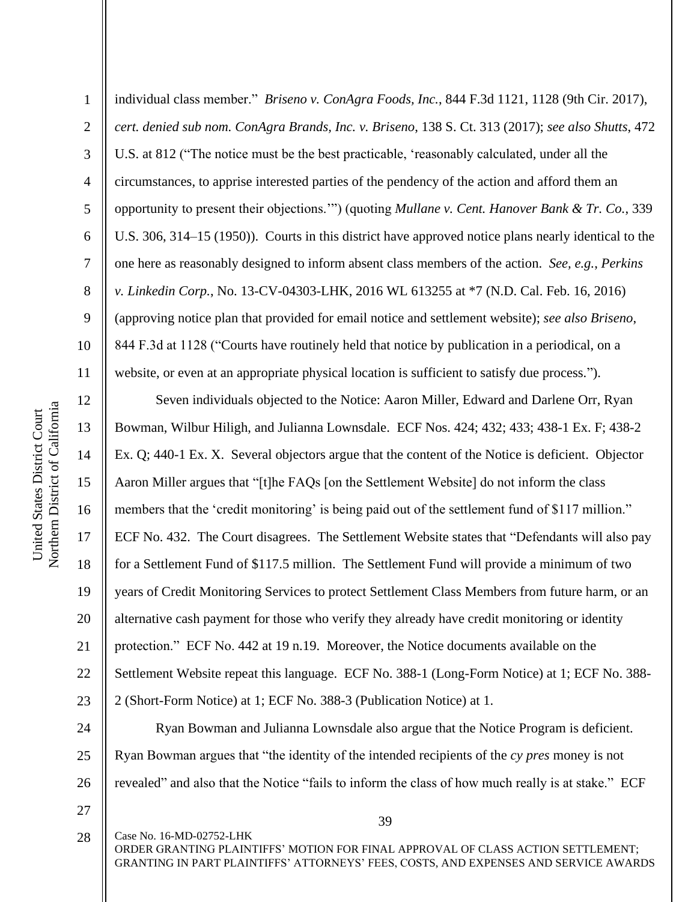individual class member." *Briseno v. ConAgra Foods, Inc.*, 844 F.3d 1121, 1128 (9th Cir. 2017), *cert. denied sub nom. ConAgra Brands, Inc. v. Briseno*, 138 S. Ct. 313 (2017); *see also Shutts*, 472 U.S. at 812 ("The notice must be the best practicable, 'reasonably calculated, under all the circumstances, to apprise interested parties of the pendency of the action and afford them an opportunity to present their objections.'") (quoting *Mullane v. Cent. Hanover Bank & Tr. Co.*, 339 U.S. 306, 314–15 (1950)). Courts in this district have approved notice plans nearly identical to the one here as reasonably designed to inform absent class members of the action. *See, e.g.*, *Perkins v. Linkedin Corp.*, No. 13-CV-04303-LHK, 2016 WL 613255 at *7 (N.D. Cal. Feb. 16, 2016) (approving notice plan that provided for email notice and settlement website); *see also Briseno*, 844 F.3d at 1128 ("Courts have routinely held that notice by publication in a periodical, on a website, or even at an appropriate physical location is sufficient to satisfy due process.").

Seven individuals objected to the Notice: Aaron Miller, Edward and Darlene Orr, Ryan Bowman, Wilbur Hiligh, and Julianna Lownsdale. ECF Nos. 424; 432; 433; 438-1 Ex. F; 438-2 Ex. Q; 440-1 Ex. X. Several objectors argue that the content of the Notice is deficient. Objector Aaron Miller argues that "[t]he FAQs [on the Settlement Website] do not inform the class members that the 'credit monitoring' is being paid out of the settlement fund of $117 million." ECF No. 432. The Court disagrees. The Settlement Website states that "Defendants will also pay for a Settlement Fund of $117.5 million. The Settlement Fund will provide a minimum of two years of Credit Monitoring Services to protect Settlement Class Members from future harm, or an alternative cash payment for those who verify they already have credit monitoring or identity protection." ECF No. 442 at 19 n.19. Moreover, the Notice documents available on the Settlement Website repeat this language. ECF No. 388-1 (Long-Form Notice) at 1; ECF No. 388-2 (Short-Form Notice) at 1; ECF No. 388-3 (Publication Notice) at 1.

Ryan Bowman and Julianna Lownsdale also argue that the Notice Program is deficient. Ryan Bowman argues that "the identity of the intended recipients of the *cy pres* money is not revealed" and also that the Notice "fails to inform the class of how much really is at stake." ECF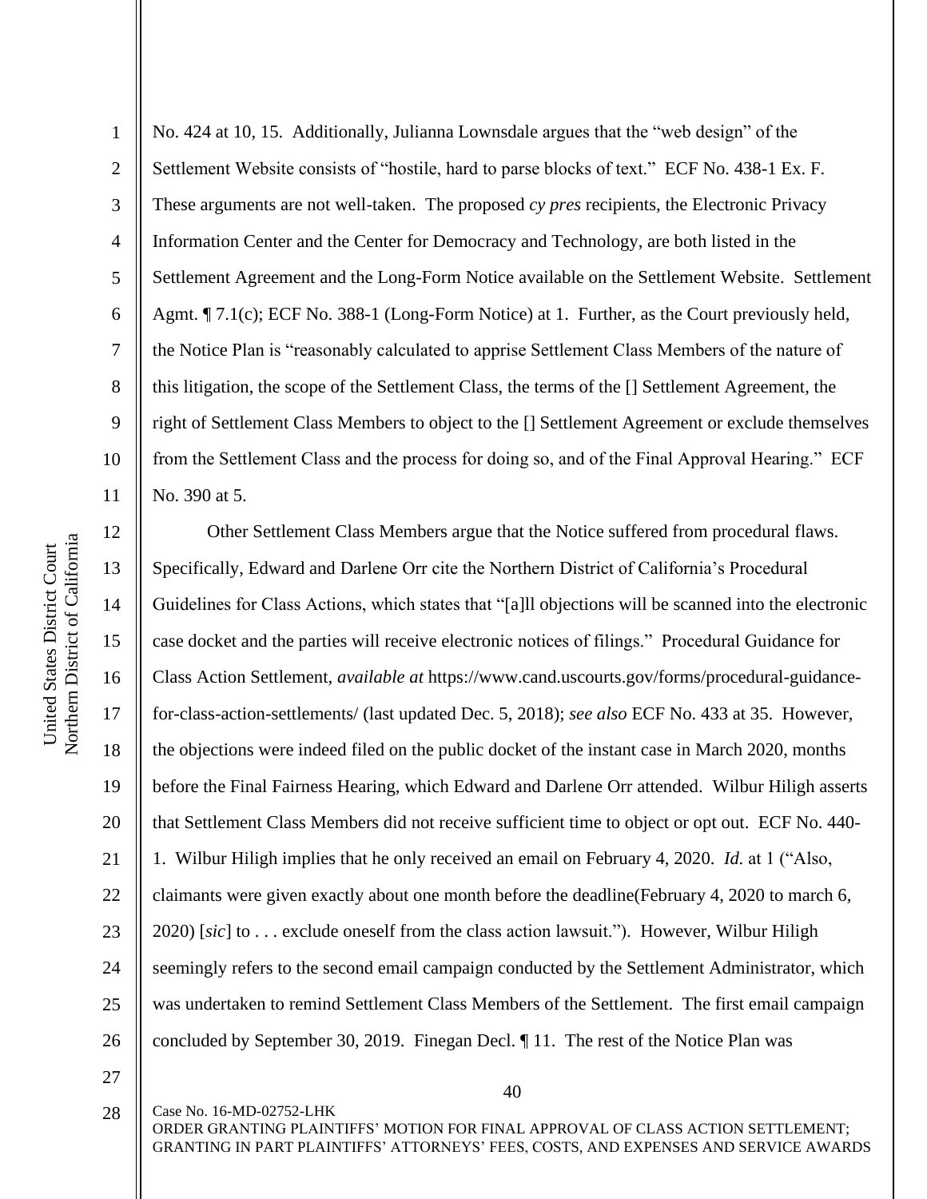No. 424 at 10, 15. Additionally, Julianna Lownsdale argues that the "web design" of the Settlement Website consists of "hostile, hard to parse blocks of text." ECF No. 438-1 Ex. F. These arguments are not well-taken. The proposed *cy pres* recipients, the Electronic Privacy Information Center and the Center for Democracy and Technology, are both listed in the Settlement Agreement and the Long-Form Notice available on the Settlement Website. Settlement Agmt. ¶ 7.1(c); ECF No. 388-1 (Long-Form Notice) at 1. Further, as the Court previously held, the Notice Plan is "reasonably calculated to apprise Settlement Class Members of the nature of this litigation, the scope of the Settlement Class, the terms of the [] Settlement Agreement, the right of Settlement Class Members to object to the [] Settlement Agreement or exclude themselves from the Settlement Class and the process for doing so, and of the Final Approval Hearing." ECF No. 390 at 5.

Other Settlement Class Members argue that the Notice suffered from procedural flaws. Specifically, Edward and Darlene Orr cite the Northern District of California's Procedural Guidelines for Class Actions, which states that "[a]ll objections will be scanned into the electronic case docket and the parties will receive electronic notices of filings." Procedural Guidance for Class Action Settlement, *available at* https://www.cand.uscourts.gov/forms/procedural-guidance-for-class-action-settlements/ (last updated Dec. 5, 2018); *see also* ECF No. 433 at 35. However, the objections were indeed filed on the public docket of the instant case in March 2020, months before the Final Fairness Hearing, which Edward and Darlene Orr attended. Wilbur Hiligh asserts that Settlement Class Members did not receive sufficient time to object or opt out. ECF No. 440-1. Wilbur Hiligh implies that he only received an email on February 4, 2020. *Id.* at 1 ("Also, claimants were given exactly about one month before the deadline(February 4, 2020 to march 6, 2020) [*sic*] to . . . exclude oneself from the class action lawsuit."). However, Wilbur Hiligh seemingly refers to the second email campaign conducted by the Settlement Administrator, which was undertaken to remind Settlement Class Members of the Settlement. The first email campaign concluded by September 30, 2019. Finegan Decl. ¶ 11. The rest of the Notice Plan was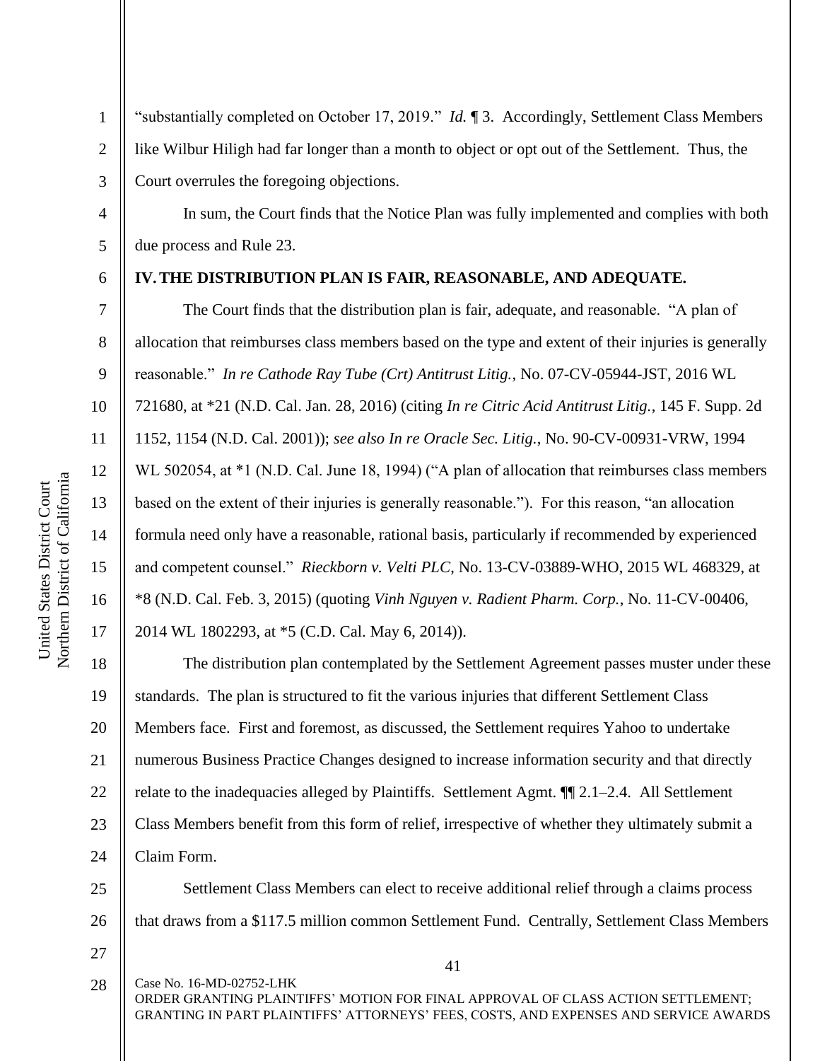"substantially completed on October 17, 2019." *Id.* ¶ 3. Accordingly, Settlement Class Members like Wilbur Hiligh had far longer than a month to object or opt out of the Settlement. Thus, the Court overrules the foregoing objections.

In sum, the Court finds that the Notice Plan was fully implemented and complies with both due process and Rule 23.

## IV. THE DISTRIBUTION PLAN IS FAIR, REASONABLE, AND ADEQUATE.

The Court finds that the distribution plan is fair, adequate, and reasonable. "A plan of allocation that reimburses class members based on the type and extent of their injuries is generally reasonable." *In re Cathode Ray Tube (Crt) Antitrust Litig.*, No. 07-CV-05944-JST, 2016 WL 721680, at *21 (N.D. Cal. Jan. 28, 2016) (citing *In re Citric Acid Antitrust Litig.*, 145 F. Supp. 2d 1152, 1154 (N.D. Cal. 2001)); *see also In re Oracle Sec. Litig.*, No. 90-CV-00931-VRW, 1994 WL 502054, at *1 (N.D. Cal. June 18, 1994) ("A plan of allocation that reimburses class members based on the extent of their injuries is generally reasonable."). For this reason, "an allocation formula need only have a reasonable, rational basis, particularly if recommended by experienced and competent counsel." *Rieckborn v. Velti PLC*, No. 13-CV-03889-WHO, 2015 WL 468329, at *8 (N.D. Cal. Feb. 3, 2015) (quoting *Vinh Nguyen v. Radient Pharm. Corp.*, No. 11-CV-00406, 2014 WL 1802293, at *5 (C.D. Cal. May 6, 2014)).

The distribution plan contemplated by the Settlement Agreement passes muster under these standards. The plan is structured to fit the various injuries that different Settlement Class Members face. First and foremost, as discussed, the Settlement requires Yahoo to undertake numerous Business Practice Changes designed to increase information security and that directly relate to the inadequacies alleged by Plaintiffs. Settlement Agmt. ¶¶ 2.1–2.4. All Settlement Class Members benefit from this form of relief, irrespective of whether they ultimately submit a Claim Form.

Settlement Class Members can elect to receive additional relief through a claims process that draws from a $117.5 million common Settlement Fund. Centrally, Settlement Class Members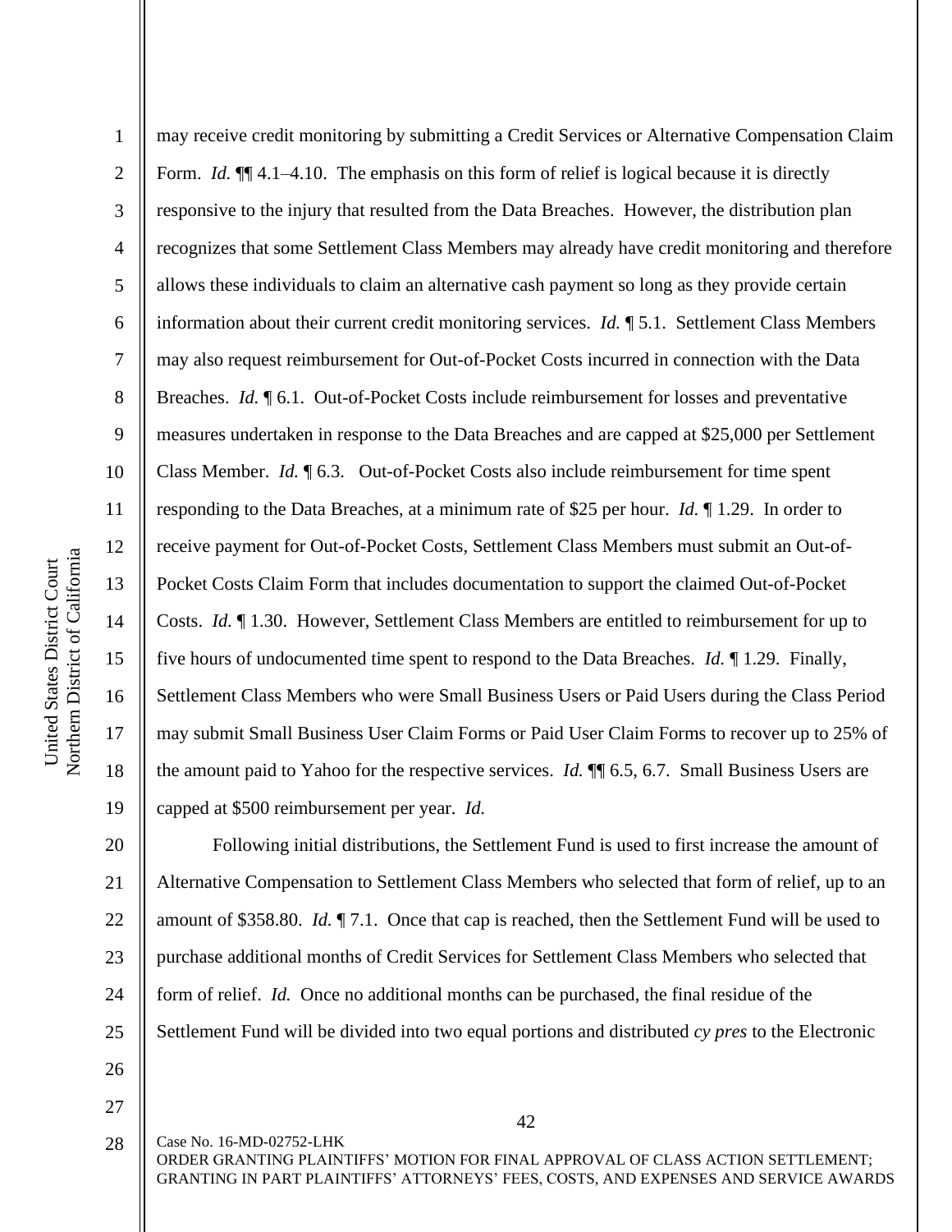may receive credit monitoring by submitting a Credit Services or Alternative Compensation Claim Form. *Id.* ¶¶ 4.1–4.10. The emphasis on this form of relief is logical because it is directly responsive to the injury that resulted from the Data Breaches. However, the distribution plan recognizes that some Settlement Class Members may already have credit monitoring and therefore allows these individuals to claim an alternative cash payment so long as they provide certain information about their current credit monitoring services. *Id.* ¶ 5.1. Settlement Class Members may also request reimbursement for Out-of-Pocket Costs incurred in connection with the Data Breaches. *Id.* ¶ 6.1. Out-of-Pocket Costs include reimbursement for losses and preventative measures undertaken in response to the Data Breaches and are capped at $25,000 per Settlement Class Member. *Id.* ¶ 6.3. Out-of-Pocket Costs also include reimbursement for time spent responding to the Data Breaches, at a minimum rate of $25 per hour. *Id.* ¶ 1.29. In order to receive payment for Out-of-Pocket Costs, Settlement Class Members must submit an Out-of-Pocket Costs Claim Form that includes documentation to support the claimed Out-of-Pocket Costs. *Id.* ¶ 1.30. However, Settlement Class Members are entitled to reimbursement for up to five hours of undocumented time spent to respond to the Data Breaches. *Id.* ¶ 1.29. Finally, Settlement Class Members who were Small Business Users or Paid Users during the Class Period may submit Small Business User Claim Forms or Paid User Claim Forms to recover up to 25% of the amount paid to Yahoo for the respective services. *Id.* ¶¶ 6.5, 6.7. Small Business Users are capped at $500 reimbursement per year. *Id.*

Following initial distributions, the Settlement Fund is used to first increase the amount of Alternative Compensation to Settlement Class Members who selected that form of relief, up to an amount of $358.80. *Id.* ¶ 7.1. Once that cap is reached, then the Settlement Fund will be used to purchase additional months of Credit Services for Settlement Class Members who selected that form of relief. *Id.* Once no additional months can be purchased, the final residue of the Settlement Fund will be divided into two equal portions and distributed *cy pres* to the Electronic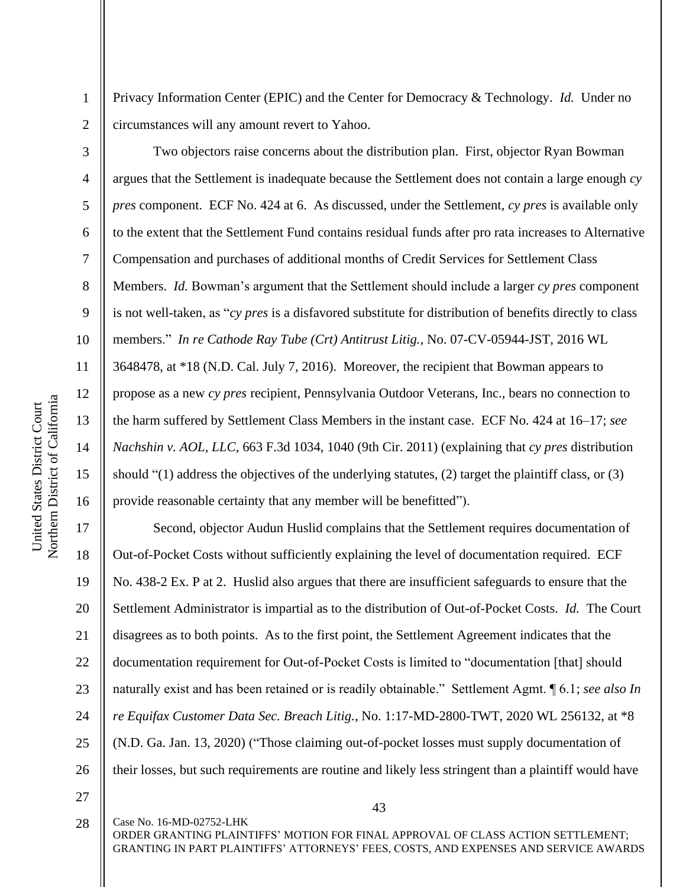Privacy Information Center (EPIC) and the Center for Democracy & Technology. *Id.* Under no circumstances will any amount revert to Yahoo.

Two objectors raise concerns about the distribution plan. First, objector Ryan Bowman argues that the Settlement is inadequate because the Settlement does not contain a large enough *cy pres* component. ECF No. 424 at 6. As discussed, under the Settlement, *cy pres* is available only to the extent that the Settlement Fund contains residual funds after pro rata increases to Alternative Compensation and purchases of additional months of Credit Services for Settlement Class Members. *Id.* Bowman's argument that the Settlement should include a larger *cy pres* component is not well-taken, as "*cy pres* is a disfavored substitute for distribution of benefits directly to class members." *In re Cathode Ray Tube (Crt) Antitrust Litig.*, No. 07-CV-05944-JST, 2016 WL 3648478, at *18 (N.D. Cal. July 7, 2016). Moreover, the recipient that Bowman appears to propose as a new *cy pres* recipient, Pennsylvania Outdoor Veterans, Inc., bears no connection to the harm suffered by Settlement Class Members in the instant case. ECF No. 424 at 16–17; *see Nachshin v. AOL, LLC*, 663 F.3d 1034, 1040 (9th Cir. 2011) (explaining that *cy pres* distribution should "(1) address the objectives of the underlying statutes, (2) target the plaintiff class, or (3) provide reasonable certainty that any member will be benefitted").

Second, objector Audun Huslid complains that the Settlement requires documentation of Out-of-Pocket Costs without sufficiently explaining the level of documentation required. ECF No. 438-2 Ex. P at 2. Huslid also argues that there are insufficient safeguards to ensure that the Settlement Administrator is impartial as to the distribution of Out-of-Pocket Costs. *Id.* The Court disagrees as to both points. As to the first point, the Settlement Agreement indicates that the documentation requirement for Out-of-Pocket Costs is limited to "documentation [that] should naturally exist and has been retained or is readily obtainable." Settlement Agmt. ¶ 6.1; *see also In re Equifax Customer Data Sec. Breach Litig.*, No. 1:17-MD-2800-TWT, 2020 WL 256132, at *8 (N.D. Ga. Jan. 13, 2020) ("Those claiming out-of-pocket losses must supply documentation of their losses, but such requirements are routine and likely less stringent than a plaintiff would have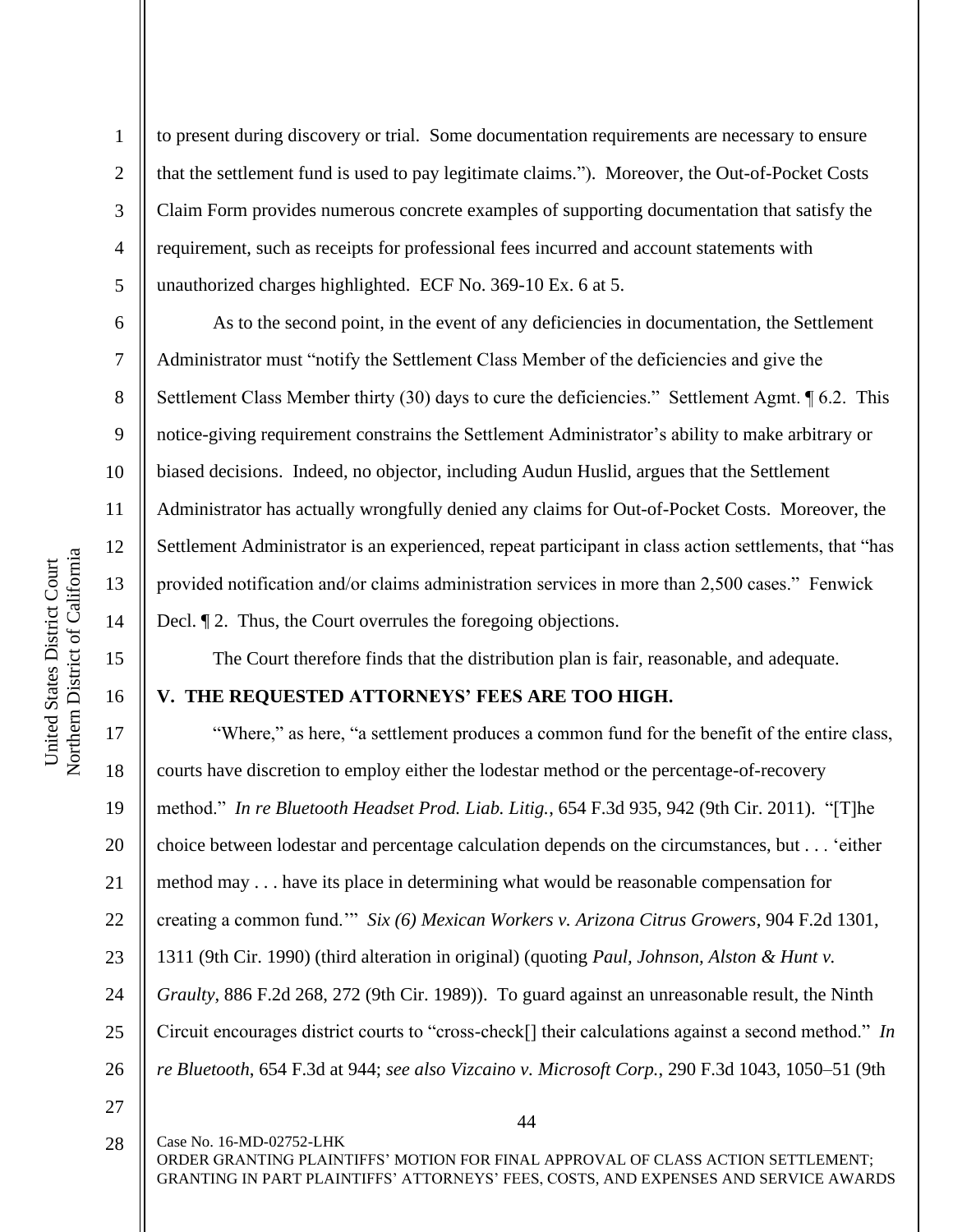to present during discovery or trial. Some documentation requirements are necessary to ensure that the settlement fund is used to pay legitimate claims."). Moreover, the Out-of-Pocket Costs Claim Form provides numerous concrete examples of supporting documentation that satisfy the requirement, such as receipts for professional fees incurred and account statements with unauthorized charges highlighted. ECF No. 369-10 Ex. 6 at 5.

As to the second point, in the event of any deficiencies in documentation, the Settlement Administrator must "notify the Settlement Class Member of the deficiencies and give the Settlement Class Member thirty (30) days to cure the deficiencies." Settlement Agmt. ¶ 6.2. This notice-giving requirement constrains the Settlement Administrator's ability to make arbitrary or biased decisions. Indeed, no objector, including Audun Huslid, argues that the Settlement Administrator has actually wrongfully denied any claims for Out-of-Pocket Costs. Moreover, the Settlement Administrator is an experienced, repeat participant in class action settlements, that "has provided notification and/or claims administration services in more than 2,500 cases." Fenwick Decl. ¶ 2. Thus, the Court overrules the foregoing objections.

The Court therefore finds that the distribution plan is fair, reasonable, and adequate.

## V. THE REQUESTED ATTORNEYS' FEES ARE TOO HIGH.

"Where," as here, "a settlement produces a common fund for the benefit of the entire class, courts have discretion to employ either the lodestar method or the percentage-of-recovery method." *In re Bluetooth Headset Prod. Liab. Litig.*, 654 F.3d 935, 942 (9th Cir. 2011). "[T]he choice between lodestar and percentage calculation depends on the circumstances, but . . . 'either method may . . . have its place in determining what would be reasonable compensation for creating a common fund.'" *Six (6) Mexican Workers v. Arizona Citrus Growers*, 904 F.2d 1301, 1311 (9th Cir. 1990) (third alteration in original) (quoting *Paul, Johnson, Alston & Hunt v. Graulty*, 886 F.2d 268, 272 (9th Cir. 1989)). To guard against an unreasonable result, the Ninth Circuit encourages district courts to "cross-check[] their calculations against a second method." *In re Bluetooth*, 654 F.3d at 944; *see also Vizcaino v. Microsoft Corp.*, 290 F.3d 1043, 1050–51 (9th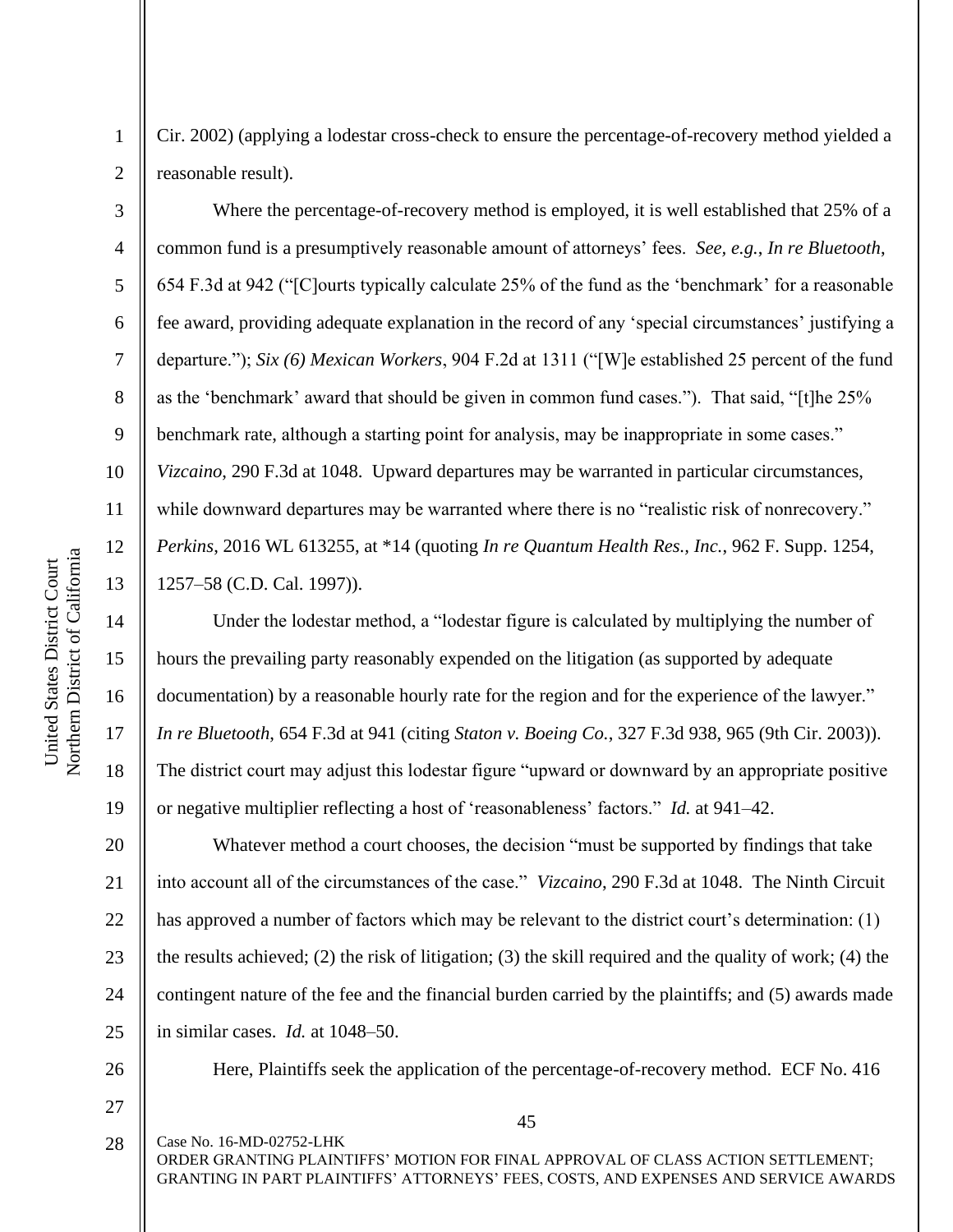Cir. 2002) (applying a lodestar cross-check to ensure the percentage-of-recovery method yielded a reasonable result).

Where the percentage-of-recovery method is employed, it is well established that 25% of a common fund is a presumptively reasonable amount of attorneys' fees. *See, e.g.*, *In re Bluetooth*, 654 F.3d at 942 ("[C]ourts typically calculate 25% of the fund as the 'benchmark' for a reasonable fee award, providing adequate explanation in the record of any 'special circumstances' justifying a departure."); *Six (6) Mexican Workers*, 904 F.2d at 1311 ("[W]e established 25 percent of the fund as the 'benchmark' award that should be given in common fund cases."). That said, "[t]he 25% benchmark rate, although a starting point for analysis, may be inappropriate in some cases." *Vizcaino*, 290 F.3d at 1048. Upward departures may be warranted in particular circumstances, while downward departures may be warranted where there is no "realistic risk of nonrecovery." *Perkins*, 2016 WL 613255, at *14 (quoting *In re Quantum Health Res., Inc.*, 962 F. Supp. 1254, 1257–58 (C.D. Cal. 1997)).

Under the lodestar method, a "lodestar figure is calculated by multiplying the number of hours the prevailing party reasonably expended on the litigation (as supported by adequate documentation) by a reasonable hourly rate for the region and for the experience of the lawyer." *In re Bluetooth*, 654 F.3d at 941 (citing *Staton v. Boeing Co.*, 327 F.3d 938, 965 (9th Cir. 2003)). The district court may adjust this lodestar figure "upward or downward by an appropriate positive or negative multiplier reflecting a host of 'reasonableness' factors." *Id.* at 941–42.

Whatever method a court chooses, the decision "must be supported by findings that take into account all of the circumstances of the case." *Vizcaino*, 290 F.3d at 1048. The Ninth Circuit has approved a number of factors which may be relevant to the district court's determination: (1) the results achieved; (2) the risk of litigation; (3) the skill required and the quality of work; (4) the contingent nature of the fee and the financial burden carried by the plaintiffs; and (5) awards made in similar cases. *Id.* at 1048–50.

Here, Plaintiffs seek the application of the percentage-of-recovery method. ECF No. 416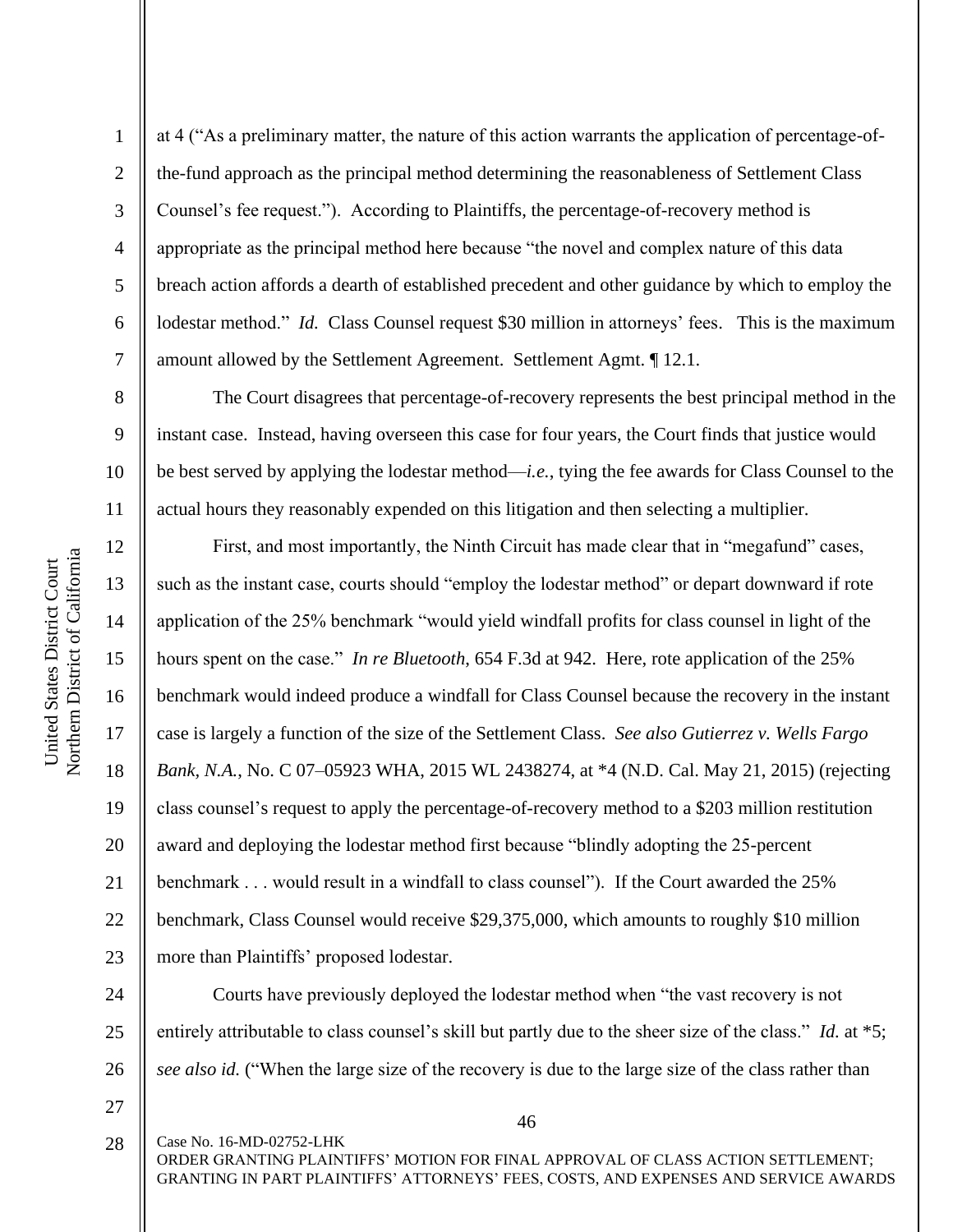at 4 ("As a preliminary matter, the nature of this action warrants the application of percentage-of-the-fund approach as the principal method determining the reasonableness of Settlement Class Counsel's fee request."). According to Plaintiffs, the percentage-of-recovery method is appropriate as the principal method here because "the novel and complex nature of this data breach action affords a dearth of established precedent and other guidance by which to employ the lodestar method." *Id.* Class Counsel request $30 million in attorneys' fees. This is the maximum amount allowed by the Settlement Agreement. Settlement Agmt. ¶ 12.1.

The Court disagrees that percentage-of-recovery represents the best principal method in the instant case. Instead, having overseen this case for four years, the Court finds that justice would be best served by applying the lodestar method—*i.e.*, tying the fee awards for Class Counsel to the actual hours they reasonably expended on this litigation and then selecting a multiplier.

First, and most importantly, the Ninth Circuit has made clear that in "megafund" cases, such as the instant case, courts should "employ the lodestar method" or depart downward if rote application of the 25% benchmark "would yield windfall profits for class counsel in light of the hours spent on the case." *In re Bluetooth*, 654 F.3d at 942. Here, rote application of the 25% benchmark would indeed produce a windfall for Class Counsel because the recovery in the instant case is largely a function of the size of the Settlement Class. *See also Gutierrez v. Wells Fargo Bank, N.A.*, No. C 07–05923 WHA, 2015 WL 2438274, at *4 (N.D. Cal. May 21, 2015) (rejecting class counsel's request to apply the percentage-of-recovery method to a $203 million restitution award and deploying the lodestar method first because "blindly adopting the 25-percent benchmark . . . would result in a windfall to class counsel"). If the Court awarded the 25% benchmark, Class Counsel would receive $29,375,000, which amounts to roughly $10 million more than Plaintiffs' proposed lodestar.

Courts have previously deployed the lodestar method when "the vast recovery is not entirely attributable to class counsel's skill but partly due to the sheer size of the class." *Id.* at *5; *see also id.* ("When the large size of the recovery is due to the large size of the class rather than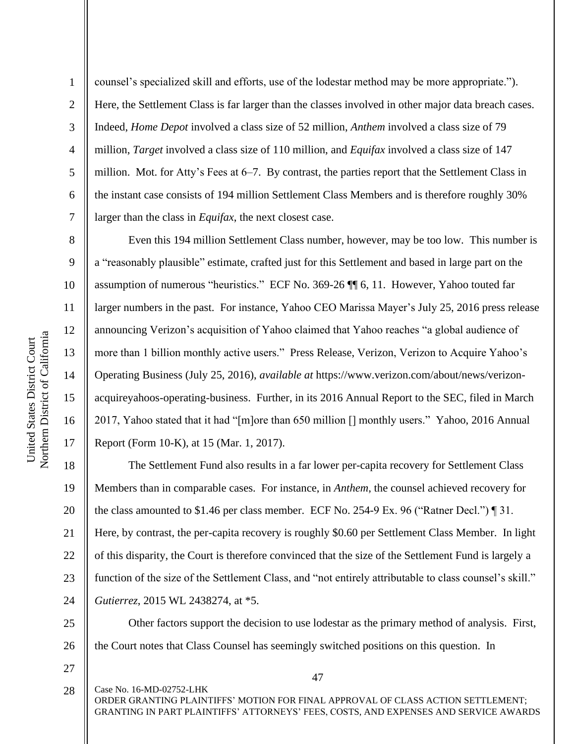counsel's specialized skill and efforts, use of the lodestar method may be more appropriate."). Here, the Settlement Class is far larger than the classes involved in other major data breach cases. Indeed, *Home Depot* involved a class size of 52 million, *Anthem* involved a class size of 79 million, *Target* involved a class size of 110 million, and *Equifax* involved a class size of 147 million. Mot. for Atty's Fees at 6–7. By contrast, the parties report that the Settlement Class in the instant case consists of 194 million Settlement Class Members and is therefore roughly 30% larger than the class in *Equifax*, the next closest case.

Even this 194 million Settlement Class number, however, may be too low. This number is a "reasonably plausible" estimate, crafted just for this Settlement and based in large part on the assumption of numerous "heuristics." ECF No. 369-26 ¶¶ 6, 11. However, Yahoo touted far larger numbers in the past. For instance, Yahoo CEO Marissa Mayer's July 25, 2016 press release announcing Verizon's acquisition of Yahoo claimed that Yahoo reaches "a global audience of more than 1 billion monthly active users." Press Release, Verizon, Verizon to Acquire Yahoo's Operating Business (July 25, 2016), *available at* https://www.verizon.com/about/news/verizon-acquireyahoos-operating-business. Further, in its 2016 Annual Report to the SEC, filed in March 2017, Yahoo stated that it had "[m]ore than 650 million [] monthly users." Yahoo, 2016 Annual Report (Form 10-K), at 15 (Mar. 1, 2017).

The Settlement Fund also results in a far lower per-capita recovery for Settlement Class Members than in comparable cases. For instance, in *Anthem*, the counsel achieved recovery for the class amounted to $1.46 per class member. ECF No. 254-9 Ex. 96 ("Ratner Decl.") ¶ 31. Here, by contrast, the per-capita recovery is roughly $0.60 per Settlement Class Member. In light of this disparity, the Court is therefore convinced that the size of the Settlement Fund is largely a function of the size of the Settlement Class, and "not entirely attributable to class counsel's skill." *Gutierrez*, 2015 WL 2438274, at *5.

Other factors support the decision to use lodestar as the primary method of analysis. First, the Court notes that Class Counsel has seemingly switched positions on this question. In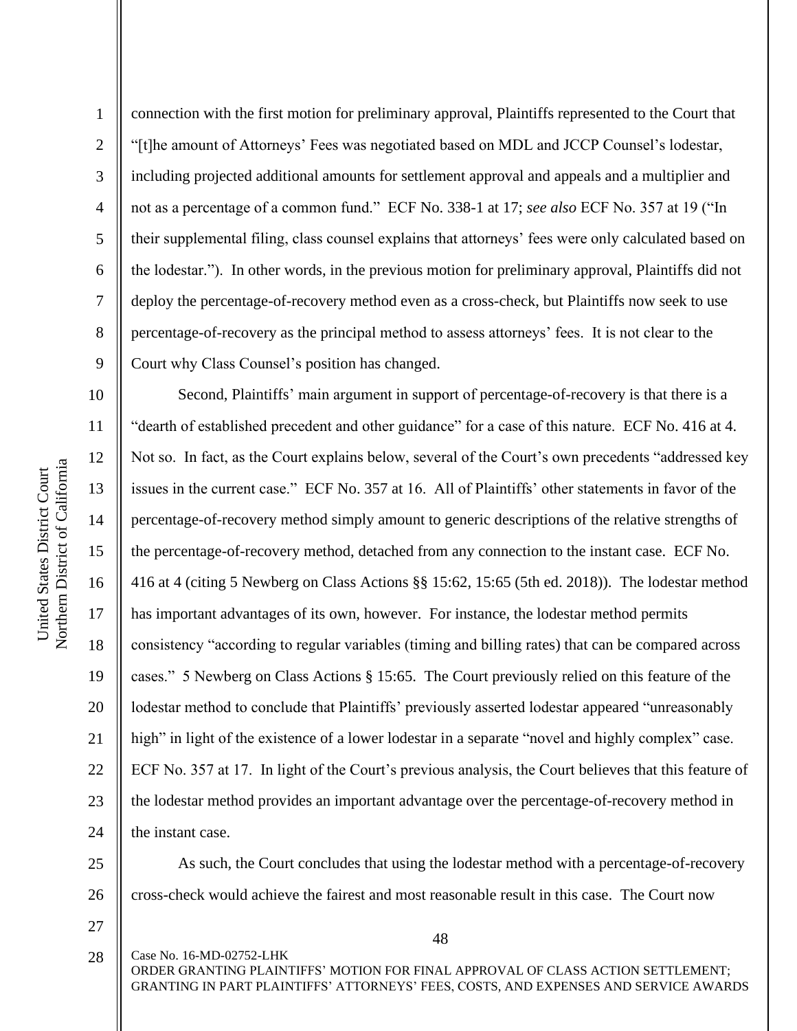connection with the first motion for preliminary approval, Plaintiffs represented to the Court that "[t]he amount of Attorneys' Fees was negotiated based on MDL and JCCP Counsel's lodestar, including projected additional amounts for settlement approval and appeals and a multiplier and not as a percentage of a common fund." ECF No. 338-1 at 17; *see also* ECF No. 357 at 19 ("In their supplemental filing, class counsel explains that attorneys' fees were only calculated based on the lodestar."). In other words, in the previous motion for preliminary approval, Plaintiffs did not deploy the percentage-of-recovery method even as a cross-check, but Plaintiffs now seek to use percentage-of-recovery as the principal method to assess attorneys' fees. It is not clear to the Court why Class Counsel's position has changed.

Second, Plaintiffs' main argument in support of percentage-of-recovery is that there is a "dearth of established precedent and other guidance" for a case of this nature. ECF No. 416 at 4. Not so. In fact, as the Court explains below, several of the Court's own precedents "addressed key issues in the current case." ECF No. 357 at 16. All of Plaintiffs' other statements in favor of the percentage-of-recovery method simply amount to generic descriptions of the relative strengths of the percentage-of-recovery method, detached from any connection to the instant case. ECF No. 416 at 4 (citing 5 Newberg on Class Actions §§ 15:62, 15:65 (5th ed. 2018)). The lodestar method has important advantages of its own, however. For instance, the lodestar method permits consistency "according to regular variables (timing and billing rates) that can be compared across cases." 5 Newberg on Class Actions § 15:65. The Court previously relied on this feature of the lodestar method to conclude that Plaintiffs' previously asserted lodestar appeared "unreasonably high" in light of the existence of a lower lodestar in a separate "novel and highly complex" case. ECF No. 357 at 17. In light of the Court's previous analysis, the Court believes that this feature of the lodestar method provides an important advantage over the percentage-of-recovery method in the instant case.

As such, the Court concludes that using the lodestar method with a percentage-of-recovery cross-check would achieve the fairest and most reasonable result in this case. The Court now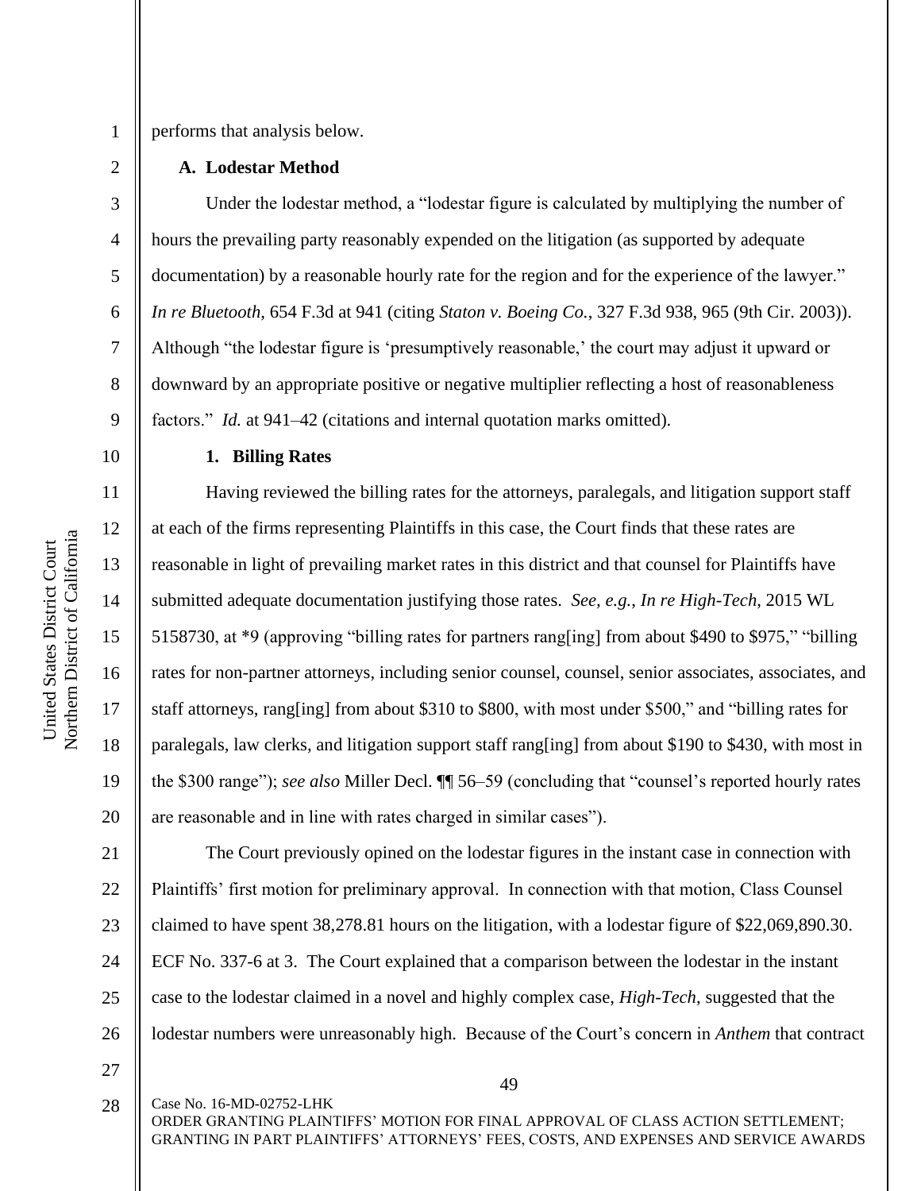performs that analysis below.

**A. Lodestar Method**

Under the lodestar method, a "lodestar figure is calculated by multiplying the number of hours the prevailing party reasonably expended on the litigation (as supported by adequate documentation) by a reasonable hourly rate for the region and for the experience of the lawyer." *In re Bluetooth*, 654 F.3d at 941 (citing *Staton v. Boeing Co.*, 327 F.3d 938, 965 (9th Cir. 2003)). Although "the lodestar figure is 'presumptively reasonable,' the court may adjust it upward or downward by an appropriate positive or negative multiplier reflecting a host of reasonableness factors." *Id.* at 941–42 (citations and internal quotation marks omitted).

**1. Billing Rates**

Having reviewed the billing rates for the attorneys, paralegals, and litigation support staff at each of the firms representing Plaintiffs in this case, the Court finds that these rates are reasonable in light of prevailing market rates in this district and that counsel for Plaintiffs have submitted adequate documentation justifying those rates. *See, e.g.*, *In re High-Tech*, 2015 WL 5158730, at *9 (approving "billing rates for partners rang[ing] from about $490 to $975," "billing rates for non-partner attorneys, including senior counsel, counsel, senior associates, associates, and staff attorneys, rang[ing] from about $310 to $800, with most under $500," and "billing rates for paralegals, law clerks, and litigation support staff rang[ing] from about $190 to $430, with most in the $300 range"); *see also* Miller Decl. ¶¶ 56–59 (concluding that "counsel's reported hourly rates are reasonable and in line with rates charged in similar cases").

The Court previously opined on the lodestar figures in the instant case in connection with Plaintiffs' first motion for preliminary approval. In connection with that motion, Class Counsel claimed to have spent 38,278.81 hours on the litigation, with a lodestar figure of $22,069,890.30. ECF No. 337-6 at 3. The Court explained that a comparison between the lodestar in the instant case to the lodestar claimed in a novel and highly complex case, *High-Tech*, suggested that the lodestar numbers were unreasonably high. Because of the Court's concern in *Anthem* that contract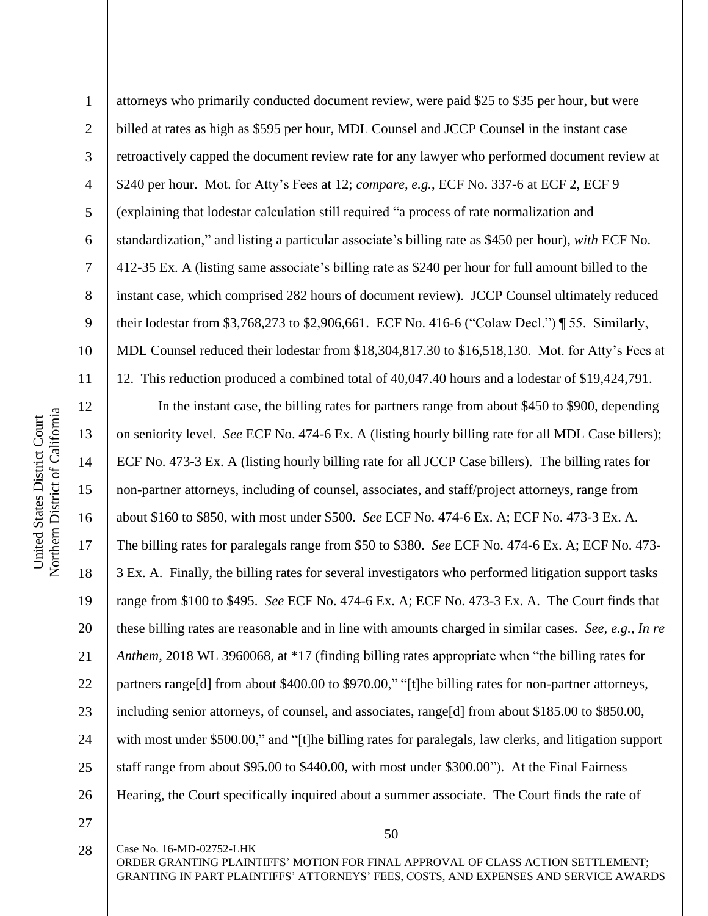attorneys who primarily conducted document review, were paid $25 to $35 per hour, but were billed at rates as high as $595 per hour, MDL Counsel and JCCP Counsel in the instant case retroactively capped the document review rate for any lawyer who performed document review at $240 per hour. Mot. for Atty's Fees at 12; *compare, e.g.*, ECF No. 337-6 at ECF 2, ECF 9 (explaining that lodestar calculation still required "a process of rate normalization and standardization," and listing a particular associate's billing rate as $450 per hour), *with* ECF No. 412-35 Ex. A (listing same associate's billing rate as $240 per hour for full amount billed to the instant case, which comprised 282 hours of document review). JCCP Counsel ultimately reduced their lodestar from $3,768,273 to $2,906,661. ECF No. 416-6 ("Colaw Decl.") ¶ 55. Similarly, MDL Counsel reduced their lodestar from $18,304,817.30 to $16,518,130. Mot. for Atty's Fees at 12. This reduction produced a combined total of 40,047.40 hours and a lodestar of $19,424,791.

In the instant case, the billing rates for partners range from about $450 to $900, depending on seniority level. *See* ECF No. 474-6 Ex. A (listing hourly billing rate for all MDL Case billers); ECF No. 473-3 Ex. A (listing hourly billing rate for all JCCP Case billers). The billing rates for non-partner attorneys, including of counsel, associates, and staff/project attorneys, range from about $160 to $850, with most under $500. *See* ECF No. 474-6 Ex. A; ECF No. 473-3 Ex. A. The billing rates for paralegals range from $50 to $380. *See* ECF No. 474-6 Ex. A; ECF No. 473-3 Ex. A. Finally, the billing rates for several investigators who performed litigation support tasks range from $100 to $495. *See* ECF No. 474-6 Ex. A; ECF No. 473-3 Ex. A. The Court finds that these billing rates are reasonable and in line with amounts charged in similar cases. *See, e.g.*, *In re Anthem*, 2018 WL 3960068, at *17 (finding billing rates appropriate when "the billing rates for partners range[d] from about $400.00 to $970.00," "[t]he billing rates for non-partner attorneys, including senior attorneys, of counsel, and associates, range[d] from about $185.00 to $850.00, with most under $500.00," and "[t]he billing rates for paralegals, law clerks, and litigation support staff range from about $95.00 to $440.00, with most under $300.00"). At the Final Fairness Hearing, the Court specifically inquired about a summer associate. The Court finds the rate of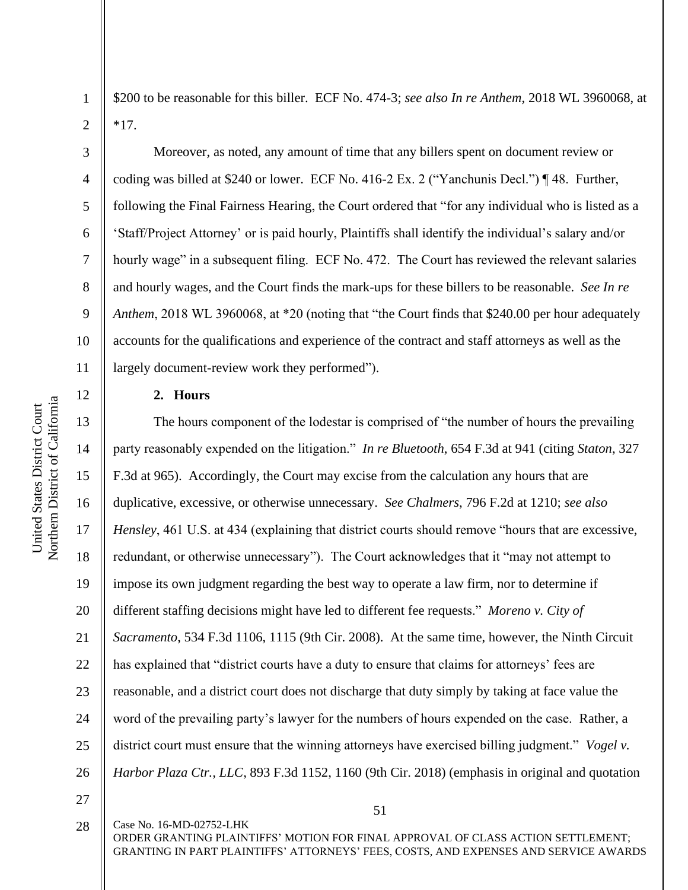$200 to be reasonable for this biller. ECF No. 474-3; *see also In re Anthem*, 2018 WL 3960068, at *17.

Moreover, as noted, any amount of time that any billers spent on document review or coding was billed at $240 or lower. ECF No. 416-2 Ex. 2 ("Yanchunis Decl.") ¶ 48. Further, following the Final Fairness Hearing, the Court ordered that "for any individual who is listed as a 'Staff/Project Attorney' or is paid hourly, Plaintiffs shall identify the individual's salary and/or hourly wage" in a subsequent filing. ECF No. 472. The Court has reviewed the relevant salaries and hourly wages, and the Court finds the mark-ups for these billers to be reasonable. *See In re Anthem*, 2018 WL 3960068, at *20 (noting that "the Court finds that $240.00 per hour adequately accounts for the qualifications and experience of the contract and staff attorneys as well as the largely document-review work they performed").

### 2. Hours

The hours component of the lodestar is comprised of "the number of hours the prevailing party reasonably expended on the litigation." *In re Bluetooth*, 654 F.3d at 941 (citing *Staton*, 327 F.3d at 965). Accordingly, the Court may excise from the calculation any hours that are duplicative, excessive, or otherwise unnecessary. *See Chalmers*, 796 F.2d at 1210; *see also Hensley*, 461 U.S. at 434 (explaining that district courts should remove "hours that are excessive, redundant, or otherwise unnecessary"). The Court acknowledges that it "may not attempt to impose its own judgment regarding the best way to operate a law firm, nor to determine if different staffing decisions might have led to different fee requests." *Moreno v. City of Sacramento*, 534 F.3d 1106, 1115 (9th Cir. 2008). At the same time, however, the Ninth Circuit has explained that "district courts have a duty to ensure that claims for attorneys' fees are reasonable, and a district court does not discharge that duty simply by taking at face value the word of the prevailing party's lawyer for the numbers of hours expended on the case. Rather, a district court must ensure that the winning attorneys have exercised billing judgment." *Vogel v. Harbor Plaza Ctr., LLC*, 893 F.3d 1152, 1160 (9th Cir. 2018) (emphasis in original and quotation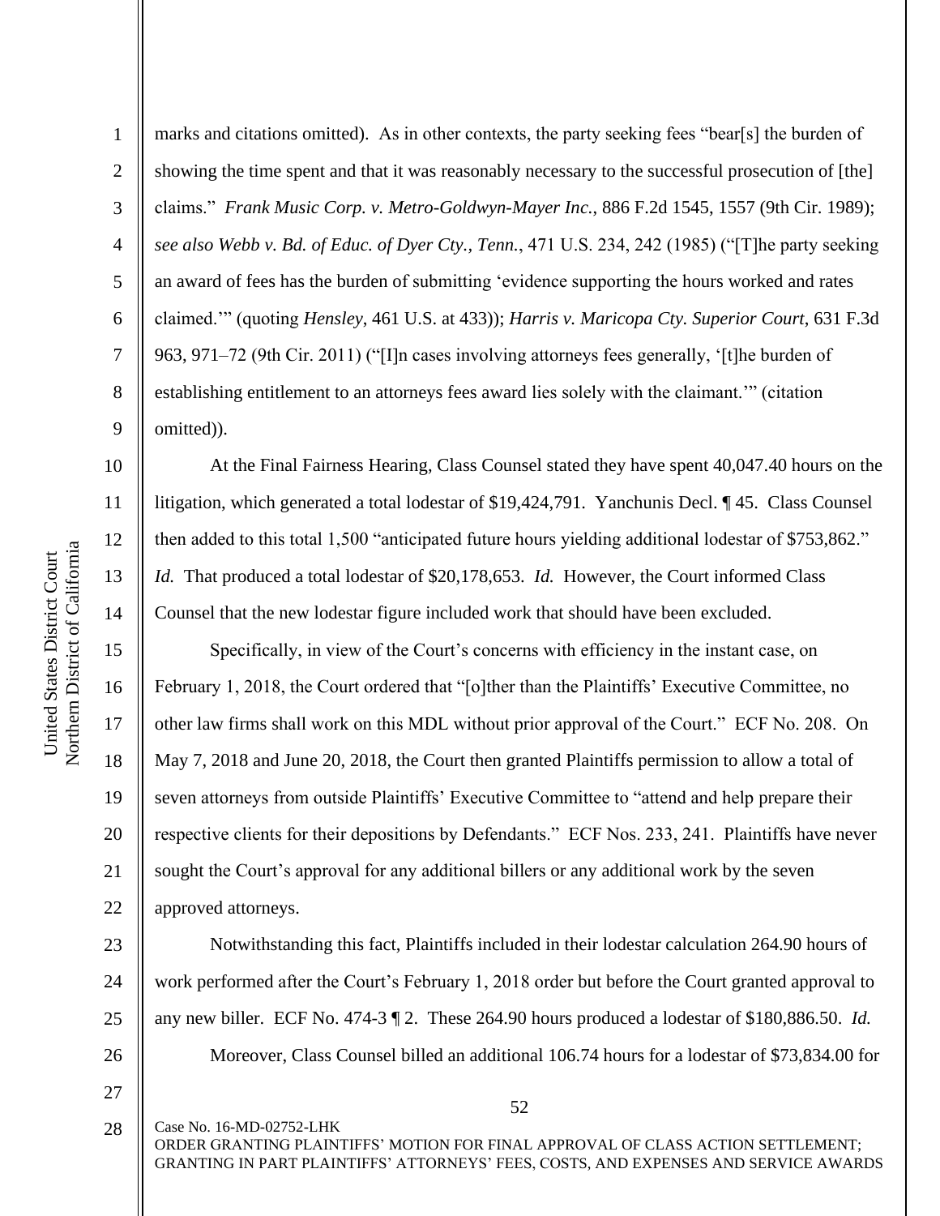marks and citations omitted). As in other contexts, the party seeking fees "bear[s] the burden of showing the time spent and that it was reasonably necessary to the successful prosecution of [the] claims." *Frank Music Corp. v. Metro-Goldwyn-Mayer Inc.*, 886 F.2d 1545, 1557 (9th Cir. 1989); *see also Webb v. Bd. of Educ. of Dyer Cty., Tenn.*, 471 U.S. 234, 242 (1985) ("[T]he party seeking an award of fees has the burden of submitting 'evidence supporting the hours worked and rates claimed.'" (quoting *Hensley*, 461 U.S. at 433)); *Harris v. Maricopa Cty. Superior Court*, 631 F.3d 963, 971–72 (9th Cir. 2011) ("[I]n cases involving attorneys fees generally, '[t]he burden of establishing entitlement to an attorneys fees award lies solely with the claimant.'" (citation omitted)).

At the Final Fairness Hearing, Class Counsel stated they have spent 40,047.40 hours on the litigation, which generated a total lodestar of $19,424,791. Yanchunis Decl. ¶ 45. Class Counsel then added to this total 1,500 "anticipated future hours yielding additional lodestar of $753,862." *Id.* That produced a total lodestar of $20,178,653. *Id.* However, the Court informed Class Counsel that the new lodestar figure included work that should have been excluded.

Specifically, in view of the Court's concerns with efficiency in the instant case, on February 1, 2018, the Court ordered that "[o]ther than the Plaintiffs' Executive Committee, no other law firms shall work on this MDL without prior approval of the Court." ECF No. 208. On May 7, 2018 and June 20, 2018, the Court then granted Plaintiffs permission to allow a total of seven attorneys from outside Plaintiffs' Executive Committee to "attend and help prepare their respective clients for their depositions by Defendants." ECF Nos. 233, 241. Plaintiffs have never sought the Court's approval for any additional billers or any additional work by the seven approved attorneys.

Notwithstanding this fact, Plaintiffs included in their lodestar calculation 264.90 hours of work performed after the Court's February 1, 2018 order but before the Court granted approval to any new biller. ECF No. 474-3 ¶ 2. These 264.90 hours produced a lodestar of $180,886.50. *Id.*

Moreover, Class Counsel billed an additional 106.74 hours for a lodestar of $73,834.00 for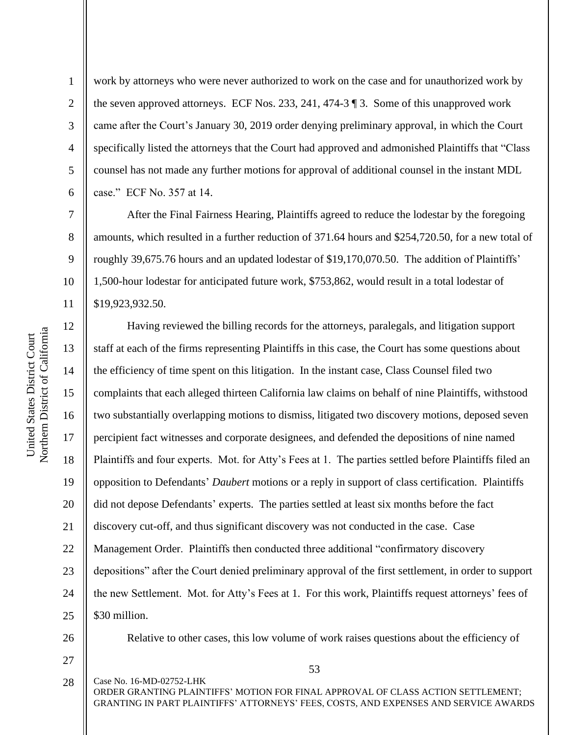work by attorneys who were never authorized to work on the case and for unauthorized work by the seven approved attorneys. ECF Nos. 233, 241, 474-3 ¶ 3. Some of this unapproved work came after the Court's January 30, 2019 order denying preliminary approval, in which the Court specifically listed the attorneys that the Court had approved and admonished Plaintiffs that "Class counsel has not made any further motions for approval of additional counsel in the instant MDL case." ECF No. 357 at 14.

After the Final Fairness Hearing, Plaintiffs agreed to reduce the lodestar by the foregoing amounts, which resulted in a further reduction of 371.64 hours and $254,720.50, for a new total of roughly 39,675.76 hours and an updated lodestar of $19,170,070.50. The addition of Plaintiffs' 1,500-hour lodestar for anticipated future work, $753,862, would result in a total lodestar of $19,923,932.50.

Having reviewed the billing records for the attorneys, paralegals, and litigation support staff at each of the firms representing Plaintiffs in this case, the Court has some questions about the efficiency of time spent on this litigation. In the instant case, Class Counsel filed two complaints that each alleged thirteen California law claims on behalf of nine Plaintiffs, withstood two substantially overlapping motions to dismiss, litigated two discovery motions, deposed seven percipient fact witnesses and corporate designees, and defended the depositions of nine named Plaintiffs and four experts. Mot. for Atty's Fees at 1. The parties settled before Plaintiffs filed an opposition to Defendants' *Daubert* motions or a reply in support of class certification. Plaintiffs did not depose Defendants' experts. The parties settled at least six months before the fact discovery cut-off, and thus significant discovery was not conducted in the case. Case Management Order. Plaintiffs then conducted three additional "confirmatory discovery depositions" after the Court denied preliminary approval of the first settlement, in order to support the new Settlement. Mot. for Atty's Fees at 1. For this work, Plaintiffs request attorneys' fees of $30 million.

Relative to other cases, this low volume of work raises questions about the efficiency of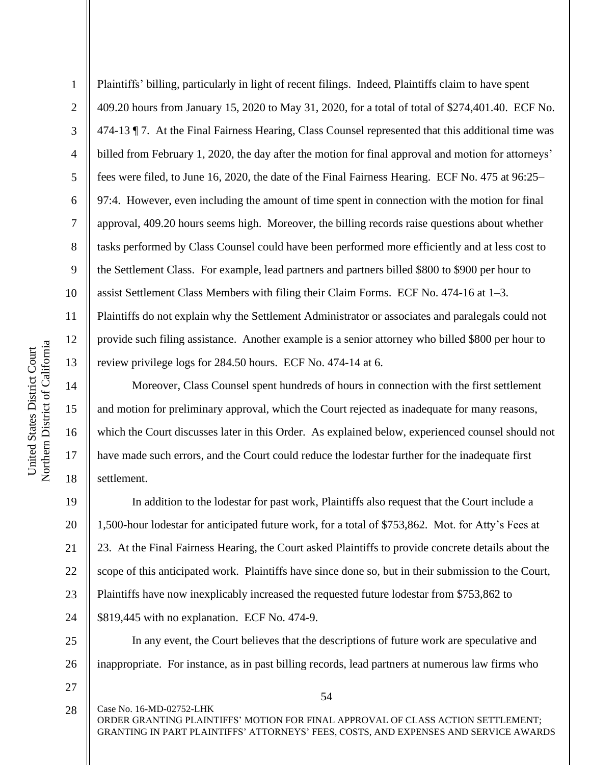Plaintiffs' billing, particularly in light of recent filings. Indeed, Plaintiffs claim to have spent 409.20 hours from January 15, 2020 to May 31, 2020, for a total of total of $274,401.40. ECF No. 474-13 ¶ 7. At the Final Fairness Hearing, Class Counsel represented that this additional time was billed from February 1, 2020, the day after the motion for final approval and motion for attorneys' fees were filed, to June 16, 2020, the date of the Final Fairness Hearing. ECF No. 475 at 96:25–97:4. However, even including the amount of time spent in connection with the motion for final approval, 409.20 hours seems high. Moreover, the billing records raise questions about whether tasks performed by Class Counsel could have been performed more efficiently and at less cost to the Settlement Class. For example, lead partners and partners billed $800 to $900 per hour to assist Settlement Class Members with filing their Claim Forms. ECF No. 474-16 at 1–3. Plaintiffs do not explain why the Settlement Administrator or associates and paralegals could not provide such filing assistance. Another example is a senior attorney who billed $800 per hour to review privilege logs for 284.50 hours. ECF No. 474-14 at 6.

Moreover, Class Counsel spent hundreds of hours in connection with the first settlement and motion for preliminary approval, which the Court rejected as inadequate for many reasons, which the Court discusses later in this Order. As explained below, experienced counsel should not have made such errors, and the Court could reduce the lodestar further for the inadequate first settlement.

In addition to the lodestar for past work, Plaintiffs also request that the Court include a 1,500-hour lodestar for anticipated future work, for a total of $753,862. Mot. for Atty's Fees at 23. At the Final Fairness Hearing, the Court asked Plaintiffs to provide concrete details about the scope of this anticipated work. Plaintiffs have since done so, but in their submission to the Court, Plaintiffs have now inexplicably increased the requested future lodestar from $753,862 to $819,445 with no explanation. ECF No. 474-9.

In any event, the Court believes that the descriptions of future work are speculative and inappropriate. For instance, as in past billing records, lead partners at numerous law firms who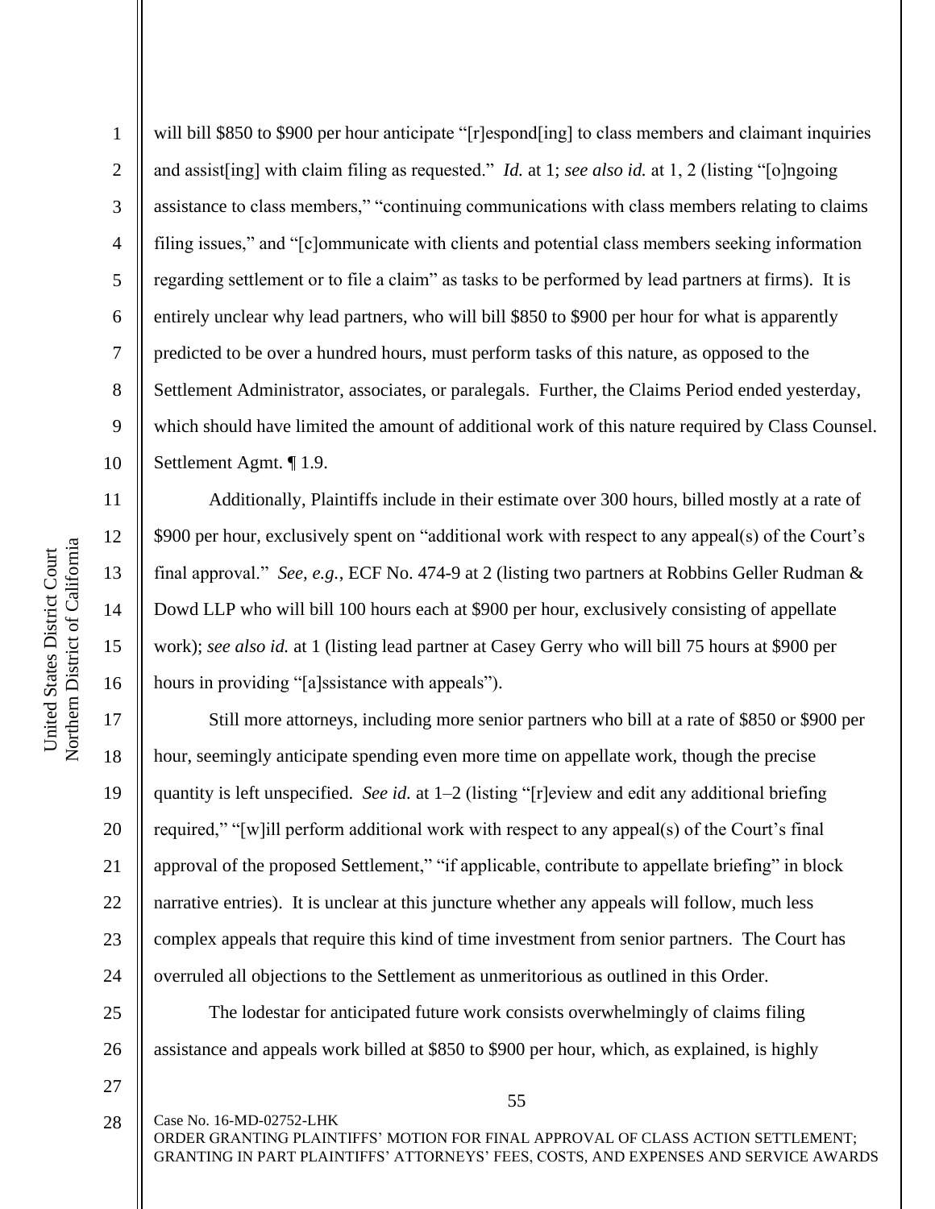will bill $850 to $900 per hour anticipate "[r]espond[ing] to class members and claimant inquiries and assist[ing] with claim filing as requested." *Id.* at 1; *see also id.* at 1, 2 (listing "[o]ngoing assistance to class members," "continuing communications with class members relating to claims filing issues," and "[c]ommunicate with clients and potential class members seeking information regarding settlement or to file a claim" as tasks to be performed by lead partners at firms). It is entirely unclear why lead partners, who will bill $850 to $900 per hour for what is apparently predicted to be over a hundred hours, must perform tasks of this nature, as opposed to the Settlement Administrator, associates, or paralegals. Further, the Claims Period ended yesterday, which should have limited the amount of additional work of this nature required by Class Counsel. Settlement Agmt. ¶ 1.9.

Additionally, Plaintiffs include in their estimate over 300 hours, billed mostly at a rate of $900 per hour, exclusively spent on "additional work with respect to any appeal(s) of the Court's final approval." *See, e.g.*, ECF No. 474-9 at 2 (listing two partners at Robbins Geller Rudman & Dowd LLP who will bill 100 hours each at $900 per hour, exclusively consisting of appellate work); *see also id.* at 1 (listing lead partner at Casey Gerry who will bill 75 hours at $900 per hours in providing "[a]ssistance with appeals").

Still more attorneys, including more senior partners who bill at a rate of $850 or $900 per hour, seemingly anticipate spending even more time on appellate work, though the precise quantity is left unspecified. *See id.* at 1–2 (listing "[r]eview and edit any additional briefing required," "[w]ill perform additional work with respect to any appeal(s) of the Court's final approval of the proposed Settlement," "if applicable, contribute to appellate briefing" in block narrative entries). It is unclear at this juncture whether any appeals will follow, much less complex appeals that require this kind of time investment from senior partners. The Court has overruled all objections to the Settlement as unmeritorious as outlined in this Order.

The lodestar for anticipated future work consists overwhelmingly of claims filing assistance and appeals work billed at $850 to $900 per hour, which, as explained, is highly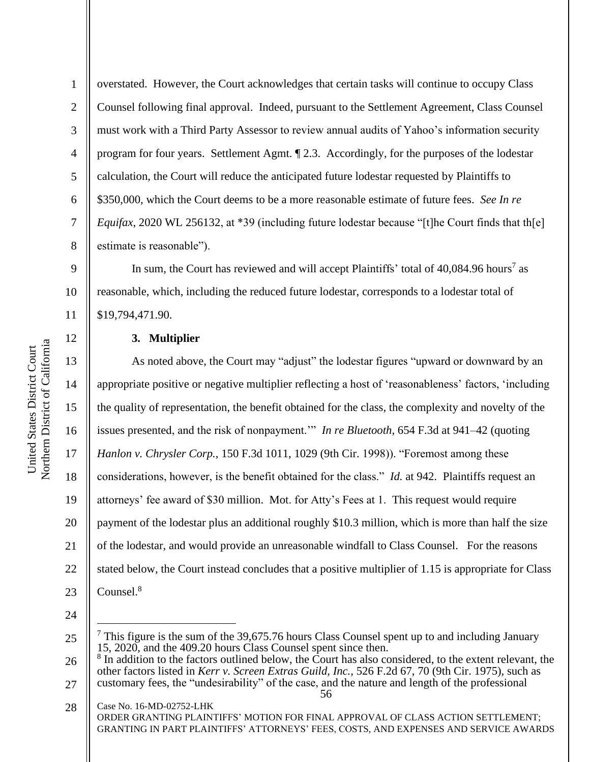overstated. However, the Court acknowledges that certain tasks will continue to occupy Class Counsel following final approval. Indeed, pursuant to the Settlement Agreement, Class Counsel must work with a Third Party Assessor to review annual audits of Yahoo's information security program for four years. Settlement Agmt. ¶ 2.3. Accordingly, for the purposes of the lodestar calculation, the Court will reduce the anticipated future lodestar requested by Plaintiffs to $350,000, which the Court deems to be a more reasonable estimate of future fees. *See In re Equifax*, 2020 WL 256132, at *39 (including future lodestar because "[t]he Court finds that th[e] estimate is reasonable").

In sum, the Court has reviewed and will accept Plaintiffs' total of 40,084.96 hours[7] as reasonable, which, including the reduced future lodestar, corresponds to a lodestar total of $19,794,471.90.

### 3. Multiplier

As noted above, the Court may "adjust" the lodestar figures "upward or downward by an appropriate positive or negative multiplier reflecting a host of 'reasonableness' factors, 'including the quality of representation, the benefit obtained for the class, the complexity and novelty of the issues presented, and the risk of nonpayment.'" *In re Bluetooth*, 654 F.3d at 941–42 (quoting *Hanlon v. Chrysler Corp.*, 150 F.3d 1011, 1029 (9th Cir. 1998)). "Foremost among these considerations, however, is the benefit obtained for the class." *Id.* at 942. Plaintiffs request an attorneys' fee award of $30 million. Mot. for Atty's Fees at 1. This request would require payment of the lodestar plus an additional roughly $10.3 million, which is more than half the size of the lodestar, and would provide an unreasonable windfall to Class Counsel. For the reasons stated below, the Court instead concludes that a positive multiplier of 1.15 is appropriate for Class Counsel.[8]

---

[7] This figure is the sum of the 39,675.76 hours Class Counsel spent up to and including January 15, 2020, and the 409.20 hours Class Counsel spent since then.

[8] In addition to the factors outlined below, the Court has also considered, to the extent relevant, the other factors listed in *Kerr v. Screen Extras Guild, Inc.*, 526 F.2d 67, 70 (9th Cir. 1975), such as customary fees, the "undesirability" of the case, and the nature and length of the professional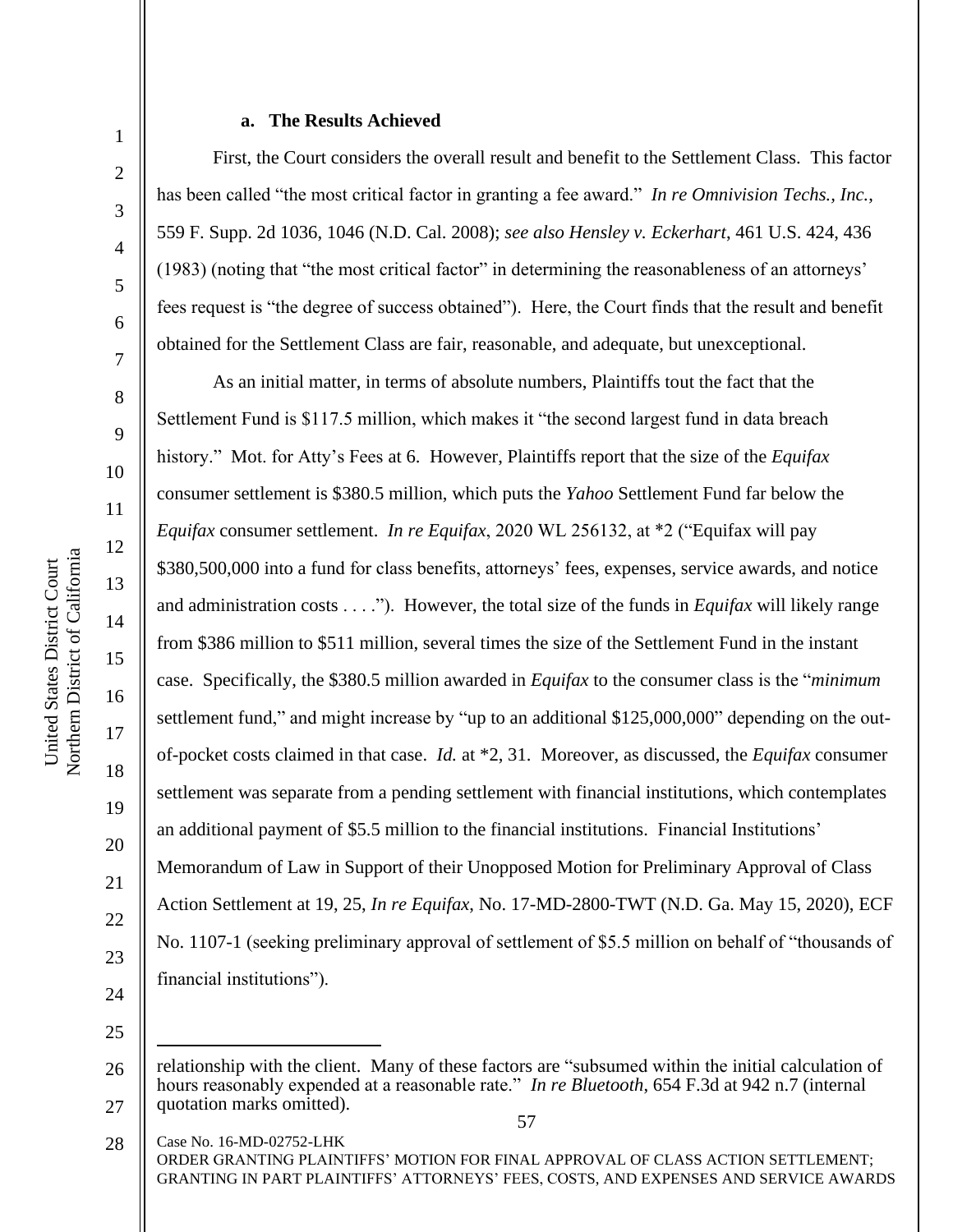**a. The Results Achieved**

First, the Court considers the overall result and benefit to the Settlement Class. This factor has been called "the most critical factor in granting a fee award." *In re Omnivision Techs., Inc.*, 559 F. Supp. 2d 1036, 1046 (N.D. Cal. 2008); *see also Hensley v. Eckerhart*, 461 U.S. 424, 436 (1983) (noting that "the most critical factor" in determining the reasonableness of an attorneys' fees request is "the degree of success obtained"). Here, the Court finds that the result and benefit obtained for the Settlement Class are fair, reasonable, and adequate, but unexceptional.

As an initial matter, in terms of absolute numbers, Plaintiffs tout the fact that the Settlement Fund is $117.5 million, which makes it "the second largest fund in data breach history." Mot. for Atty's Fees at 6. However, Plaintiffs report that the size of the *Equifax* consumer settlement is $380.5 million, which puts the *Yahoo* Settlement Fund far below the *Equifax* consumer settlement. *In re Equifax*, 2020 WL 256132, at *2 ("Equifax will pay $380,500,000 into a fund for class benefits, attorneys' fees, expenses, service awards, and notice and administration costs . . . ."). However, the total size of the funds in *Equifax* will likely range from $386 million to $511 million, several times the size of the Settlement Fund in the instant case. Specifically, the $380.5 million awarded in *Equifax* to the consumer class is the "*minimum* settlement fund," and might increase by "up to an additional $125,000,000" depending on the out-of-pocket costs claimed in that case. *Id.* at *2, 31. Moreover, as discussed, the *Equifax* consumer settlement was separate from a pending settlement with financial institutions, which contemplates an additional payment of $5.5 million to the financial institutions. Financial Institutions' Memorandum of Law in Support of their Unopposed Motion for Preliminary Approval of Class Action Settlement at 19, 25, *In re Equifax*, No. 17-MD-2800-TWT (N.D. Ga. May 15, 2020), ECF No. 1107-1 (seeking preliminary approval of settlement of $5.5 million on behalf of "thousands of financial institutions").

---

relationship with the client. Many of these factors are "subsumed within the initial calculation of hours reasonably expended at a reasonable rate." *In re Bluetooth*, 654 F.3d at 942 n.7 (internal quotation marks omitted).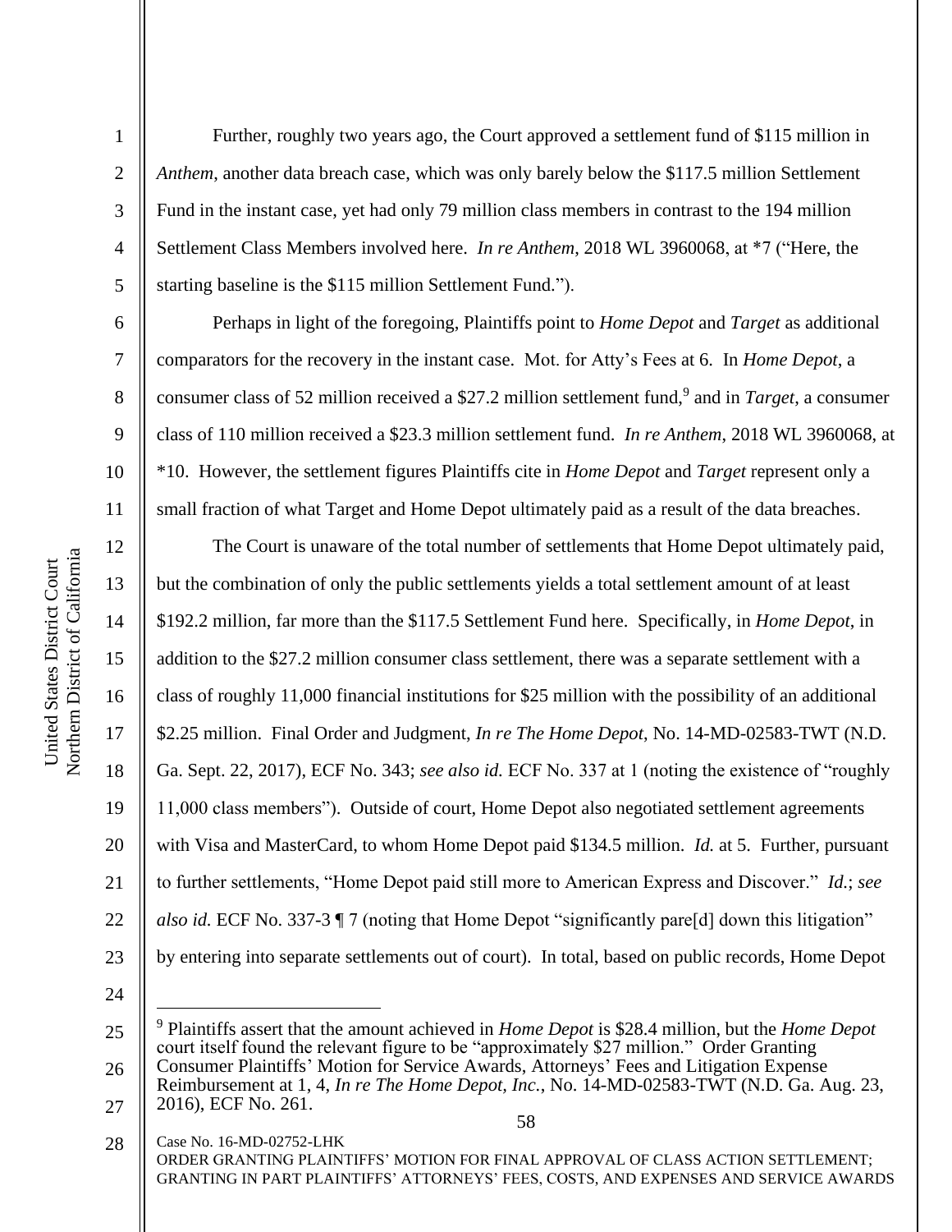Further, roughly two years ago, the Court approved a settlement fund of $115 million in *Anthem*, another data breach case, which was only barely below the $117.5 million Settlement Fund in the instant case, yet had only 79 million class members in contrast to the 194 million Settlement Class Members involved here. *In re Anthem*, 2018 WL 3960068, at *7 ("Here, the starting baseline is the $115 million Settlement Fund.").

Perhaps in light of the foregoing, Plaintiffs point to *Home Depot* and *Target* as additional comparators for the recovery in the instant case. Mot. for Atty's Fees at 6. In *Home Depot*, a consumer class of 52 million received a $27.2 million settlement fund,[9] and in *Target*, a consumer class of 110 million received a $23.3 million settlement fund. *In re Anthem*, 2018 WL 3960068, at *10. However, the settlement figures Plaintiffs cite in *Home Depot* and *Target* represent only a small fraction of what Target and Home Depot ultimately paid as a result of the data breaches.

The Court is unaware of the total number of settlements that Home Depot ultimately paid, but the combination of only the public settlements yields a total settlement amount of at least $192.2 million, far more than the $117.5 Settlement Fund here. Specifically, in *Home Depot*, in addition to the $27.2 million consumer class settlement, there was a separate settlement with a class of roughly 11,000 financial institutions for $25 million with the possibility of an additional $2.25 million. Final Order and Judgment, *In re The Home Depot*, No. 14-MD-02583-TWT (N.D. Ga. Sept. 22, 2017), ECF No. 343; *see also id.* ECF No. 337 at 1 (noting the existence of "roughly 11,000 class members"). Outside of court, Home Depot also negotiated settlement agreements with Visa and MasterCard, to whom Home Depot paid $134.5 million. *Id.* at 5. Further, pursuant to further settlements, "Home Depot paid still more to American Express and Discover." *Id.*; *see also id.* ECF No. 337-3 ¶ 7 (noting that Home Depot "significantly pare[d] down this litigation" by entering into separate settlements out of court). In total, based on public records, Home Depot

[9] Plaintiffs assert that the amount achieved in *Home Depot* is $28.4 million, but the *Home Depot* court itself found the relevant figure to be "approximately $27 million." Order Granting Consumer Plaintiffs' Motion for Service Awards, Attorneys' Fees and Litigation Expense Reimbursement at 1, 4, *In re The Home Depot, Inc.*, No. 14-MD-02583-TWT (N.D. Ga. Aug. 23, 2016), ECF No. 261.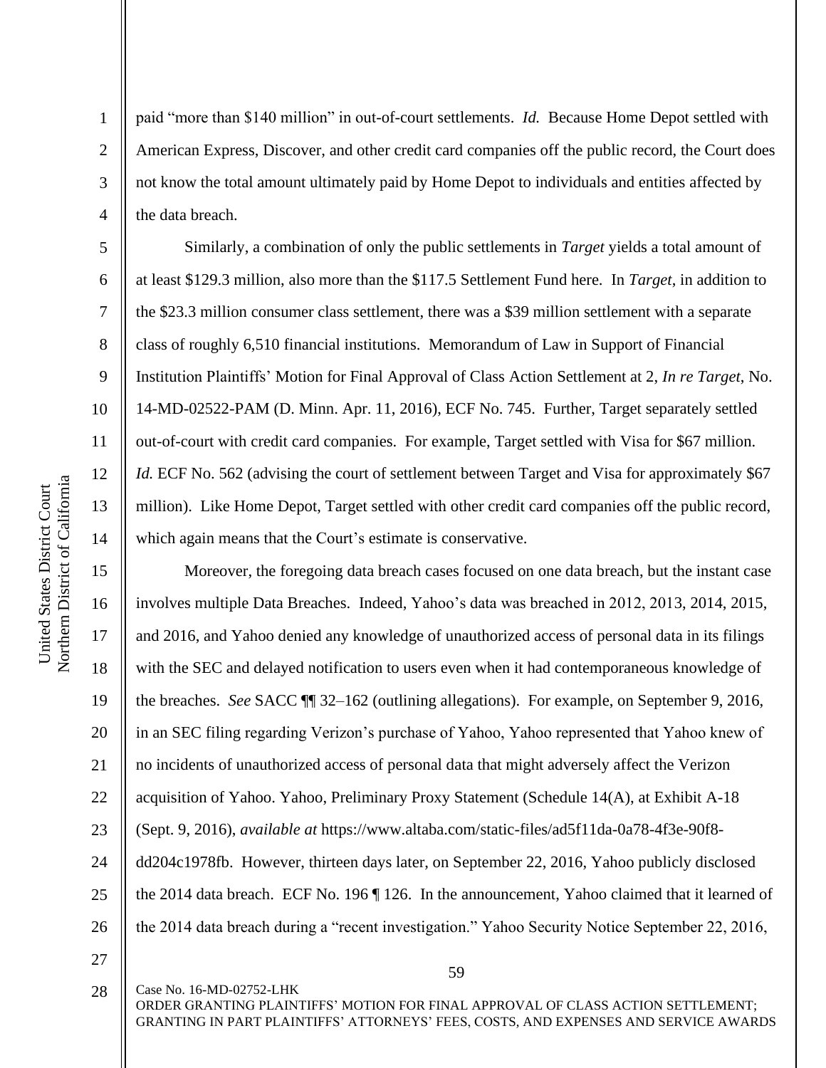paid "more than $140 million" in out-of-court settlements. *Id.* Because Home Depot settled with American Express, Discover, and other credit card companies off the public record, the Court does not know the total amount ultimately paid by Home Depot to individuals and entities affected by the data breach.

Similarly, a combination of only the public settlements in *Target* yields a total amount of at least $129.3 million, also more than the $117.5 Settlement Fund here. In *Target*, in addition to the $23.3 million consumer class settlement, there was a $39 million settlement with a separate class of roughly 6,510 financial institutions. Memorandum of Law in Support of Financial Institution Plaintiffs' Motion for Final Approval of Class Action Settlement at 2, *In re Target*, No. 14-MD-02522-PAM (D. Minn. Apr. 11, 2016), ECF No. 745. Further, Target separately settled out-of-court with credit card companies. For example, Target settled with Visa for $67 million. *Id.* ECF No. 562 (advising the court of settlement between Target and Visa for approximately $67 million). Like Home Depot, Target settled with other credit card companies off the public record, which again means that the Court's estimate is conservative.

Moreover, the foregoing data breach cases focused on one data breach, but the instant case involves multiple Data Breaches. Indeed, Yahoo's data was breached in 2012, 2013, 2014, 2015, and 2016, and Yahoo denied any knowledge of unauthorized access of personal data in its filings with the SEC and delayed notification to users even when it had contemporaneous knowledge of the breaches. *See* SACC ¶¶ 32–162 (outlining allegations). For example, on September 9, 2016, in an SEC filing regarding Verizon's purchase of Yahoo, Yahoo represented that Yahoo knew of no incidents of unauthorized access of personal data that might adversely affect the Verizon acquisition of Yahoo. Yahoo, Preliminary Proxy Statement (Schedule 14(A), at Exhibit A-18 (Sept. 9, 2016), *available at* https://www.altaba.com/static-files/ad5f11da-0a78-4f3e-90f8-dd204c1978fb. However, thirteen days later, on September 22, 2016, Yahoo publicly disclosed the 2014 data breach. ECF No. 196 ¶ 126. In the announcement, Yahoo claimed that it learned of the 2014 data breach during a "recent investigation." Yahoo Security Notice September 22, 2016,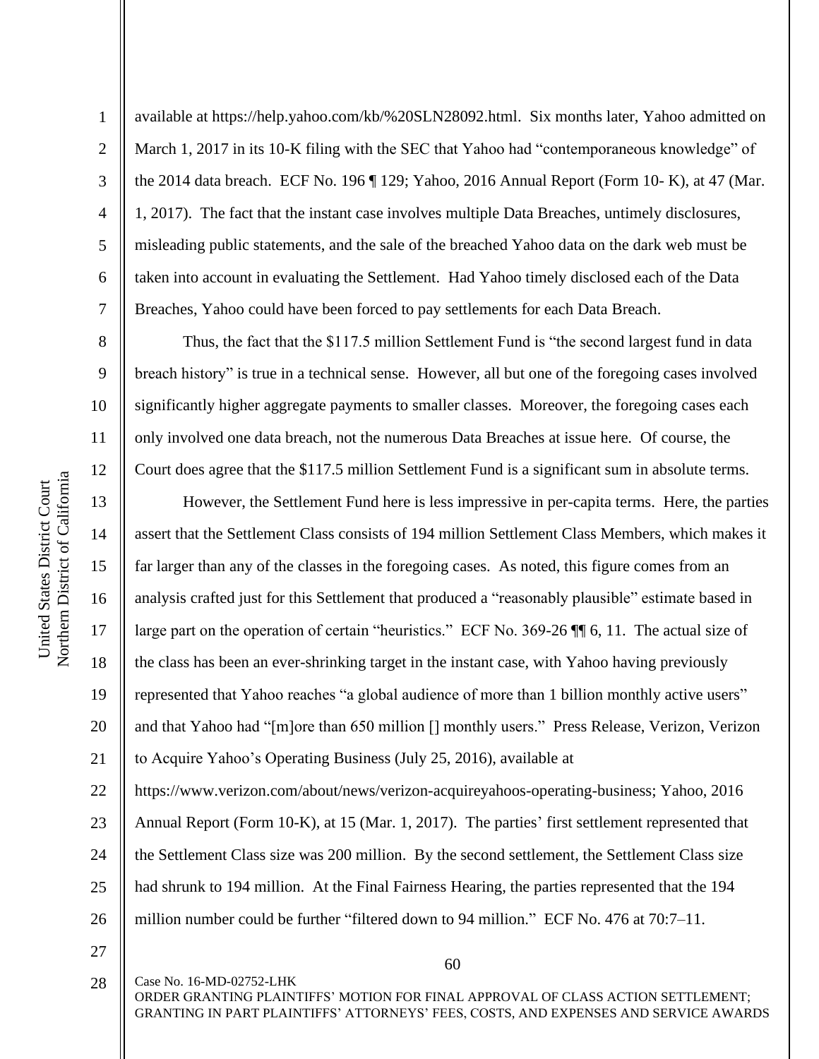available at https://help.yahoo.com/kb/%20SLN28092.html. Six months later, Yahoo admitted on March 1, 2017 in its 10-K filing with the SEC that Yahoo had "contemporaneous knowledge" of the 2014 data breach. ECF No. 196 ¶ 129; Yahoo, 2016 Annual Report (Form 10- K), at 47 (Mar. 1, 2017). The fact that the instant case involves multiple Data Breaches, untimely disclosures, misleading public statements, and the sale of the breached Yahoo data on the dark web must be taken into account in evaluating the Settlement. Had Yahoo timely disclosed each of the Data Breaches, Yahoo could have been forced to pay settlements for each Data Breach.

Thus, the fact that the $117.5 million Settlement Fund is "the second largest fund in data breach history" is true in a technical sense. However, all but one of the foregoing cases involved significantly higher aggregate payments to smaller classes. Moreover, the foregoing cases each only involved one data breach, not the numerous Data Breaches at issue here. Of course, the Court does agree that the $117.5 million Settlement Fund is a significant sum in absolute terms.

However, the Settlement Fund here is less impressive in per-capita terms. Here, the parties assert that the Settlement Class consists of 194 million Settlement Class Members, which makes it far larger than any of the classes in the foregoing cases. As noted, this figure comes from an analysis crafted just for this Settlement that produced a "reasonably plausible" estimate based in large part on the operation of certain "heuristics." ECF No. 369-26 ¶¶ 6, 11. The actual size of the class has been an ever-shrinking target in the instant case, with Yahoo having previously represented that Yahoo reaches "a global audience of more than 1 billion monthly active users" and that Yahoo had "[m]ore than 650 million [] monthly users." Press Release, Verizon, Verizon to Acquire Yahoo's Operating Business (July 25, 2016), available at https://www.verizon.com/about/news/verizon-acquireyahoos-operating-business; Yahoo, 2016 Annual Report (Form 10-K), at 15 (Mar. 1, 2017). The parties' first settlement represented that the Settlement Class size was 200 million. By the second settlement, the Settlement Class size had shrunk to 194 million. At the Final Fairness Hearing, the parties represented that the 194 million number could be further "filtered down to 94 million." ECF No. 476 at 70:7–11.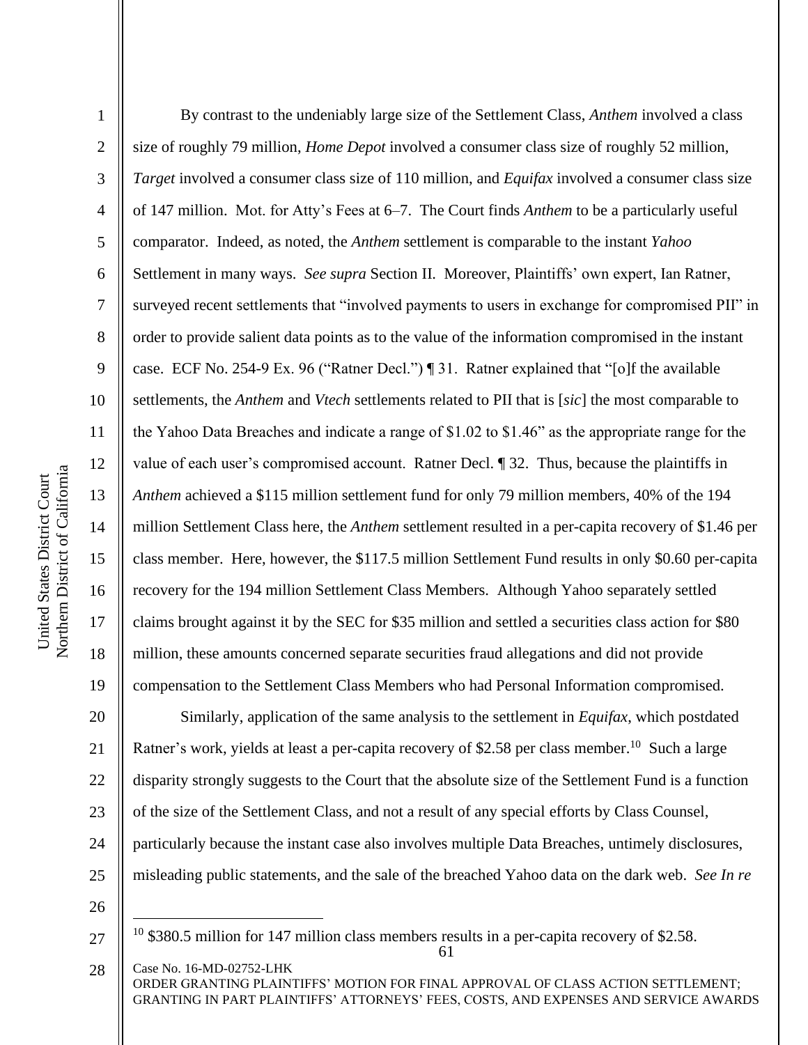By contrast to the undeniably large size of the Settlement Class, *Anthem* involved a class size of roughly 79 million, *Home Depot* involved a consumer class size of roughly 52 million, *Target* involved a consumer class size of 110 million, and *Equifax* involved a consumer class size of 147 million. Mot. for Atty's Fees at 6–7. The Court finds *Anthem* to be a particularly useful comparator. Indeed, as noted, the *Anthem* settlement is comparable to the instant *Yahoo* Settlement in many ways. *See supra* Section II. Moreover, Plaintiffs' own expert, Ian Ratner, surveyed recent settlements that "involved payments to users in exchange for compromised PII" in order to provide salient data points as to the value of the information compromised in the instant case. ECF No. 254-9 Ex. 96 ("Ratner Decl.") ¶ 31. Ratner explained that "[o]f the available settlements, the *Anthem* and *Vtech* settlements related to PII that is [*sic*] the most comparable to the Yahoo Data Breaches and indicate a range of $1.02 to $1.46" as the appropriate range for the value of each user's compromised account. Ratner Decl. ¶ 32. Thus, because the plaintiffs in *Anthem* achieved a $115 million settlement fund for only 79 million members, 40% of the 194 million Settlement Class here, the *Anthem* settlement resulted in a per-capita recovery of $1.46 per class member. Here, however, the $117.5 million Settlement Fund results in only $0.60 per-capita recovery for the 194 million Settlement Class Members. Although Yahoo separately settled claims brought against it by the SEC for $35 million and settled a securities class action for $80 million, these amounts concerned separate securities fraud allegations and did not provide compensation to the Settlement Class Members who had Personal Information compromised.

Similarly, application of the same analysis to the settlement in *Equifax*, which postdated Ratner's work, yields at least a per-capita recovery of $2.58 per class member.[10] Such a large disparity strongly suggests to the Court that the absolute size of the Settlement Fund is a function of the size of the Settlement Class, and not a result of any special efforts by Class Counsel, particularly because the instant case also involves multiple Data Breaches, untimely disclosures, misleading public statements, and the sale of the breached Yahoo data on the dark web. *See In re*

[10] $380.5 million for 147 million class members results in a per-capita recovery of $2.58.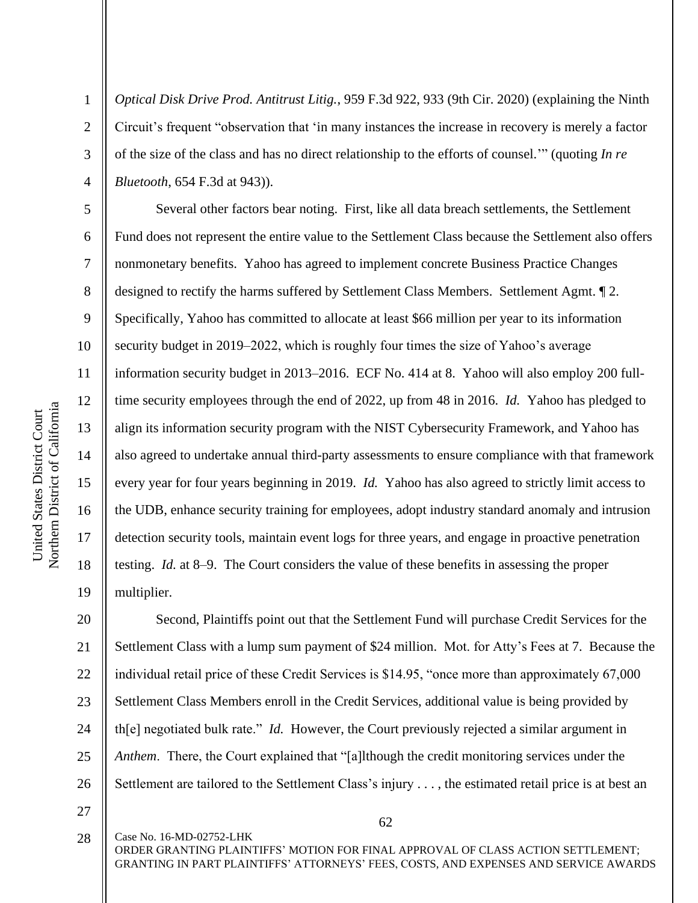*Optical Disk Drive Prod. Antitrust Litig.*, 959 F.3d 922, 933 (9th Cir. 2020) (explaining the Ninth Circuit's frequent "observation that 'in many instances the increase in recovery is merely a factor of the size of the class and has no direct relationship to the efforts of counsel.'" (quoting *In re Bluetooth*, 654 F.3d at 943)).

Several other factors bear noting. First, like all data breach settlements, the Settlement Fund does not represent the entire value to the Settlement Class because the Settlement also offers nonmonetary benefits. Yahoo has agreed to implement concrete Business Practice Changes designed to rectify the harms suffered by Settlement Class Members. Settlement Agmt. ¶ 2. Specifically, Yahoo has committed to allocate at least $66 million per year to its information security budget in 2019–2022, which is roughly four times the size of Yahoo's average information security budget in 2013–2016. ECF No. 414 at 8. Yahoo will also employ 200 full-time security employees through the end of 2022, up from 48 in 2016. *Id.* Yahoo has pledged to align its information security program with the NIST Cybersecurity Framework, and Yahoo has also agreed to undertake annual third-party assessments to ensure compliance with that framework every year for four years beginning in 2019. *Id.* Yahoo has also agreed to strictly limit access to the UDB, enhance security training for employees, adopt industry standard anomaly and intrusion detection security tools, maintain event logs for three years, and engage in proactive penetration testing. *Id.* at 8–9. The Court considers the value of these benefits in assessing the proper multiplier.

Second, Plaintiffs point out that the Settlement Fund will purchase Credit Services for the Settlement Class with a lump sum payment of $24 million. Mot. for Atty's Fees at 7. Because the individual retail price of these Credit Services is $14.95, "once more than approximately 67,000 Settlement Class Members enroll in the Credit Services, additional value is being provided by th[e] negotiated bulk rate." *Id.* However, the Court previously rejected a similar argument in *Anthem*. There, the Court explained that "[a]lthough the credit monitoring services under the Settlement are tailored to the Settlement Class's injury . . . , the estimated retail price is at best an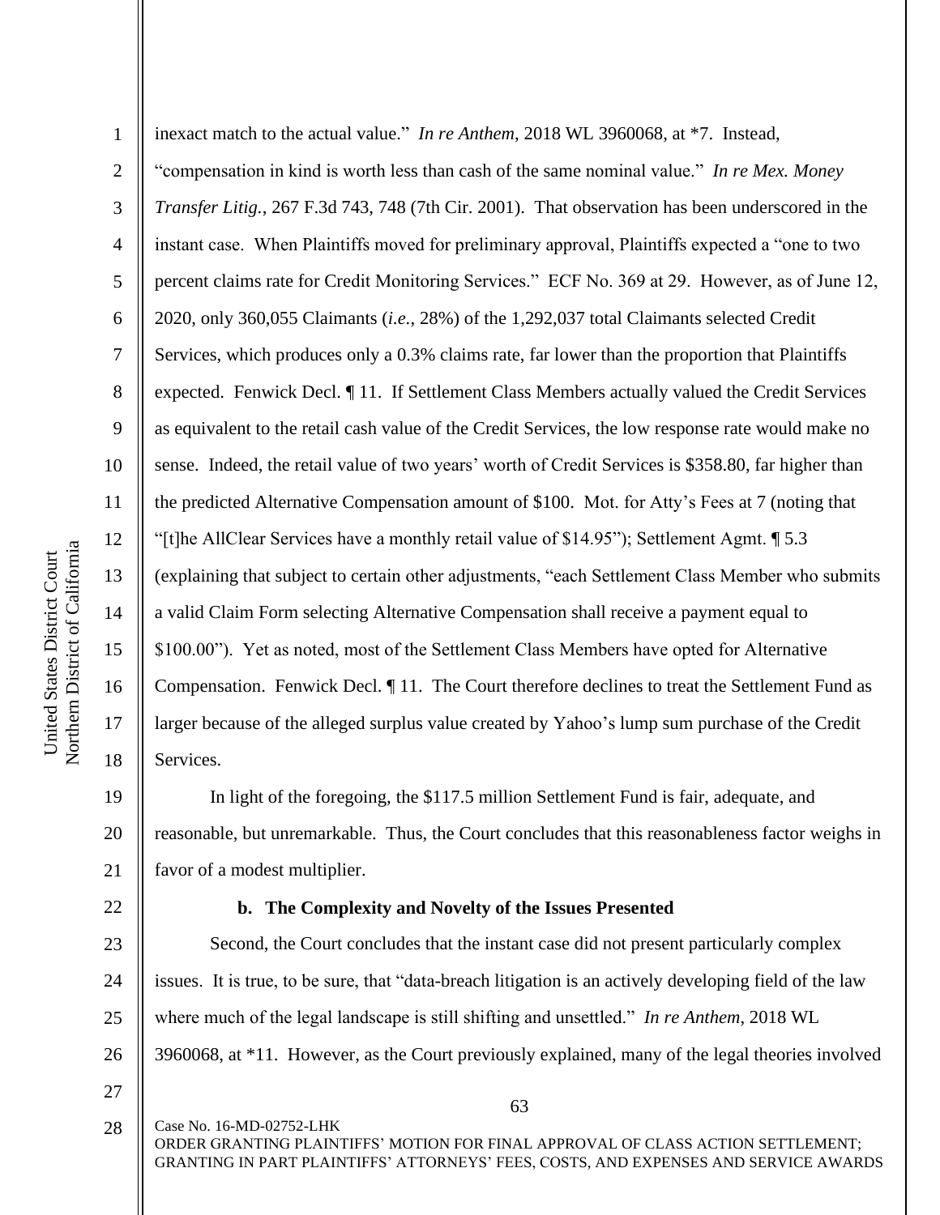inexact match to the actual value." *In re Anthem*, 2018 WL 3960068, at *7. Instead, "compensation in kind is worth less than cash of the same nominal value." *In re Mex. Money Transfer Litig.*, 267 F.3d 743, 748 (7th Cir. 2001). That observation has been underscored in the instant case. When Plaintiffs moved for preliminary approval, Plaintiffs expected a "one to two percent claims rate for Credit Monitoring Services." ECF No. 369 at 29. However, as of June 12, 2020, only 360,055 Claimants (*i.e.*, 28%) of the 1,292,037 total Claimants selected Credit Services, which produces only a 0.3% claims rate, far lower than the proportion that Plaintiffs expected. Fenwick Decl. ¶ 11. If Settlement Class Members actually valued the Credit Services as equivalent to the retail cash value of the Credit Services, the low response rate would make no sense. Indeed, the retail value of two years' worth of Credit Services is $358.80, far higher than the predicted Alternative Compensation amount of $100. Mot. for Atty's Fees at 7 (noting that "[t]he AllClear Services have a monthly retail value of $14.95"); Settlement Agmt. ¶ 5.3 (explaining that subject to certain other adjustments, "each Settlement Class Member who submits a valid Claim Form selecting Alternative Compensation shall receive a payment equal to $100.00"). Yet as noted, most of the Settlement Class Members have opted for Alternative Compensation. Fenwick Decl. ¶ 11. The Court therefore declines to treat the Settlement Fund as larger because of the alleged surplus value created by Yahoo's lump sum purchase of the Credit Services.

In light of the foregoing, the $117.5 million Settlement Fund is fair, adequate, and reasonable, but unremarkable. Thus, the Court concludes that this reasonableness factor weighs in favor of a modest multiplier.

**b. The Complexity and Novelty of the Issues Presented**

Second, the Court concludes that the instant case did not present particularly complex issues. It is true, to be sure, that "data-breach litigation is an actively developing field of the law where much of the legal landscape is still shifting and unsettled." *In re Anthem*, 2018 WL 3960068, at *11. However, as the Court previously explained, many of the legal theories involved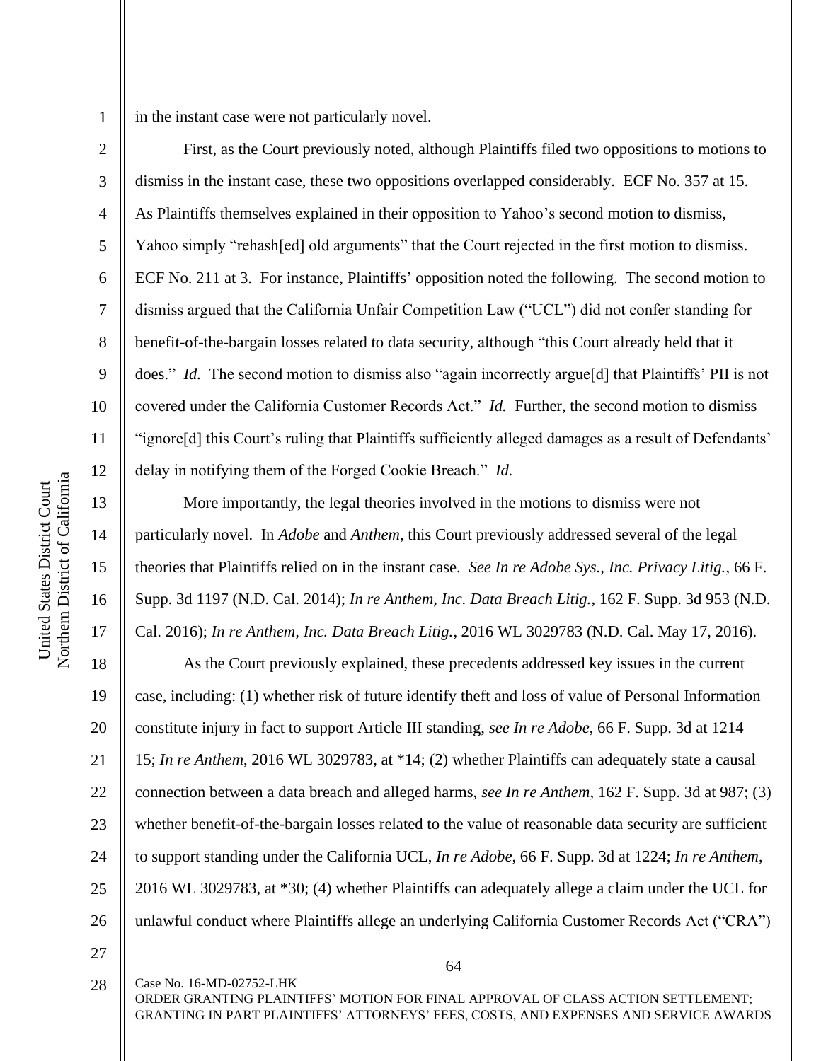in the instant case were not particularly novel.

First, as the Court previously noted, although Plaintiffs filed two oppositions to motions to dismiss in the instant case, these two oppositions overlapped considerably. ECF No. 357 at 15. As Plaintiffs themselves explained in their opposition to Yahoo's second motion to dismiss, Yahoo simply "rehash[ed] old arguments" that the Court rejected in the first motion to dismiss. ECF No. 211 at 3. For instance, Plaintiffs' opposition noted the following. The second motion to dismiss argued that the California Unfair Competition Law ("UCL") did not confer standing for benefit-of-the-bargain losses related to data security, although "this Court already held that it does." *Id.* The second motion to dismiss also "again incorrectly argue[d] that Plaintiffs' PII is not covered under the California Customer Records Act." *Id.* Further, the second motion to dismiss "ignore[d] this Court's ruling that Plaintiffs sufficiently alleged damages as a result of Defendants' delay in notifying them of the Forged Cookie Breach." *Id.*

More importantly, the legal theories involved in the motions to dismiss were not particularly novel. In *Adobe* and *Anthem*, this Court previously addressed several of the legal theories that Plaintiffs relied on in the instant case. *See In re Adobe Sys., Inc. Privacy Litig.*, 66 F. Supp. 3d 1197 (N.D. Cal. 2014); *In re Anthem, Inc. Data Breach Litig.*, 162 F. Supp. 3d 953 (N.D. Cal. 2016); *In re Anthem, Inc. Data Breach Litig.*, 2016 WL 3029783 (N.D. Cal. May 17, 2016).

As the Court previously explained, these precedents addressed key issues in the current case, including: (1) whether risk of future identify theft and loss of value of Personal Information constitute injury in fact to support Article III standing, *see In re Adobe*, 66 F. Supp. 3d at 1214–15; *In re Anthem*, 2016 WL 3029783, at *14; (2) whether Plaintiffs can adequately state a causal connection between a data breach and alleged harms, *see In re Anthem*, 162 F. Supp. 3d at 987; (3) whether benefit-of-the-bargain losses related to the value of reasonable data security are sufficient to support standing under the California UCL, *In re Adobe*, 66 F. Supp. 3d at 1224; *In re Anthem*, 2016 WL 3029783, at *30; (4) whether Plaintiffs can adequately allege a claim under the UCL for unlawful conduct where Plaintiffs allege an underlying California Customer Records Act ("CRA")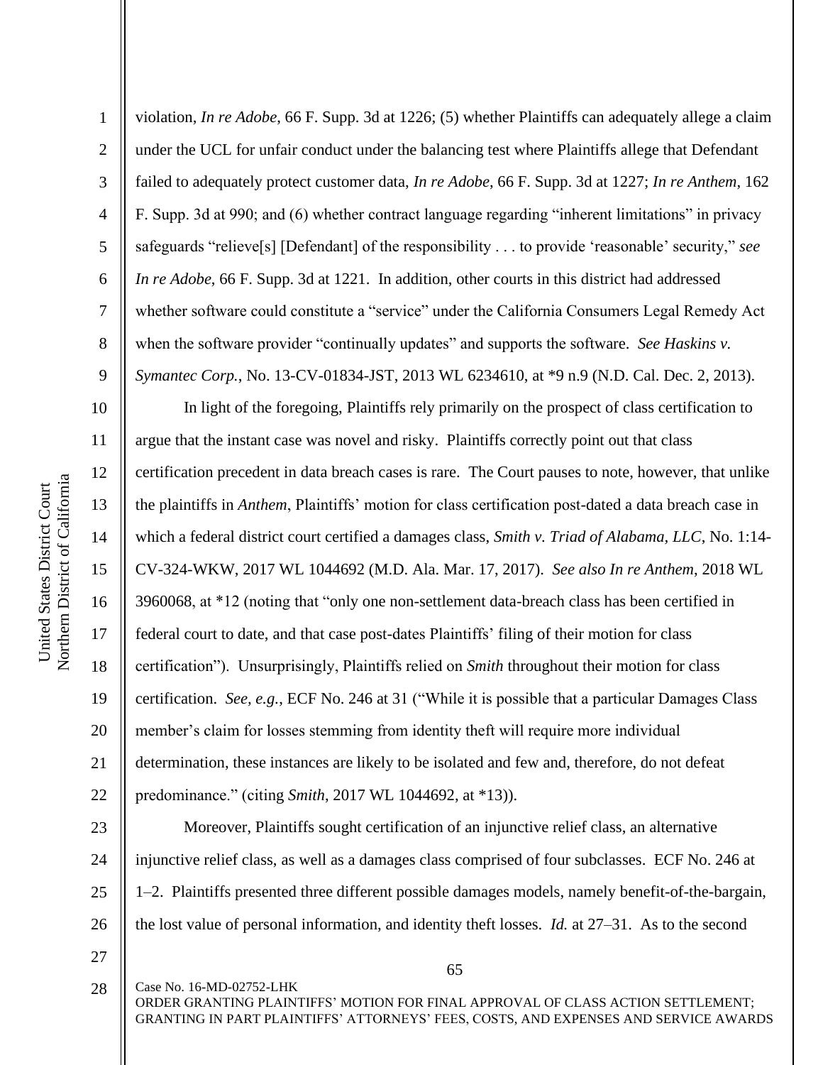violation, *In re Adobe*, 66 F. Supp. 3d at 1226; (5) whether Plaintiffs can adequately allege a claim under the UCL for unfair conduct under the balancing test where Plaintiffs allege that Defendant failed to adequately protect customer data, *In re Adobe*, 66 F. Supp. 3d at 1227; *In re Anthem*, 162 F. Supp. 3d at 990; and (6) whether contract language regarding "inherent limitations" in privacy safeguards "relieve[s] [Defendant] of the responsibility . . . to provide 'reasonable' security," *see In re Adobe*, 66 F. Supp. 3d at 1221. In addition, other courts in this district had addressed whether software could constitute a "service" under the California Consumers Legal Remedy Act when the software provider "continually updates" and supports the software. *See Haskins v. Symantec Corp.*, No. 13-CV-01834-JST, 2013 WL 6234610, at *9 n.9 (N.D. Cal. Dec. 2, 2013).

In light of the foregoing, Plaintiffs rely primarily on the prospect of class certification to argue that the instant case was novel and risky. Plaintiffs correctly point out that class certification precedent in data breach cases is rare. The Court pauses to note, however, that unlike the plaintiffs in *Anthem*, Plaintiffs' motion for class certification post-dated a data breach case in which a federal district court certified a damages class, *Smith v. Triad of Alabama, LLC*, No. 1:14-CV-324-WKW, 2017 WL 1044692 (M.D. Ala. Mar. 17, 2017). *See also In re Anthem*, 2018 WL 3960068, at *12 (noting that "only one non-settlement data-breach class has been certified in federal court to date, and that case post-dates Plaintiffs' filing of their motion for class certification"). Unsurprisingly, Plaintiffs relied on *Smith* throughout their motion for class certification. *See, e.g.*, ECF No. 246 at 31 ("While it is possible that a particular Damages Class member's claim for losses stemming from identity theft will require more individual determination, these instances are likely to be isolated and few and, therefore, do not defeat predominance." (citing *Smith*, 2017 WL 1044692, at *13)).

Moreover, Plaintiffs sought certification of an injunctive relief class, an alternative injunctive relief class, as well as a damages class comprised of four subclasses. ECF No. 246 at 1–2. Plaintiffs presented three different possible damages models, namely benefit-of-the-bargain, the lost value of personal information, and identity theft losses. *Id.* at 27–31. As to the second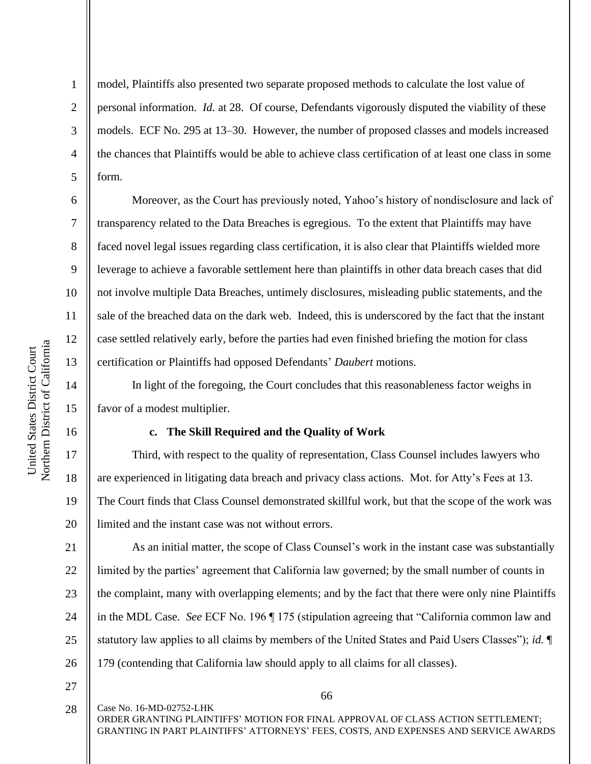model, Plaintiffs also presented two separate proposed methods to calculate the lost value of personal information. *Id.* at 28. Of course, Defendants vigorously disputed the viability of these models. ECF No. 295 at 13–30. However, the number of proposed classes and models increased the chances that Plaintiffs would be able to achieve class certification of at least one class in some form.

Moreover, as the Court has previously noted, Yahoo's history of nondisclosure and lack of transparency related to the Data Breaches is egregious. To the extent that Plaintiffs may have faced novel legal issues regarding class certification, it is also clear that Plaintiffs wielded more leverage to achieve a favorable settlement here than plaintiffs in other data breach cases that did not involve multiple Data Breaches, untimely disclosures, misleading public statements, and the sale of the breached data on the dark web. Indeed, this is underscored by the fact that the instant case settled relatively early, before the parties had even finished briefing the motion for class certification or Plaintiffs had opposed Defendants' *Daubert* motions.

In light of the foregoing, the Court concludes that this reasonableness factor weighs in favor of a modest multiplier.

**c. The Skill Required and the Quality of Work**

Third, with respect to the quality of representation, Class Counsel includes lawyers who are experienced in litigating data breach and privacy class actions. Mot. for Atty's Fees at 13. The Court finds that Class Counsel demonstrated skillful work, but that the scope of the work was limited and the instant case was not without errors.

As an initial matter, the scope of Class Counsel's work in the instant case was substantially limited by the parties' agreement that California law governed; by the small number of counts in the complaint, many with overlapping elements; and by the fact that there were only nine Plaintiffs in the MDL Case. *See* ECF No. 196 ¶ 175 (stipulation agreeing that "California common law and statutory law applies to all claims by members of the United States and Paid Users Classes"); *id.* ¶ 179 (contending that California law should apply to all claims for all classes).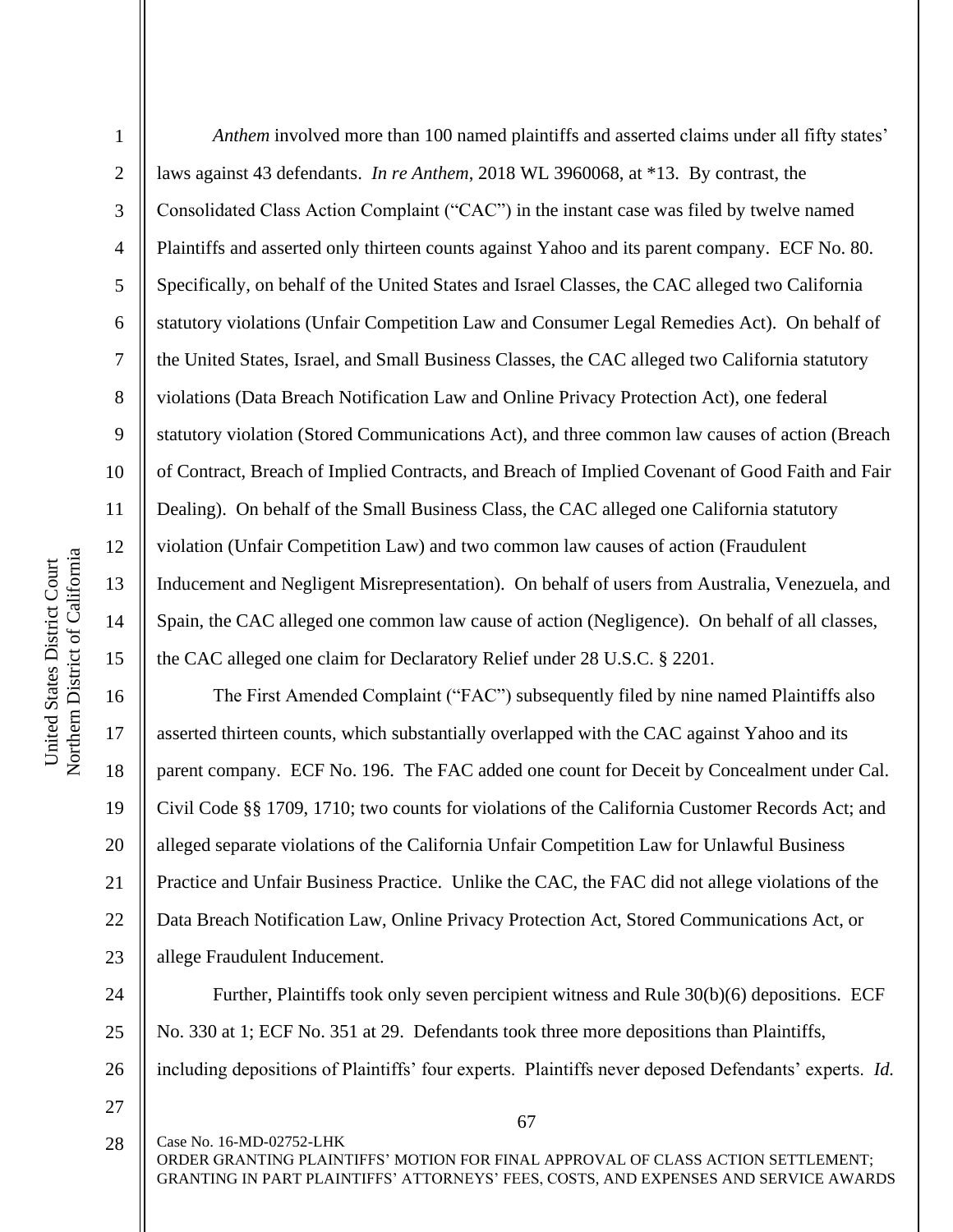*Anthem* involved more than 100 named plaintiffs and asserted claims under all fifty states' laws against 43 defendants. *In re Anthem*, 2018 WL 3960068, at *13. By contrast, the Consolidated Class Action Complaint ("CAC") in the instant case was filed by twelve named Plaintiffs and asserted only thirteen counts against Yahoo and its parent company. ECF No. 80. Specifically, on behalf of the United States and Israel Classes, the CAC alleged two California statutory violations (Unfair Competition Law and Consumer Legal Remedies Act). On behalf of the United States, Israel, and Small Business Classes, the CAC alleged two California statutory violations (Data Breach Notification Law and Online Privacy Protection Act), one federal statutory violation (Stored Communications Act), and three common law causes of action (Breach of Contract, Breach of Implied Contracts, and Breach of Implied Covenant of Good Faith and Fair Dealing). On behalf of the Small Business Class, the CAC alleged one California statutory violation (Unfair Competition Law) and two common law causes of action (Fraudulent Inducement and Negligent Misrepresentation). On behalf of users from Australia, Venezuela, and Spain, the CAC alleged one common law cause of action (Negligence). On behalf of all classes, the CAC alleged one claim for Declaratory Relief under 28 U.S.C. § 2201.

The First Amended Complaint ("FAC") subsequently filed by nine named Plaintiffs also asserted thirteen counts, which substantially overlapped with the CAC against Yahoo and its parent company. ECF No. 196. The FAC added one count for Deceit by Concealment under Cal. Civil Code §§ 1709, 1710; two counts for violations of the California Customer Records Act; and alleged separate violations of the California Unfair Competition Law for Unlawful Business Practice and Unfair Business Practice. Unlike the CAC, the FAC did not allege violations of the Data Breach Notification Law, Online Privacy Protection Act, Stored Communications Act, or allege Fraudulent Inducement.

Further, Plaintiffs took only seven percipient witness and Rule 30(b)(6) depositions. ECF No. 330 at 1; ECF No. 351 at 29. Defendants took three more depositions than Plaintiffs, including depositions of Plaintiffs' four experts. Plaintiffs never deposed Defendants' experts. *Id.*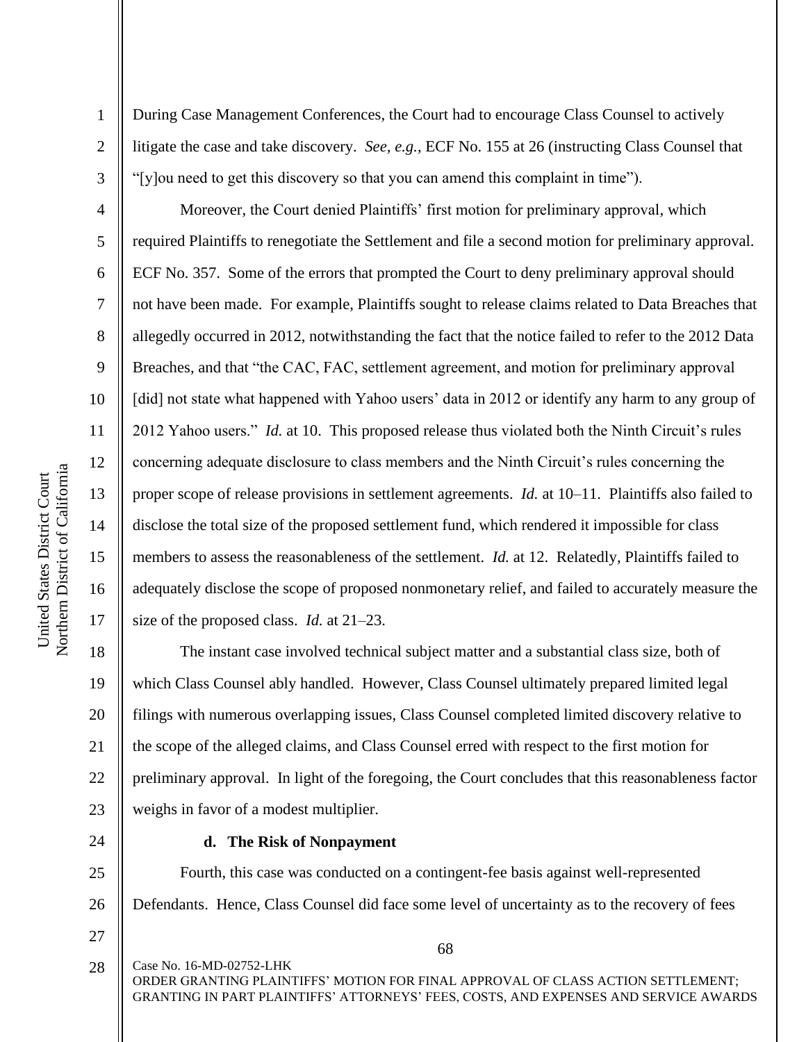During Case Management Conferences, the Court had to encourage Class Counsel to actively litigate the case and take discovery. *See, e.g.*, ECF No. 155 at 26 (instructing Class Counsel that "[y]ou need to get this discovery so that you can amend this complaint in time").

Moreover, the Court denied Plaintiffs' first motion for preliminary approval, which required Plaintiffs to renegotiate the Settlement and file a second motion for preliminary approval. ECF No. 357. Some of the errors that prompted the Court to deny preliminary approval should not have been made. For example, Plaintiffs sought to release claims related to Data Breaches that allegedly occurred in 2012, notwithstanding the fact that the notice failed to refer to the 2012 Data Breaches, and that "the CAC, FAC, settlement agreement, and motion for preliminary approval [did] not state what happened with Yahoo users' data in 2012 or identify any harm to any group of 2012 Yahoo users." *Id.* at 10. This proposed release thus violated both the Ninth Circuit's rules concerning adequate disclosure to class members and the Ninth Circuit's rules concerning the proper scope of release provisions in settlement agreements. *Id.* at 10–11. Plaintiffs also failed to disclose the total size of the proposed settlement fund, which rendered it impossible for class members to assess the reasonableness of the settlement. *Id.* at 12. Relatedly, Plaintiffs failed to adequately disclose the scope of proposed nonmonetary relief, and failed to accurately measure the size of the proposed class. *Id.* at 21–23.

The instant case involved technical subject matter and a substantial class size, both of which Class Counsel ably handled. However, Class Counsel ultimately prepared limited legal filings with numerous overlapping issues, Class Counsel completed limited discovery relative to the scope of the alleged claims, and Class Counsel erred with respect to the first motion for preliminary approval. In light of the foregoing, the Court concludes that this reasonableness factor weighs in favor of a modest multiplier.

**d. The Risk of Nonpayment**

Fourth, this case was conducted on a contingent-fee basis against well-represented Defendants. Hence, Class Counsel did face some level of uncertainty as to the recovery of fees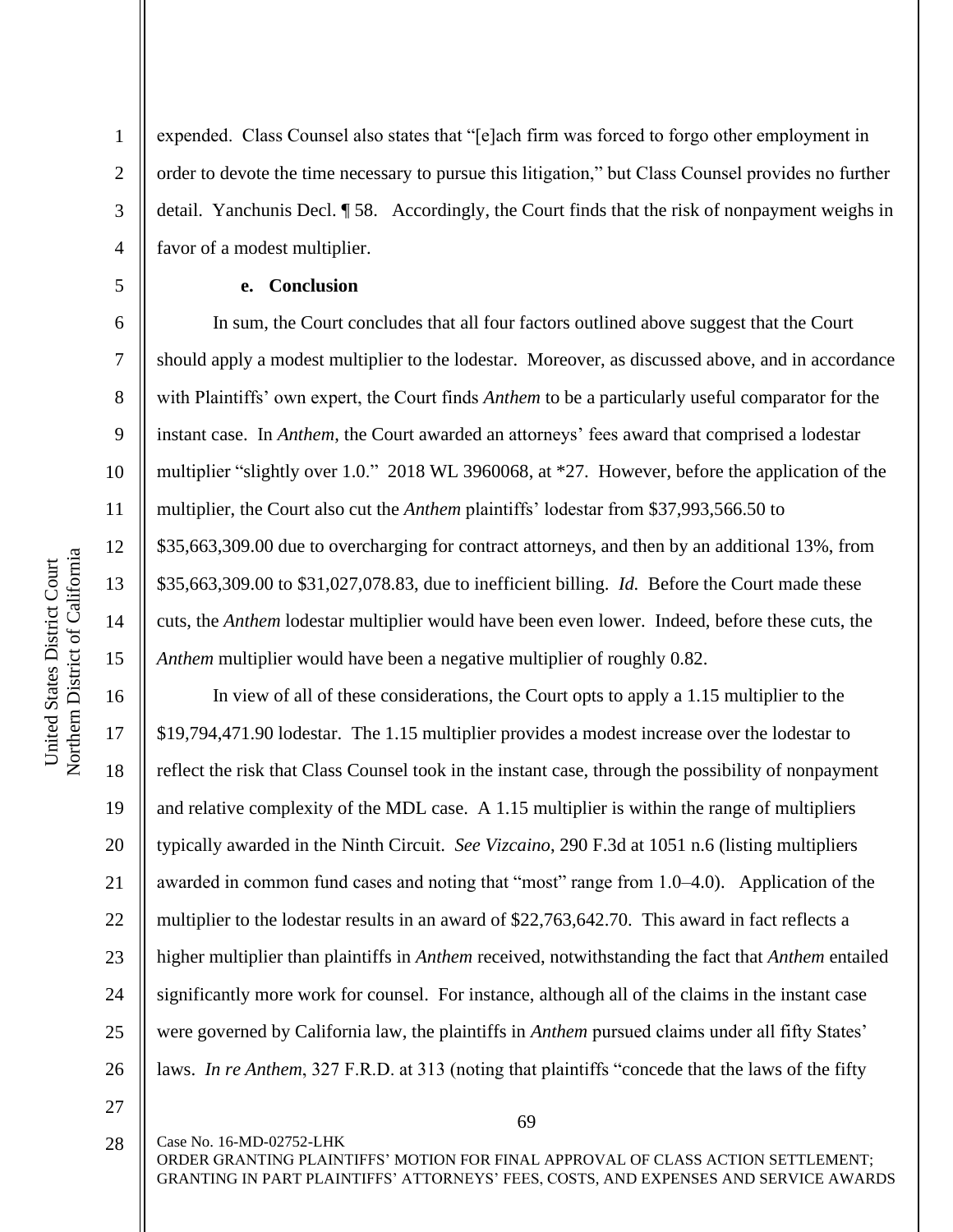expended. Class Counsel also states that "[e]ach firm was forced to forgo other employment in order to devote the time necessary to pursue this litigation," but Class Counsel provides no further detail. Yanchunis Decl. ¶ 58. Accordingly, the Court finds that the risk of nonpayment weighs in favor of a modest multiplier.

**e. Conclusion**

In sum, the Court concludes that all four factors outlined above suggest that the Court should apply a modest multiplier to the lodestar. Moreover, as discussed above, and in accordance with Plaintiffs' own expert, the Court finds *Anthem* to be a particularly useful comparator for the instant case. In *Anthem*, the Court awarded an attorneys' fees award that comprised a lodestar multiplier "slightly over 1.0." 2018 WL 3960068, at *27. However, before the application of the multiplier, the Court also cut the *Anthem* plaintiffs' lodestar from $37,993,566.50 to $35,663,309.00 due to overcharging for contract attorneys, and then by an additional 13%, from $35,663,309.00 to $31,027,078.83, due to inefficient billing. *Id.* Before the Court made these cuts, the *Anthem* lodestar multiplier would have been even lower. Indeed, before these cuts, the *Anthem* multiplier would have been a negative multiplier of roughly 0.82.

In view of all of these considerations, the Court opts to apply a 1.15 multiplier to the $19,794,471.90 lodestar. The 1.15 multiplier provides a modest increase over the lodestar to reflect the risk that Class Counsel took in the instant case, through the possibility of nonpayment and relative complexity of the MDL case. A 1.15 multiplier is within the range of multipliers typically awarded in the Ninth Circuit. *See Vizcaino*, 290 F.3d at 1051 n.6 (listing multipliers awarded in common fund cases and noting that "most" range from 1.0–4.0). Application of the multiplier to the lodestar results in an award of $22,763,642.70. This award in fact reflects a higher multiplier than plaintiffs in *Anthem* received, notwithstanding the fact that *Anthem* entailed significantly more work for counsel. For instance, although all of the claims in the instant case were governed by California law, the plaintiffs in *Anthem* pursued claims under all fifty States' laws. *In re Anthem*, 327 F.R.D. at 313 (noting that plaintiffs "concede that the laws of the fifty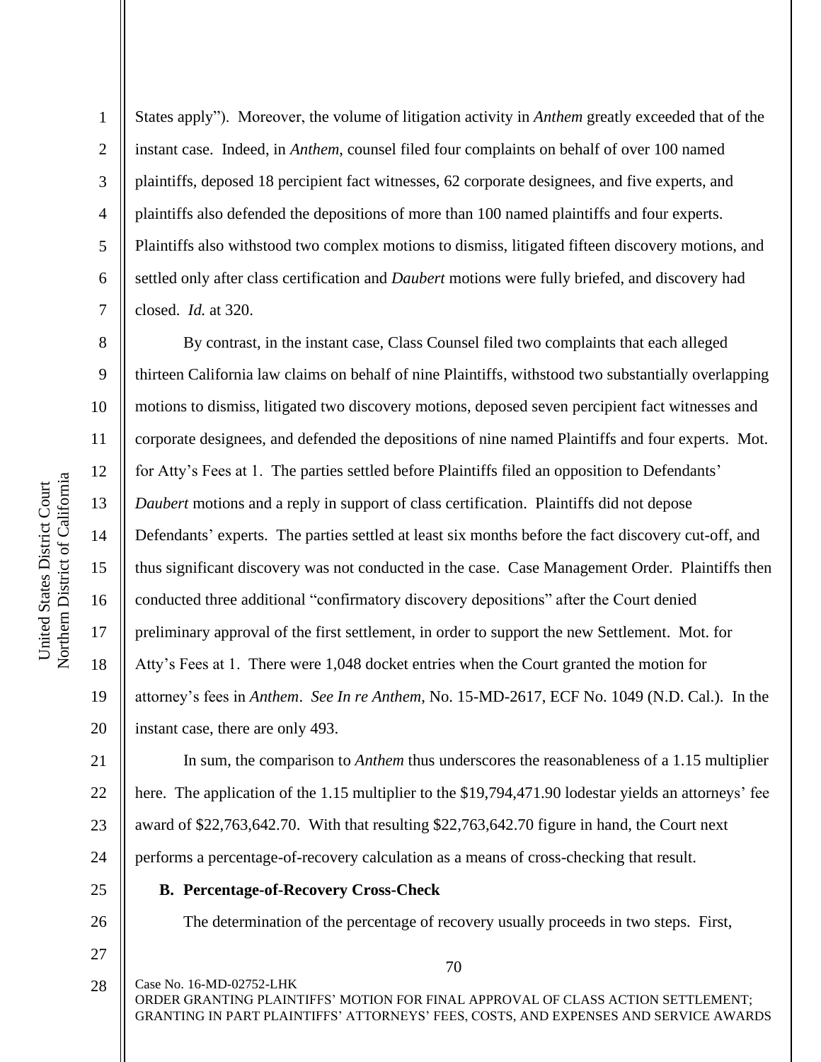States apply"). Moreover, the volume of litigation activity in *Anthem* greatly exceeded that of the instant case. Indeed, in *Anthem*, counsel filed four complaints on behalf of over 100 named plaintiffs, deposed 18 percipient fact witnesses, 62 corporate designees, and five experts, and plaintiffs also defended the depositions of more than 100 named plaintiffs and four experts. Plaintiffs also withstood two complex motions to dismiss, litigated fifteen discovery motions, and settled only after class certification and *Daubert* motions were fully briefed, and discovery had closed. *Id.* at 320.

By contrast, in the instant case, Class Counsel filed two complaints that each alleged thirteen California law claims on behalf of nine Plaintiffs, withstood two substantially overlapping motions to dismiss, litigated two discovery motions, deposed seven percipient fact witnesses and corporate designees, and defended the depositions of nine named Plaintiffs and four experts. Mot. for Atty's Fees at 1. The parties settled before Plaintiffs filed an opposition to Defendants' *Daubert* motions and a reply in support of class certification. Plaintiffs did not depose Defendants' experts. The parties settled at least six months before the fact discovery cut-off, and thus significant discovery was not conducted in the case. Case Management Order. Plaintiffs then conducted three additional "confirmatory discovery depositions" after the Court denied preliminary approval of the first settlement, in order to support the new Settlement. Mot. for Atty's Fees at 1. There were 1,048 docket entries when the Court granted the motion for attorney's fees in *Anthem*. *See In re Anthem*, No. 15-MD-2617, ECF No. 1049 (N.D. Cal.). In the instant case, there are only 493.

In sum, the comparison to *Anthem* thus underscores the reasonableness of a 1.15 multiplier here. The application of the 1.15 multiplier to the $19,794,471.90 lodestar yields an attorneys' fee award of $22,763,642.70. With that resulting $22,763,642.70 figure in hand, the Court next performs a percentage-of-recovery calculation as a means of cross-checking that result.

### B. Percentage-of-Recovery Cross-Check

The determination of the percentage of recovery usually proceeds in two steps. First,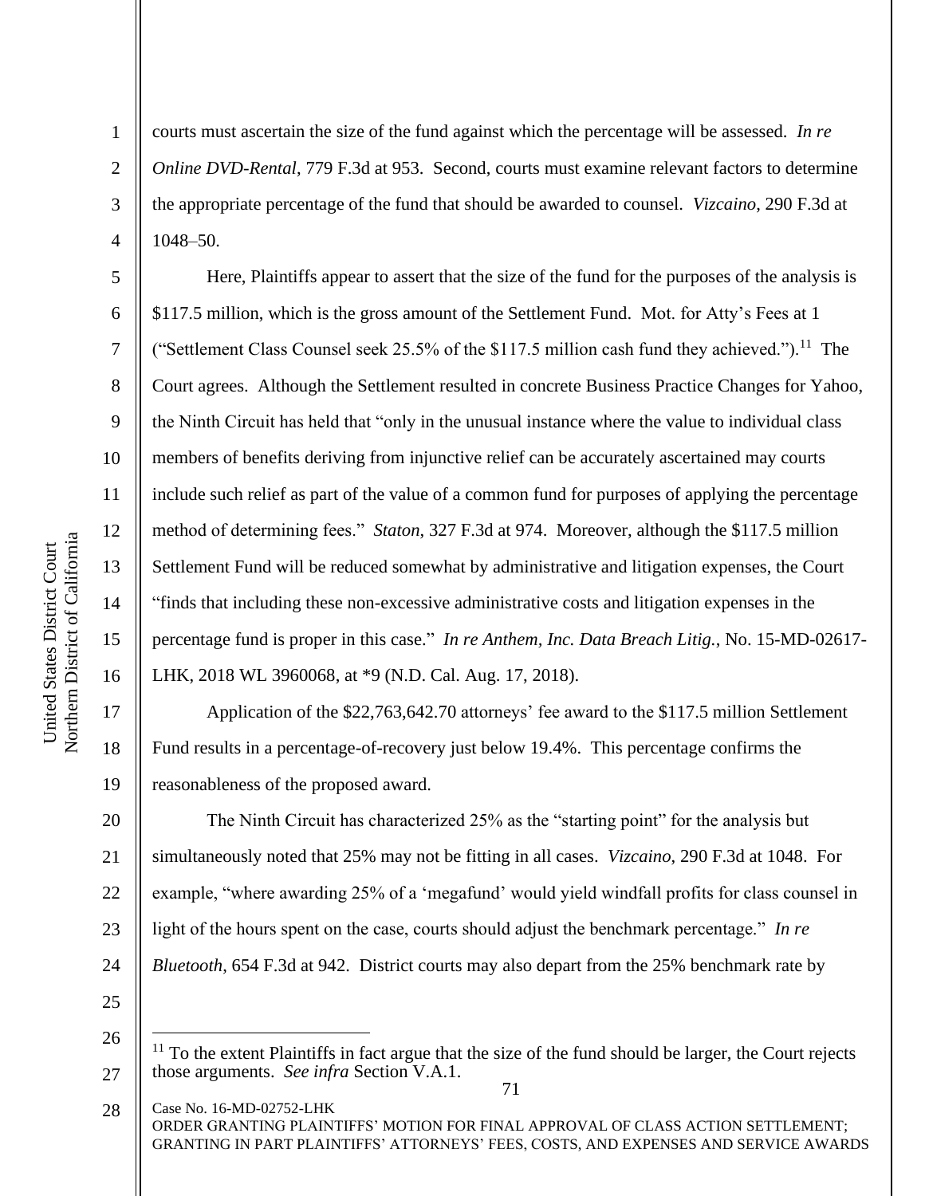courts must ascertain the size of the fund against which the percentage will be assessed. *In re Online DVD-Rental*, 779 F.3d at 953. Second, courts must examine relevant factors to determine the appropriate percentage of the fund that should be awarded to counsel. *Vizcaino*, 290 F.3d at 1048–50.

Here, Plaintiffs appear to assert that the size of the fund for the purposes of the analysis is $117.5 million, which is the gross amount of the Settlement Fund. Mot. for Atty's Fees at 1 ("Settlement Class Counsel seek 25.5% of the $117.5 million cash fund they achieved.").[11] The Court agrees. Although the Settlement resulted in concrete Business Practice Changes for Yahoo, the Ninth Circuit has held that "only in the unusual instance where the value to individual class members of benefits deriving from injunctive relief can be accurately ascertained may courts include such relief as part of the value of a common fund for purposes of applying the percentage method of determining fees." *Staton*, 327 F.3d at 974. Moreover, although the $117.5 million Settlement Fund will be reduced somewhat by administrative and litigation expenses, the Court "finds that including these non-excessive administrative costs and litigation expenses in the percentage fund is proper in this case." *In re Anthem, Inc. Data Breach Litig.*, No. 15-MD-02617-LHK, 2018 WL 3960068, at *9 (N.D. Cal. Aug. 17, 2018).

Application of the $22,763,642.70 attorneys' fee award to the $117.5 million Settlement Fund results in a percentage-of-recovery just below 19.4%. This percentage confirms the reasonableness of the proposed award.

The Ninth Circuit has characterized 25% as the "starting point" for the analysis but simultaneously noted that 25% may not be fitting in all cases. *Vizcaino*, 290 F.3d at 1048. For example, "where awarding 25% of a 'megafund' would yield windfall profits for class counsel in light of the hours spent on the case, courts should adjust the benchmark percentage." *In re Bluetooth*, 654 F.3d at 942. District courts may also depart from the 25% benchmark rate by

---

[11] To the extent Plaintiffs in fact argue that the size of the fund should be larger, the Court rejects those arguments. *See infra* Section V.A.1.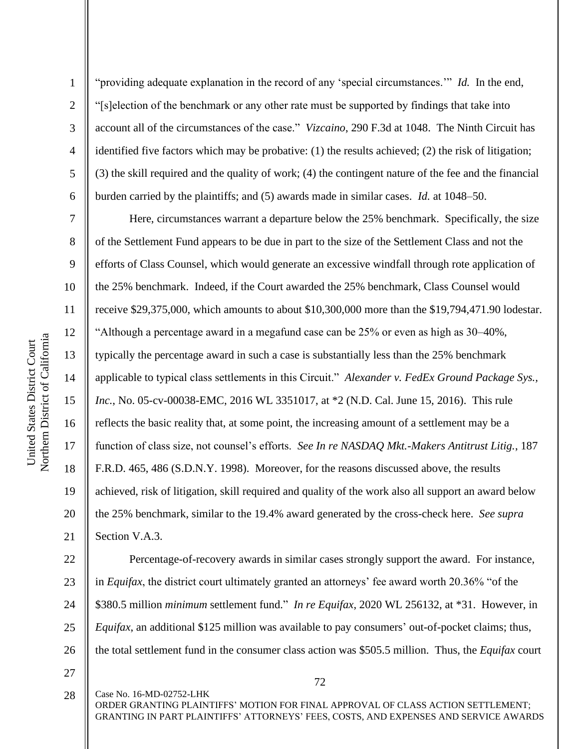"providing adequate explanation in the record of any 'special circumstances.'" *Id.* In the end, "[s]election of the benchmark or any other rate must be supported by findings that take into account all of the circumstances of the case." *Vizcaino*, 290 F.3d at 1048. The Ninth Circuit has identified five factors which may be probative: (1) the results achieved; (2) the risk of litigation; (3) the skill required and the quality of work; (4) the contingent nature of the fee and the financial burden carried by the plaintiffs; and (5) awards made in similar cases. *Id.* at 1048–50.

Here, circumstances warrant a departure below the 25% benchmark. Specifically, the size of the Settlement Fund appears to be due in part to the size of the Settlement Class and not the efforts of Class Counsel, which would generate an excessive windfall through rote application of the 25% benchmark. Indeed, if the Court awarded the 25% benchmark, Class Counsel would receive $29,375,000, which amounts to about $10,300,000 more than the $19,794,471.90 lodestar. "Although a percentage award in a megafund case can be 25% or even as high as 30–40%, typically the percentage award in such a case is substantially less than the 25% benchmark applicable to typical class settlements in this Circuit." *Alexander v. FedEx Ground Package Sys., Inc.*, No. 05-cv-00038-EMC, 2016 WL 3351017, at \*2 (N.D. Cal. June 15, 2016). This rule reflects the basic reality that, at some point, the increasing amount of a settlement may be a function of class size, not counsel's efforts. *See In re NASDAQ Mkt.-Makers Antitrust Litig.*, 187 F.R.D. 465, 486 (S.D.N.Y. 1998). Moreover, for the reasons discussed above, the results achieved, risk of litigation, skill required and quality of the work also all support an award below the 25% benchmark, similar to the 19.4% award generated by the cross-check here. *See supra* Section V.A.3.

Percentage-of-recovery awards in similar cases strongly support the award. For instance, in *Equifax*, the district court ultimately granted an attorneys' fee award worth 20.36% "of the $380.5 million *minimum* settlement fund." *In re Equifax*, 2020 WL 256132, at \*31. However, in *Equifax*, an additional $125 million was available to pay consumers' out-of-pocket claims; thus, the total settlement fund in the consumer class action was $505.5 million. Thus, the *Equifax* court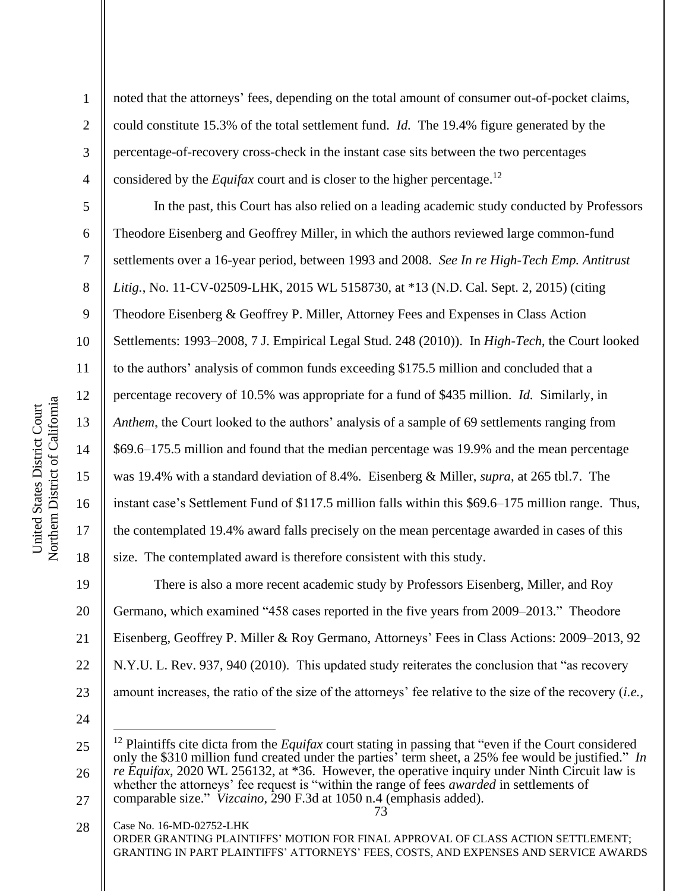noted that the attorneys' fees, depending on the total amount of consumer out-of-pocket claims, could constitute 15.3% of the total settlement fund. *Id.* The 19.4% figure generated by the percentage-of-recovery cross-check in the instant case sits between the two percentages considered by the *Equifax* court and is closer to the higher percentage.[12]

In the past, this Court has also relied on a leading academic study conducted by Professors Theodore Eisenberg and Geoffrey Miller, in which the authors reviewed large common-fund settlements over a 16-year period, between 1993 and 2008. *See In re High-Tech Emp. Antitrust Litig.*, No. 11-CV-02509-LHK, 2015 WL 5158730, at *13 (N.D. Cal. Sept. 2, 2015) (citing Theodore Eisenberg & Geoffrey P. Miller, Attorney Fees and Expenses in Class Action Settlements: 1993–2008, 7 J. Empirical Legal Stud. 248 (2010)). In *High-Tech*, the Court looked to the authors' analysis of common funds exceeding $175.5 million and concluded that a percentage recovery of 10.5% was appropriate for a fund of $435 million. *Id.* Similarly, in *Anthem*, the Court looked to the authors' analysis of a sample of 69 settlements ranging from $69.6–175.5 million and found that the median percentage was 19.9% and the mean percentage was 19.4% with a standard deviation of 8.4%. Eisenberg & Miller, *supra*, at 265 tbl.7. The instant case's Settlement Fund of $117.5 million falls within this $69.6–175 million range. Thus, the contemplated 19.4% award falls precisely on the mean percentage awarded in cases of this size. The contemplated award is therefore consistent with this study.

There is also a more recent academic study by Professors Eisenberg, Miller, and Roy Germano, which examined "458 cases reported in the five years from 2009–2013." Theodore Eisenberg, Geoffrey P. Miller & Roy Germano, Attorneys' Fees in Class Actions: 2009–2013, 92 N.Y.U. L. Rev. 937, 940 (2010). This updated study reiterates the conclusion that "as recovery amount increases, the ratio of the size of the attorneys' fee relative to the size of the recovery (*i.e.*,

---

[12] Plaintiffs cite dicta from the *Equifax* court stating in passing that "even if the Court considered only the $310 million fund created under the parties' term sheet, a 25% fee would be justified." *In re Equifax*, 2020 WL 256132, at *36. However, the operative inquiry under Ninth Circuit law is whether the attorneys' fee request is "within the range of fees *awarded* in settlements of comparable size." *Vizcaino*, 290 F.3d at 1050 n.4 (emphasis added).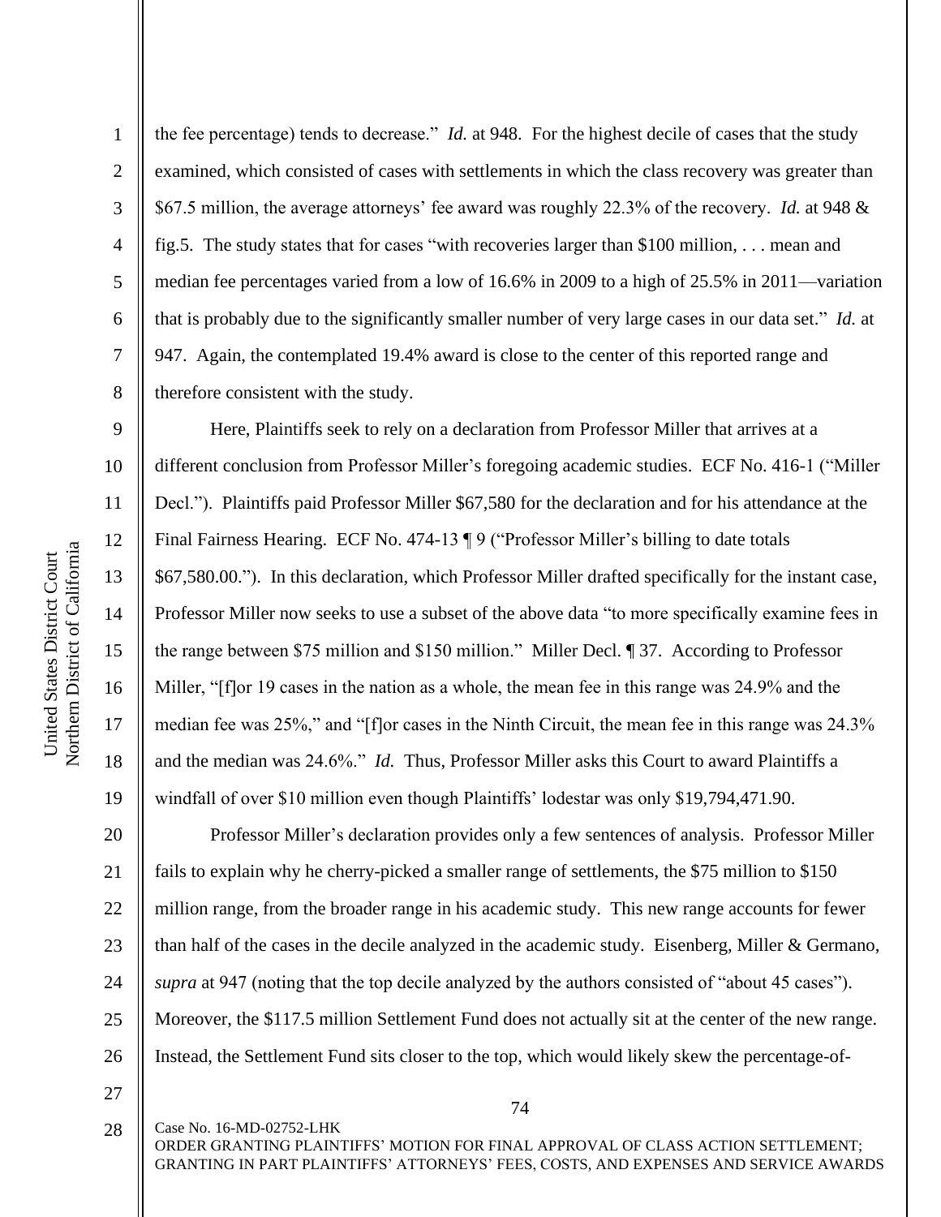the fee percentage) tends to decrease." *Id.* at 948. For the highest decile of cases that the study examined, which consisted of cases with settlements in which the class recovery was greater than $67.5 million, the average attorneys' fee award was roughly 22.3% of the recovery. *Id.* at 948 & fig.5. The study states that for cases "with recoveries larger than $100 million, . . . mean and median fee percentages varied from a low of 16.6% in 2009 to a high of 25.5% in 2011—variation that is probably due to the significantly smaller number of very large cases in our data set." *Id.* at 947. Again, the contemplated 19.4% award is close to the center of this reported range and therefore consistent with the study.

Here, Plaintiffs seek to rely on a declaration from Professor Miller that arrives at a different conclusion from Professor Miller's foregoing academic studies. ECF No. 416-1 ("Miller Decl."). Plaintiffs paid Professor Miller $67,580 for the declaration and for his attendance at the Final Fairness Hearing. ECF No. 474-13 ¶ 9 ("Professor Miller's billing to date totals $67,580.00."). In this declaration, which Professor Miller drafted specifically for the instant case, Professor Miller now seeks to use a subset of the above data "to more specifically examine fees in the range between $75 million and $150 million." Miller Decl. ¶ 37. According to Professor Miller, "[f]or 19 cases in the nation as a whole, the mean fee in this range was 24.9% and the median fee was 25%," and "[f]or cases in the Ninth Circuit, the mean fee in this range was 24.3% and the median was 24.6%." *Id.* Thus, Professor Miller asks this Court to award Plaintiffs a windfall of over $10 million even though Plaintiffs' lodestar was only $19,794,471.90.

Professor Miller's declaration provides only a few sentences of analysis. Professor Miller fails to explain why he cherry-picked a smaller range of settlements, the $75 million to $150 million range, from the broader range in his academic study. This new range accounts for fewer than half of the cases in the decile analyzed in the academic study. Eisenberg, Miller & Germano, *supra* at 947 (noting that the top decile analyzed by the authors consisted of "about 45 cases"). Moreover, the $117.5 million Settlement Fund does not actually sit at the center of the new range. Instead, the Settlement Fund sits closer to the top, which would likely skew the percentage-of-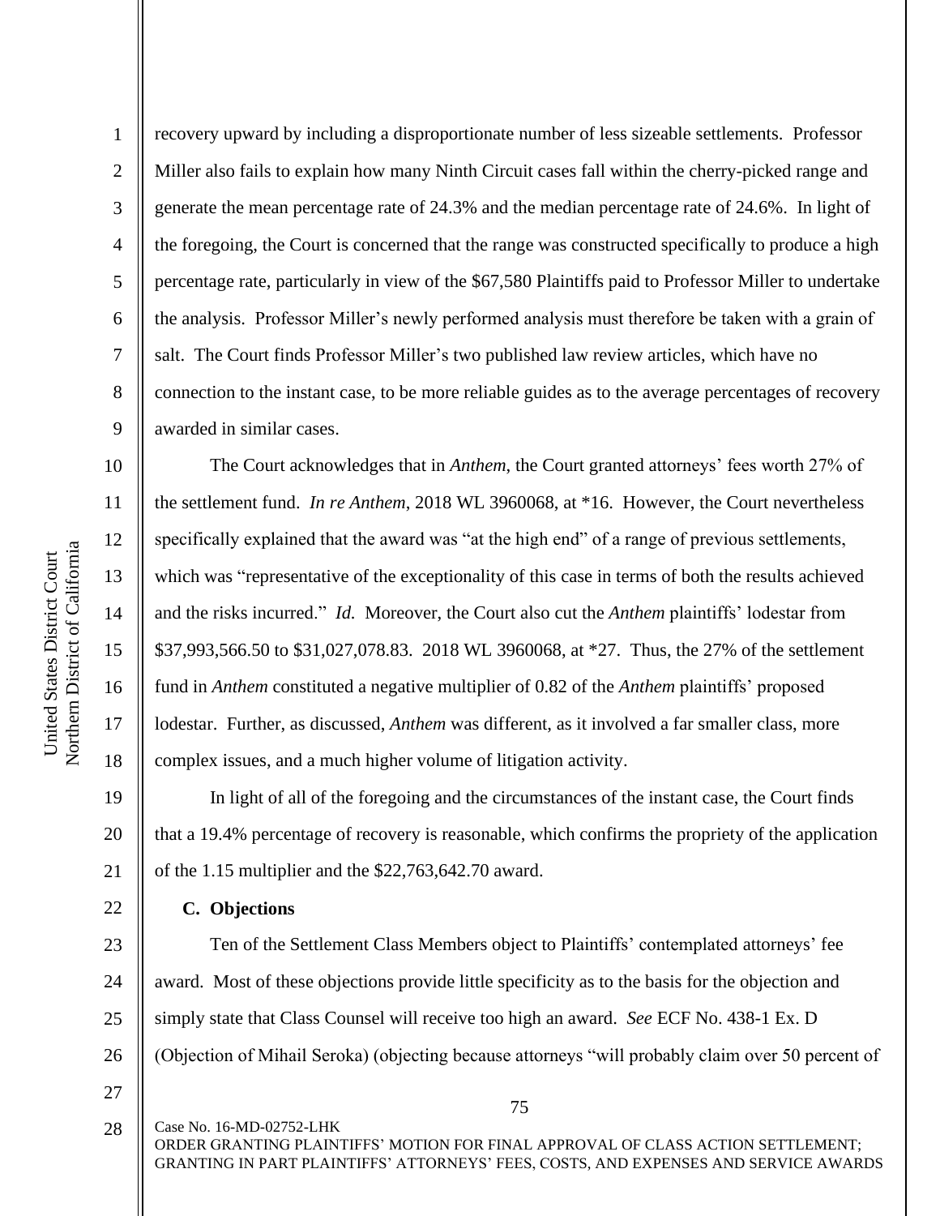recovery upward by including a disproportionate number of less sizeable settlements. Professor Miller also fails to explain how many Ninth Circuit cases fall within the cherry-picked range and generate the mean percentage rate of 24.3% and the median percentage rate of 24.6%. In light of the foregoing, the Court is concerned that the range was constructed specifically to produce a high percentage rate, particularly in view of the $67,580 Plaintiffs paid to Professor Miller to undertake the analysis. Professor Miller's newly performed analysis must therefore be taken with a grain of salt. The Court finds Professor Miller's two published law review articles, which have no connection to the instant case, to be more reliable guides as to the average percentages of recovery awarded in similar cases.

The Court acknowledges that in *Anthem*, the Court granted attorneys' fees worth 27% of the settlement fund. *In re Anthem*, 2018 WL 3960068, at *16. However, the Court nevertheless specifically explained that the award was "at the high end" of a range of previous settlements, which was "representative of the exceptionality of this case in terms of both the results achieved and the risks incurred." *Id.* Moreover, the Court also cut the *Anthem* plaintiffs' lodestar from $37,993,566.50 to $31,027,078.83. 2018 WL 3960068, at *27. Thus, the 27% of the settlement fund in *Anthem* constituted a negative multiplier of 0.82 of the *Anthem* plaintiffs' proposed lodestar. Further, as discussed, *Anthem* was different, as it involved a far smaller class, more complex issues, and a much higher volume of litigation activity.

In light of all of the foregoing and the circumstances of the instant case, the Court finds that a 19.4% percentage of recovery is reasonable, which confirms the propriety of the application of the 1.15 multiplier and the $22,763,642.70 award.

**C. Objections**

Ten of the Settlement Class Members object to Plaintiffs' contemplated attorneys' fee award. Most of these objections provide little specificity as to the basis for the objection and simply state that Class Counsel will receive too high an award. *See* ECF No. 438-1 Ex. D (Objection of Mihail Seroka) (objecting because attorneys "will probably claim over 50 percent of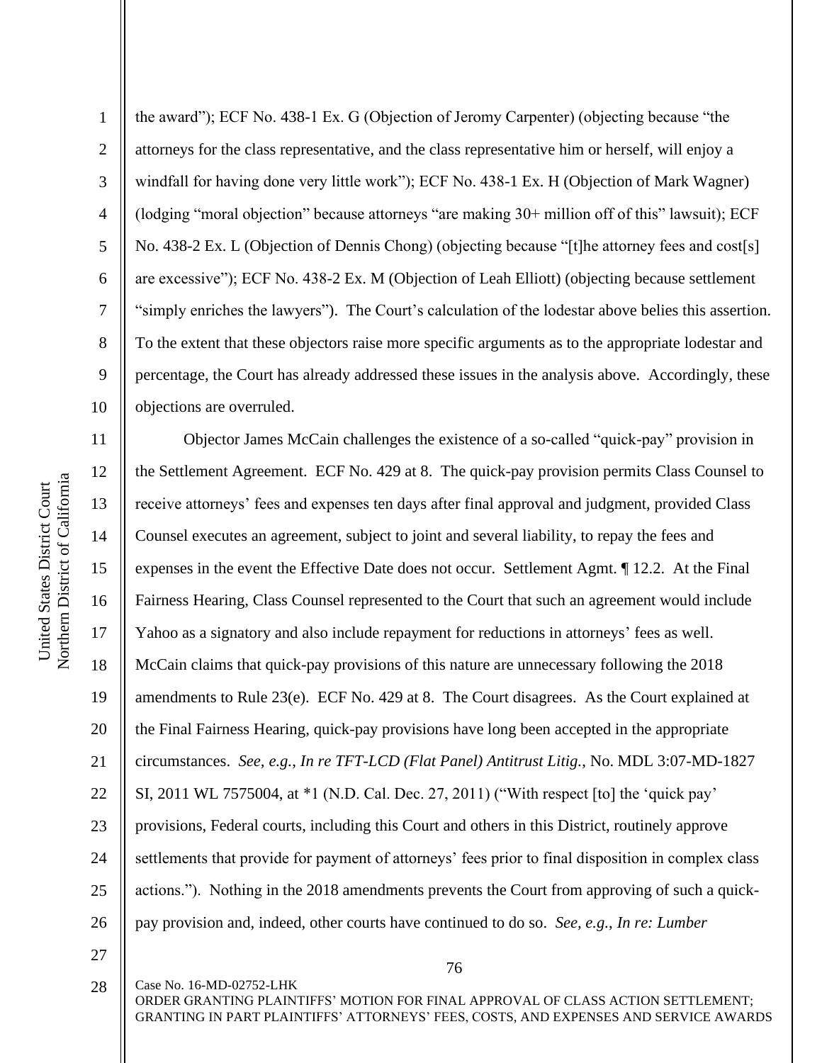the award"); ECF No. 438-1 Ex. G (Objection of Jeromy Carpenter) (objecting because "the attorneys for the class representative, and the class representative him or herself, will enjoy a windfall for having done very little work"); ECF No. 438-1 Ex. H (Objection of Mark Wagner) (lodging "moral objection" because attorneys "are making 30+ million off of this" lawsuit); ECF No. 438-2 Ex. L (Objection of Dennis Chong) (objecting because "[t]he attorney fees and cost[s] are excessive"); ECF No. 438-2 Ex. M (Objection of Leah Elliott) (objecting because settlement "simply enriches the lawyers"). The Court's calculation of the lodestar above belies this assertion. To the extent that these objectors raise more specific arguments as to the appropriate lodestar and percentage, the Court has already addressed these issues in the analysis above. Accordingly, these objections are overruled.

Objector James McCain challenges the existence of a so-called "quick-pay" provision in the Settlement Agreement. ECF No. 429 at 8. The quick-pay provision permits Class Counsel to receive attorneys' fees and expenses ten days after final approval and judgment, provided Class Counsel executes an agreement, subject to joint and several liability, to repay the fees and expenses in the event the Effective Date does not occur. Settlement Agmt. ¶ 12.2. At the Final Fairness Hearing, Class Counsel represented to the Court that such an agreement would include Yahoo as a signatory and also include repayment for reductions in attorneys' fees as well. McCain claims that quick-pay provisions of this nature are unnecessary following the 2018 amendments to Rule 23(e). ECF No. 429 at 8. The Court disagrees. As the Court explained at the Final Fairness Hearing, quick-pay provisions have long been accepted in the appropriate circumstances. *See, e.g.*, *In re TFT-LCD (Flat Panel) Antitrust Litig.*, No. MDL 3:07-MD-1827 SI, 2011 WL 7575004, at *1 (N.D. Cal. Dec. 27, 2011) ("With respect [to] the 'quick pay' provisions, Federal courts, including this Court and others in this District, routinely approve settlements that provide for payment of attorneys' fees prior to final disposition in complex class actions."). Nothing in the 2018 amendments prevents the Court from approving of such a quick-pay provision and, indeed, other courts have continued to do so. *See, e.g.*, *In re: Lumber*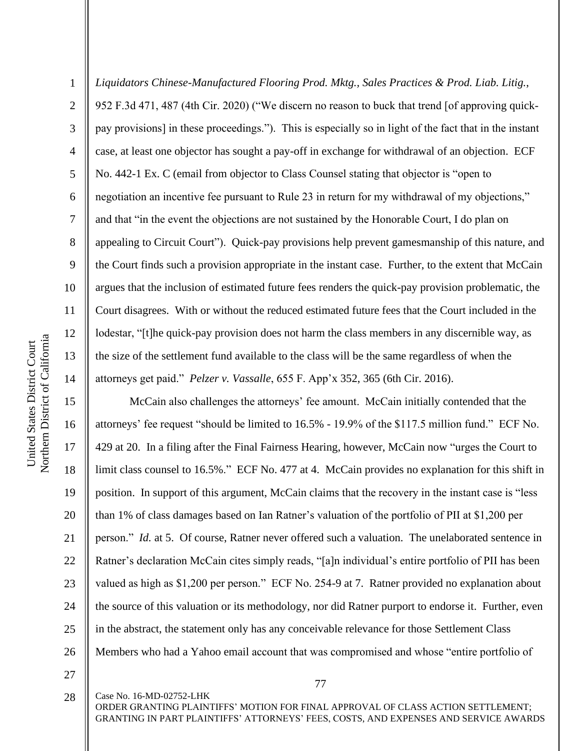*Liquidators Chinese-Manufactured Flooring Prod. Mktg., Sales Practices & Prod. Liab. Litig.*, 952 F.3d 471, 487 (4th Cir. 2020) ("We discern no reason to buck that trend [of approving quick-pay provisions] in these proceedings."). This is especially so in light of the fact that in the instant case, at least one objector has sought a pay-off in exchange for withdrawal of an objection. ECF No. 442-1 Ex. C (email from objector to Class Counsel stating that objector is "open to negotiation an incentive fee pursuant to Rule 23 in return for my withdrawal of my objections," and that "in the event the objections are not sustained by the Honorable Court, I do plan on appealing to Circuit Court"). Quick-pay provisions help prevent gamesmanship of this nature, and the Court finds such a provision appropriate in the instant case. Further, to the extent that McCain argues that the inclusion of estimated future fees renders the quick-pay provision problematic, the Court disagrees. With or without the reduced estimated future fees that the Court included in the lodestar, "[t]he quick-pay provision does not harm the class members in any discernible way, as the size of the settlement fund available to the class will be the same regardless of when the attorneys get paid." *Pelzer v. Vassalle*, 655 F. App'x 352, 365 (6th Cir. 2016).

McCain also challenges the attorneys' fee amount. McCain initially contended that the attorneys' fee request "should be limited to 16.5% - 19.9% of the $117.5 million fund." ECF No. 429 at 20. In a filing after the Final Fairness Hearing, however, McCain now "urges the Court to limit class counsel to 16.5%." ECF No. 477 at 4. McCain provides no explanation for this shift in position. In support of this argument, McCain claims that the recovery in the instant case is "less than 1% of class damages based on Ian Ratner's valuation of the portfolio of PII at $1,200 per person." *Id.* at 5. Of course, Ratner never offered such a valuation. The unelaborated sentence in Ratner's declaration McCain cites simply reads, "[a]n individual's entire portfolio of PII has been valued as high as $1,200 per person." ECF No. 254-9 at 7. Ratner provided no explanation about the source of this valuation or its methodology, nor did Ratner purport to endorse it. Further, even in the abstract, the statement only has any conceivable relevance for those Settlement Class Members who had a Yahoo email account that was compromised and whose "entire portfolio of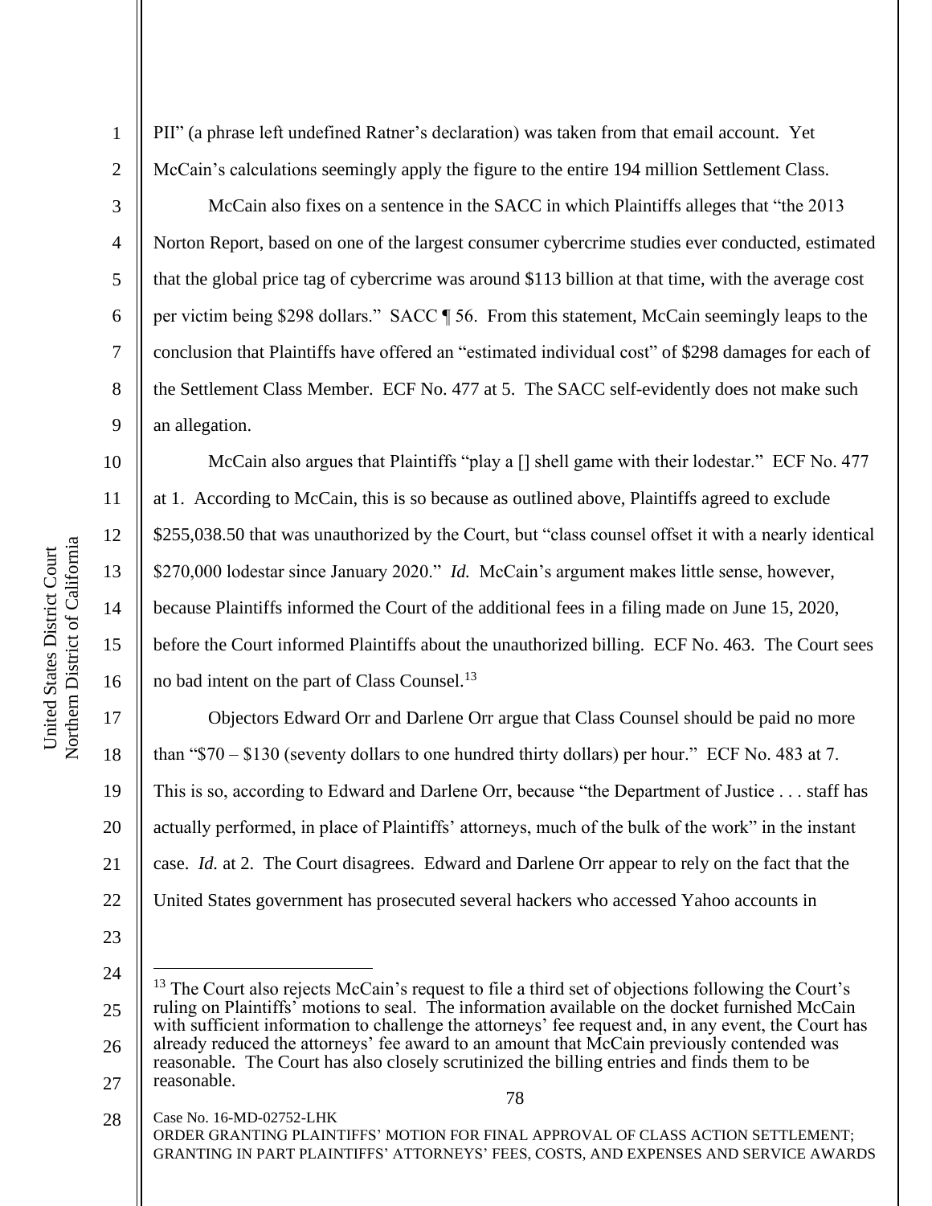PII" (a phrase left undefined Ratner's declaration) was taken from that email account. Yet McCain's calculations seemingly apply the figure to the entire 194 million Settlement Class.

McCain also fixes on a sentence in the SACC in which Plaintiffs alleges that "the 2013 Norton Report, based on one of the largest consumer cybercrime studies ever conducted, estimated that the global price tag of cybercrime was around $113 billion at that time, with the average cost per victim being $298 dollars." SACC ¶ 56. From this statement, McCain seemingly leaps to the conclusion that Plaintiffs have offered an "estimated individual cost" of $298 damages for each of the Settlement Class Member. ECF No. 477 at 5. The SACC self-evidently does not make such an allegation.

McCain also argues that Plaintiffs "play a [] shell game with their lodestar." ECF No. 477 at 1. According to McCain, this is so because as outlined above, Plaintiffs agreed to exclude $255,038.50 that was unauthorized by the Court, but "class counsel offset it with a nearly identical $270,000 lodestar since January 2020." *Id.* McCain's argument makes little sense, however, because Plaintiffs informed the Court of the additional fees in a filing made on June 15, 2020, before the Court informed Plaintiffs about the unauthorized billing. ECF No. 463. The Court sees no bad intent on the part of Class Counsel.[13]

Objectors Edward Orr and Darlene Orr argue that Class Counsel should be paid no more than "$70 – $130 (seventy dollars to one hundred thirty dollars) per hour." ECF No. 483 at 7. This is so, according to Edward and Darlene Orr, because "the Department of Justice . . . staff has actually performed, in place of Plaintiffs' attorneys, much of the bulk of the work" in the instant case. *Id.* at 2. The Court disagrees. Edward and Darlene Orr appear to rely on the fact that the United States government has prosecuted several hackers who accessed Yahoo accounts in

---

[13] The Court also rejects McCain's request to file a third set of objections following the Court's ruling on Plaintiffs' motions to seal. The information available on the docket furnished McCain with sufficient information to challenge the attorneys' fee request and, in any event, the Court has already reduced the attorneys' fee award to an amount that McCain previously contended was reasonable. The Court has also closely scrutinized the billing entries and finds them to be reasonable.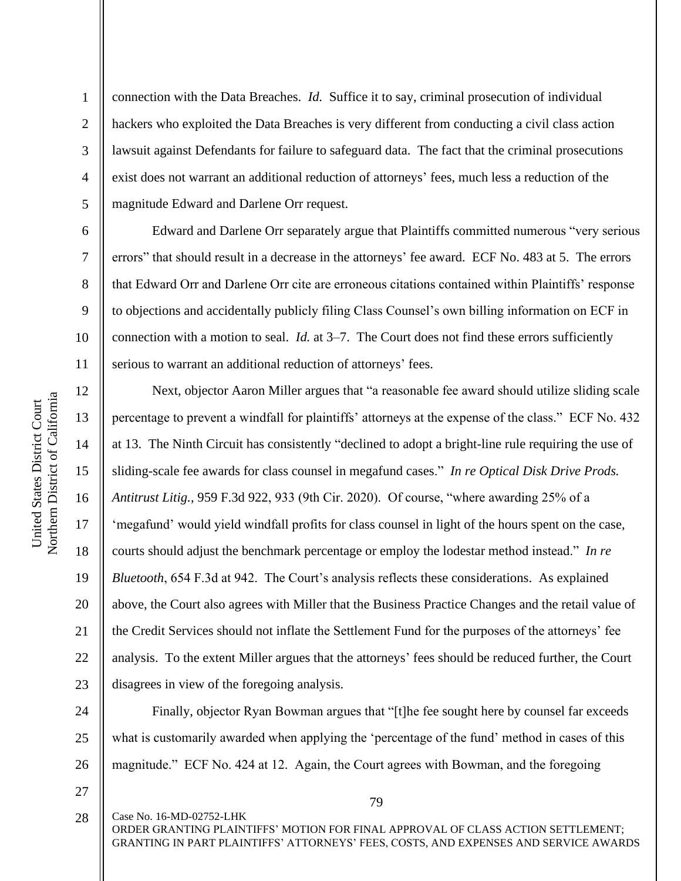connection with the Data Breaches. *Id.* Suffice it to say, criminal prosecution of individual hackers who exploited the Data Breaches is very different from conducting a civil class action lawsuit against Defendants for failure to safeguard data. The fact that the criminal prosecutions exist does not warrant an additional reduction of attorneys' fees, much less a reduction of the magnitude Edward and Darlene Orr request.

Edward and Darlene Orr separately argue that Plaintiffs committed numerous "very serious errors" that should result in a decrease in the attorneys' fee award. ECF No. 483 at 5. The errors that Edward Orr and Darlene Orr cite are erroneous citations contained within Plaintiffs' response to objections and accidentally publicly filing Class Counsel's own billing information on ECF in connection with a motion to seal. *Id.* at 3–7. The Court does not find these errors sufficiently serious to warrant an additional reduction of attorneys' fees.

Next, objector Aaron Miller argues that "a reasonable fee award should utilize sliding scale percentage to prevent a windfall for plaintiffs' attorneys at the expense of the class." ECF No. 432 at 13. The Ninth Circuit has consistently "declined to adopt a bright-line rule requiring the use of sliding-scale fee awards for class counsel in megafund cases." *In re Optical Disk Drive Prods. Antitrust Litig.*, 959 F.3d 922, 933 (9th Cir. 2020). Of course, "where awarding 25% of a 'megafund' would yield windfall profits for class counsel in light of the hours spent on the case, courts should adjust the benchmark percentage or employ the lodestar method instead." *In re Bluetooth*, 654 F.3d at 942. The Court's analysis reflects these considerations. As explained above, the Court also agrees with Miller that the Business Practice Changes and the retail value of the Credit Services should not inflate the Settlement Fund for the purposes of the attorneys' fee analysis. To the extent Miller argues that the attorneys' fees should be reduced further, the Court disagrees in view of the foregoing analysis.

Finally, objector Ryan Bowman argues that "[t]he fee sought here by counsel far exceeds what is customarily awarded when applying the 'percentage of the fund' method in cases of this magnitude." ECF No. 424 at 12. Again, the Court agrees with Bowman, and the foregoing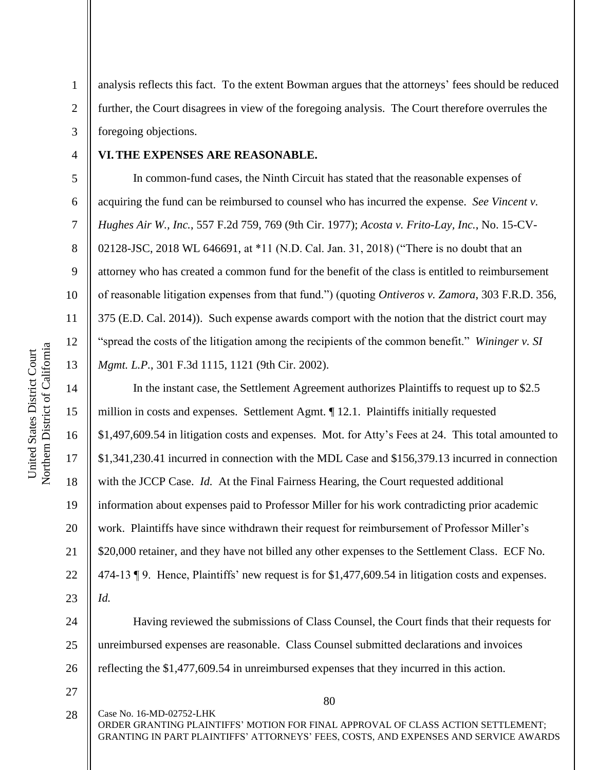analysis reflects this fact. To the extent Bowman argues that the attorneys' fees should be reduced further, the Court disagrees in view of the foregoing analysis. The Court therefore overrules the foregoing objections.

## VI. THE EXPENSES ARE REASONABLE.

In common-fund cases, the Ninth Circuit has stated that the reasonable expenses of acquiring the fund can be reimbursed to counsel who has incurred the expense. *See Vincent v. Hughes Air W., Inc.*, 557 F.2d 759, 769 (9th Cir. 1977); *Acosta v. Frito-Lay, Inc.*, No. 15-CV-02128-JSC, 2018 WL 646691, at *11 (N.D. Cal. Jan. 31, 2018) ("There is no doubt that an attorney who has created a common fund for the benefit of the class is entitled to reimbursement of reasonable litigation expenses from that fund.") (quoting *Ontiveros v. Zamora*, 303 F.R.D. 356, 375 (E.D. Cal. 2014)). Such expense awards comport with the notion that the district court may "spread the costs of the litigation among the recipients of the common benefit." *Wininger v. SI Mgmt. L.P.*, 301 F.3d 1115, 1121 (9th Cir. 2002).

In the instant case, the Settlement Agreement authorizes Plaintiffs to request up to $2.5 million in costs and expenses. Settlement Agmt. ¶ 12.1. Plaintiffs initially requested $1,497,609.54 in litigation costs and expenses. Mot. for Atty's Fees at 24. This total amounted to $1,341,230.41 incurred in connection with the MDL Case and $156,379.13 incurred in connection with the JCCP Case. *Id.* At the Final Fairness Hearing, the Court requested additional information about expenses paid to Professor Miller for his work contradicting prior academic work. Plaintiffs have since withdrawn their request for reimbursement of Professor Miller's $20,000 retainer, and they have not billed any other expenses to the Settlement Class. ECF No. 474-13 ¶ 9. Hence, Plaintiffs' new request is for $1,477,609.54 in litigation costs and expenses. *Id.*

Having reviewed the submissions of Class Counsel, the Court finds that their requests for unreimbursed expenses are reasonable. Class Counsel submitted declarations and invoices reflecting the $1,477,609.54 in unreimbursed expenses that they incurred in this action.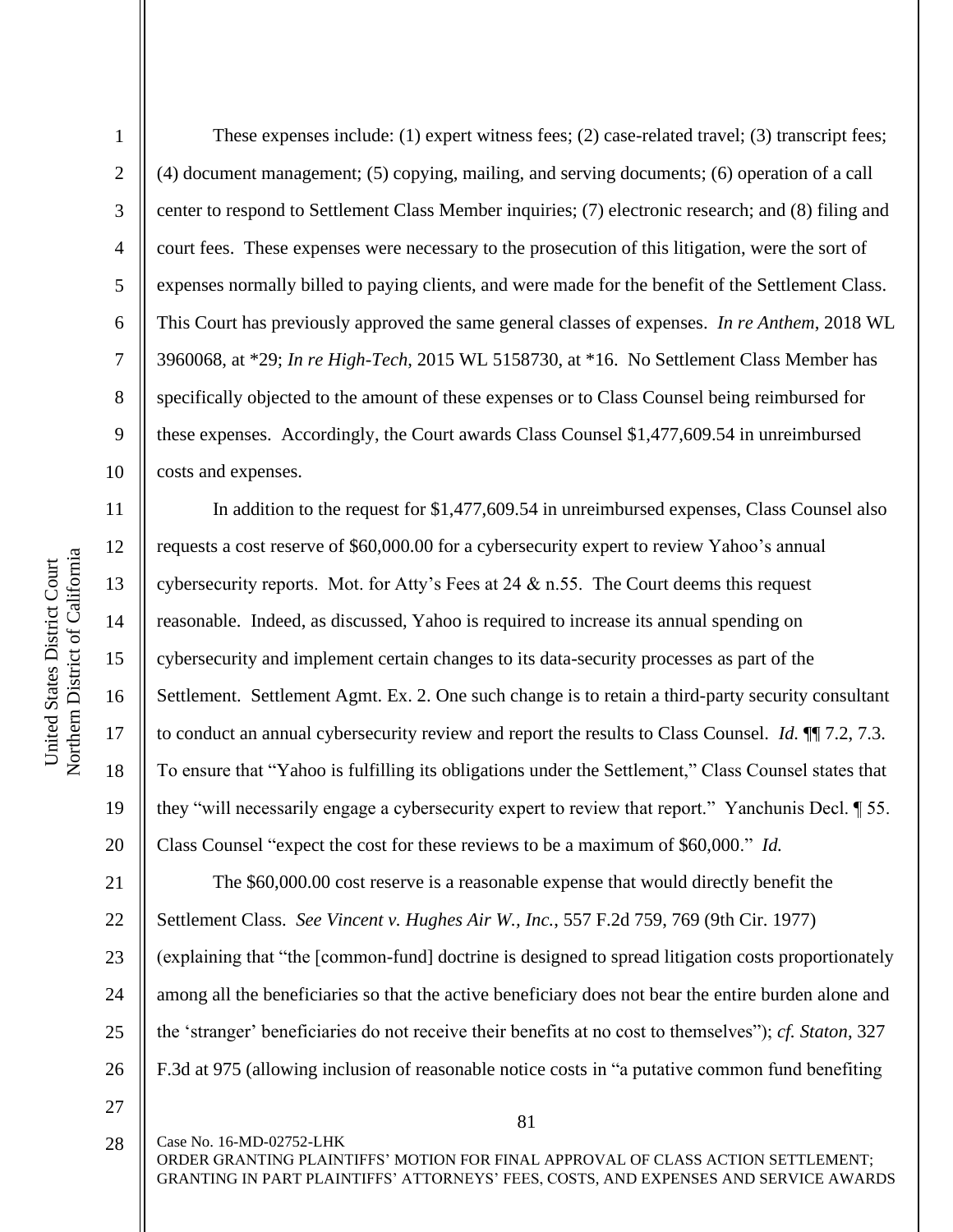These expenses include: (1) expert witness fees; (2) case-related travel; (3) transcript fees; (4) document management; (5) copying, mailing, and serving documents; (6) operation of a call center to respond to Settlement Class Member inquiries; (7) electronic research; and (8) filing and court fees. These expenses were necessary to the prosecution of this litigation, were the sort of expenses normally billed to paying clients, and were made for the benefit of the Settlement Class. This Court has previously approved the same general classes of expenses. *In re Anthem*, 2018 WL 3960068, at *29; *In re High-Tech*, 2015 WL 5158730, at *16. No Settlement Class Member has specifically objected to the amount of these expenses or to Class Counsel being reimbursed for these expenses. Accordingly, the Court awards Class Counsel $1,477,609.54 in unreimbursed costs and expenses.

In addition to the request for $1,477,609.54 in unreimbursed expenses, Class Counsel also requests a cost reserve of $60,000.00 for a cybersecurity expert to review Yahoo's annual cybersecurity reports. Mot. for Atty's Fees at 24 & n.55. The Court deems this request reasonable. Indeed, as discussed, Yahoo is required to increase its annual spending on cybersecurity and implement certain changes to its data-security processes as part of the Settlement. Settlement Agmt. Ex. 2. One such change is to retain a third-party security consultant to conduct an annual cybersecurity review and report the results to Class Counsel. *Id.* ¶¶ 7.2, 7.3. To ensure that "Yahoo is fulfilling its obligations under the Settlement," Class Counsel states that they "will necessarily engage a cybersecurity expert to review that report." Yanchunis Decl. ¶ 55. Class Counsel "expect the cost for these reviews to be a maximum of $60,000." *Id.*

The $60,000.00 cost reserve is a reasonable expense that would directly benefit the Settlement Class. *See Vincent v. Hughes Air W., Inc.*, 557 F.2d 759, 769 (9th Cir. 1977) (explaining that "the [common-fund] doctrine is designed to spread litigation costs proportionately among all the beneficiaries so that the active beneficiary does not bear the entire burden alone and the 'stranger' beneficiaries do not receive their benefits at no cost to themselves"); *cf. Staton*, 327 F.3d at 975 (allowing inclusion of reasonable notice costs in "a putative common fund benefiting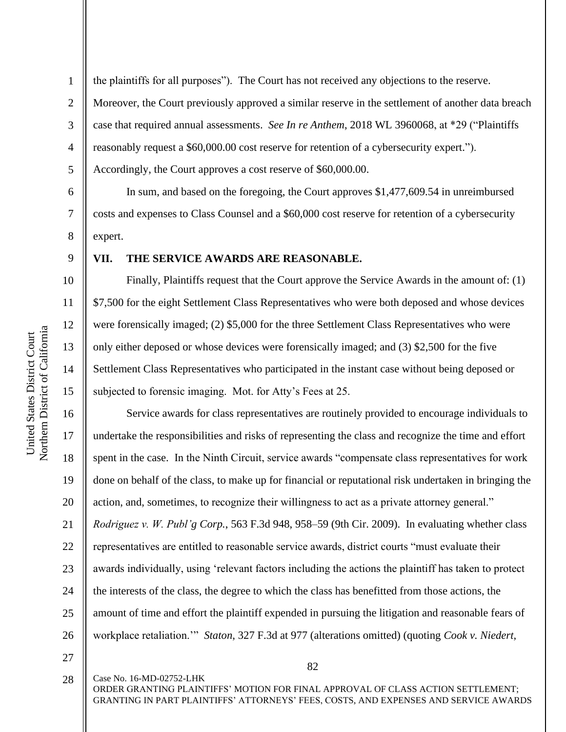the plaintiffs for all purposes"). The Court has not received any objections to the reserve. Moreover, the Court previously approved a similar reserve in the settlement of another data breach case that required annual assessments. *See In re Anthem*, 2018 WL 3960068, at *29 ("Plaintiffs reasonably request a $60,000.00 cost reserve for retention of a cybersecurity expert."). Accordingly, the Court approves a cost reserve of $60,000.00.

In sum, and based on the foregoing, the Court approves $1,477,609.54 in unreimbursed costs and expenses to Class Counsel and a $60,000 cost reserve for retention of a cybersecurity expert.

## VII. THE SERVICE AWARDS ARE REASONABLE.

Finally, Plaintiffs request that the Court approve the Service Awards in the amount of: (1) $7,500 for the eight Settlement Class Representatives who were both deposed and whose devices were forensically imaged; (2) $5,000 for the three Settlement Class Representatives who were only either deposed or whose devices were forensically imaged; and (3) $2,500 for the five Settlement Class Representatives who participated in the instant case without being deposed or subjected to forensic imaging. Mot. for Atty's Fees at 25.

Service awards for class representatives are routinely provided to encourage individuals to undertake the responsibilities and risks of representing the class and recognize the time and effort spent in the case. In the Ninth Circuit, service awards "compensate class representatives for work done on behalf of the class, to make up for financial or reputational risk undertaken in bringing the action, and, sometimes, to recognize their willingness to act as a private attorney general." *Rodriguez v. W. Publ'g Corp.*, 563 F.3d 948, 958–59 (9th Cir. 2009). In evaluating whether class representatives are entitled to reasonable service awards, district courts "must evaluate their awards individually, using 'relevant factors including the actions the plaintiff has taken to protect the interests of the class, the degree to which the class has benefitted from those actions, the amount of time and effort the plaintiff expended in pursuing the litigation and reasonable fears of workplace retaliation.'" *Staton*, 327 F.3d at 977 (alterations omitted) (quoting *Cook v. Niedert*,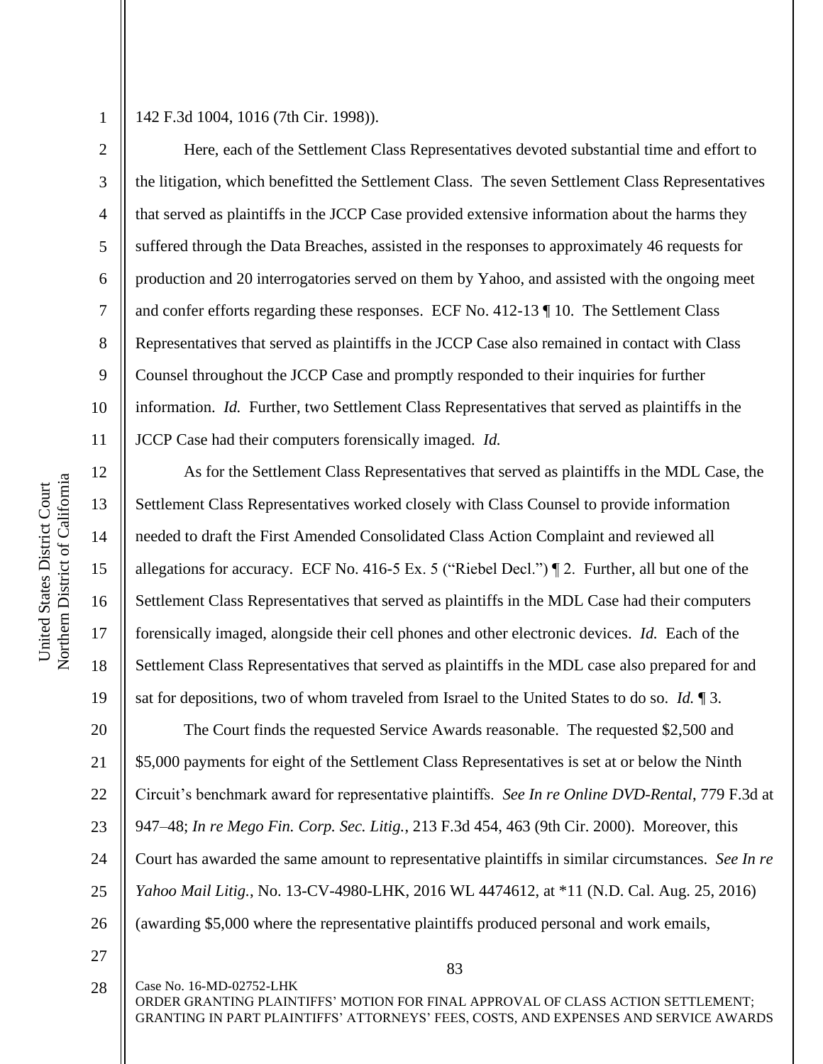142 F.3d 1004, 1016 (7th Cir. 1998)).

Here, each of the Settlement Class Representatives devoted substantial time and effort to the litigation, which benefitted the Settlement Class. The seven Settlement Class Representatives that served as plaintiffs in the JCCP Case provided extensive information about the harms they suffered through the Data Breaches, assisted in the responses to approximately 46 requests for production and 20 interrogatories served on them by Yahoo, and assisted with the ongoing meet and confer efforts regarding these responses. ECF No. 412-13 ¶ 10. The Settlement Class Representatives that served as plaintiffs in the JCCP Case also remained in contact with Class Counsel throughout the JCCP Case and promptly responded to their inquiries for further information. *Id.* Further, two Settlement Class Representatives that served as plaintiffs in the JCCP Case had their computers forensically imaged. *Id.*

As for the Settlement Class Representatives that served as plaintiffs in the MDL Case, the Settlement Class Representatives worked closely with Class Counsel to provide information needed to draft the First Amended Consolidated Class Action Complaint and reviewed all allegations for accuracy. ECF No. 416-5 Ex. 5 ("Riebel Decl.") ¶ 2. Further, all but one of the Settlement Class Representatives that served as plaintiffs in the MDL Case had their computers forensically imaged, alongside their cell phones and other electronic devices. *Id.* Each of the Settlement Class Representatives that served as plaintiffs in the MDL case also prepared for and sat for depositions, two of whom traveled from Israel to the United States to do so. *Id.* ¶ 3.

The Court finds the requested Service Awards reasonable. The requested $2,500 and $5,000 payments for eight of the Settlement Class Representatives is set at or below the Ninth Circuit's benchmark award for representative plaintiffs. *See In re Online DVD-Rental*, 779 F.3d at 947–48; *In re Mego Fin. Corp. Sec. Litig.*, 213 F.3d 454, 463 (9th Cir. 2000). Moreover, this Court has awarded the same amount to representative plaintiffs in similar circumstances. *See In re Yahoo Mail Litig.*, No. 13-CV-4980-LHK, 2016 WL 4474612, at *11 (N.D. Cal. Aug. 25, 2016) (awarding $5,000 where the representative plaintiffs produced personal and work emails,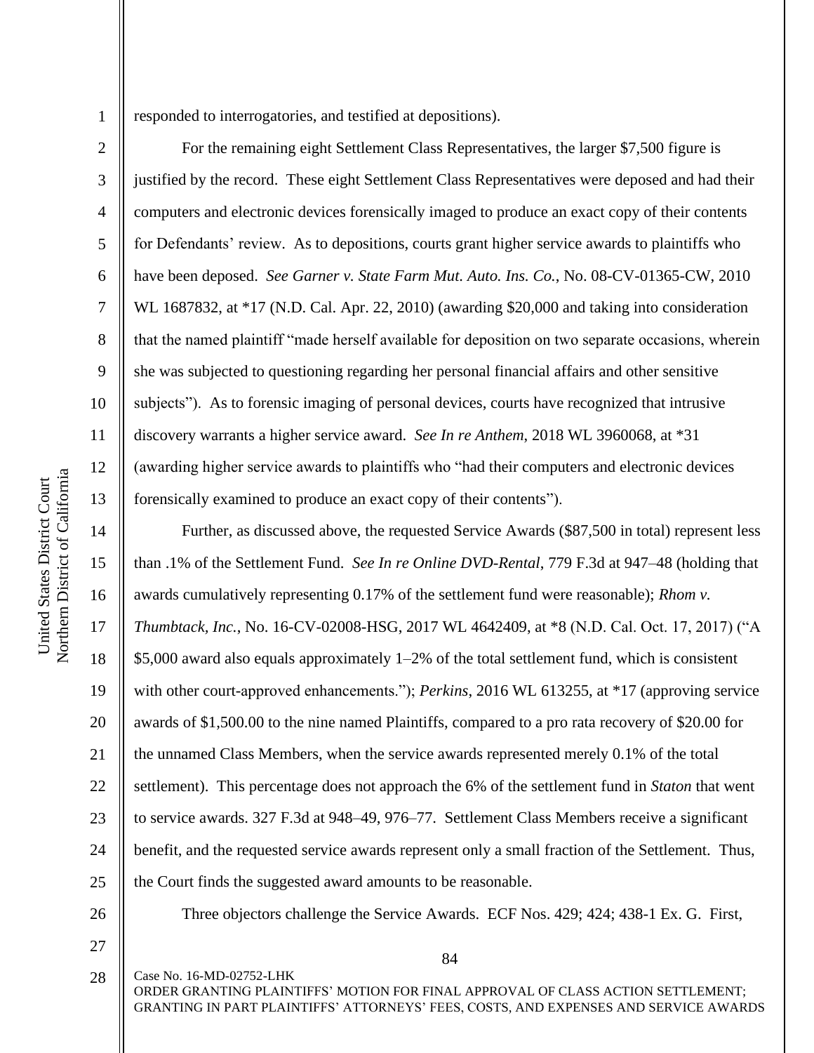responded to interrogatories, and testified at depositions).

For the remaining eight Settlement Class Representatives, the larger $7,500 figure is justified by the record. These eight Settlement Class Representatives were deposed and had their computers and electronic devices forensically imaged to produce an exact copy of their contents for Defendants' review. As to depositions, courts grant higher service awards to plaintiffs who have been deposed. *See Garner v. State Farm Mut. Auto. Ins. Co.*, No. 08-CV-01365-CW, 2010 WL 1687832, at *17 (N.D. Cal. Apr. 22, 2010) (awarding $20,000 and taking into consideration that the named plaintiff "made herself available for deposition on two separate occasions, wherein she was subjected to questioning regarding her personal financial affairs and other sensitive subjects"). As to forensic imaging of personal devices, courts have recognized that intrusive discovery warrants a higher service award. *See In re Anthem*, 2018 WL 3960068, at *31 (awarding higher service awards to plaintiffs who "had their computers and electronic devices forensically examined to produce an exact copy of their contents").

Further, as discussed above, the requested Service Awards ($87,500 in total) represent less than .1% of the Settlement Fund. *See In re Online DVD-Rental*, 779 F.3d at 947–48 (holding that awards cumulatively representing 0.17% of the settlement fund were reasonable); *Rhom v. Thumbtack, Inc.*, No. 16-CV-02008-HSG, 2017 WL 4642409, at *8 (N.D. Cal. Oct. 17, 2017) ("A $5,000 award also equals approximately 1–2% of the total settlement fund, which is consistent with other court-approved enhancements."); *Perkins*, 2016 WL 613255, at *17 (approving service awards of $1,500.00 to the nine named Plaintiffs, compared to a pro rata recovery of $20.00 for the unnamed Class Members, when the service awards represented merely 0.1% of the total settlement). This percentage does not approach the 6% of the settlement fund in *Staton* that went to service awards. 327 F.3d at 948–49, 976–77. Settlement Class Members receive a significant benefit, and the requested service awards represent only a small fraction of the Settlement. Thus, the Court finds the suggested award amounts to be reasonable.

Three objectors challenge the Service Awards. ECF Nos. 429; 424; 438-1 Ex. G. First,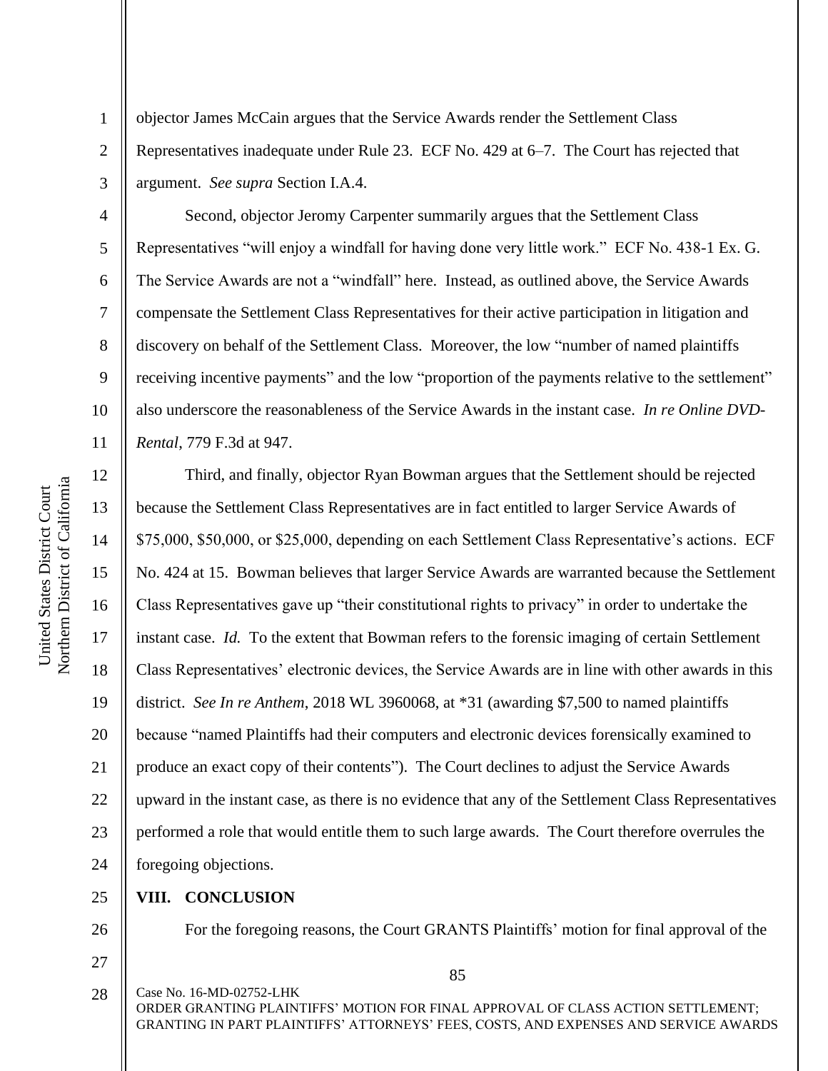objector James McCain argues that the Service Awards render the Settlement Class Representatives inadequate under Rule 23. ECF No. 429 at 6–7. The Court has rejected that argument. *See supra* Section I.A.4.

Second, objector Jeromy Carpenter summarily argues that the Settlement Class Representatives "will enjoy a windfall for having done very little work." ECF No. 438-1 Ex. G. The Service Awards are not a "windfall" here. Instead, as outlined above, the Service Awards compensate the Settlement Class Representatives for their active participation in litigation and discovery on behalf of the Settlement Class. Moreover, the low "number of named plaintiffs receiving incentive payments" and the low "proportion of the payments relative to the settlement" also underscore the reasonableness of the Service Awards in the instant case. *In re Online DVD-Rental*, 779 F.3d at 947.

Third, and finally, objector Ryan Bowman argues that the Settlement should be rejected because the Settlement Class Representatives are in fact entitled to larger Service Awards of $75,000, $50,000, or $25,000, depending on each Settlement Class Representative's actions. ECF No. 424 at 15. Bowman believes that larger Service Awards are warranted because the Settlement Class Representatives gave up "their constitutional rights to privacy" in order to undertake the instant case. *Id.* To the extent that Bowman refers to the forensic imaging of certain Settlement Class Representatives' electronic devices, the Service Awards are in line with other awards in this district. *See In re Anthem*, 2018 WL 3960068, at *31 (awarding $7,500 to named plaintiffs because "named Plaintiffs had their computers and electronic devices forensically examined to produce an exact copy of their contents"). The Court declines to adjust the Service Awards upward in the instant case, as there is no evidence that any of the Settlement Class Representatives performed a role that would entitle them to such large awards. The Court therefore overrules the foregoing objections.

## VIII. CONCLUSION

For the foregoing reasons, the Court GRANTS Plaintiffs' motion for final approval of the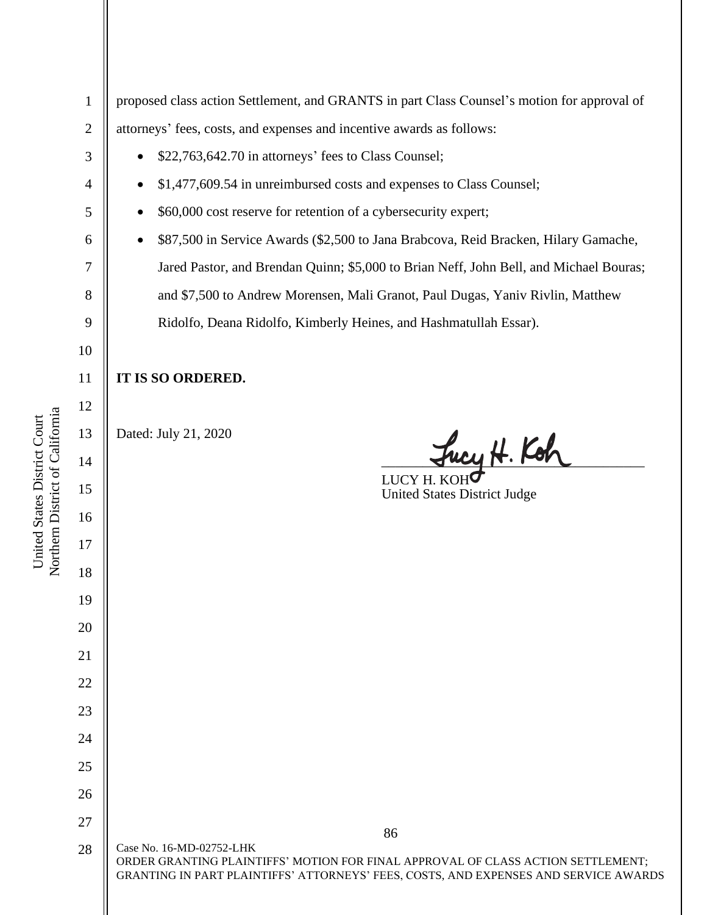proposed class action Settlement, and GRANTS in part Class Counsel's motion for approval of attorneys' fees, costs, and expenses and incentive awards as follows:

- $22,763,642.70 in attorneys' fees to Class Counsel;
- $1,477,609.54 in unreimbursed costs and expenses to Class Counsel;
- $60,000 cost reserve for retention of a cybersecurity expert;
- $87,500 in Service Awards ($2,500 to Jana Brabcova, Reid Bracken, Hilary Gamache, Jared Pastor, and Brendan Quinn; $5,000 to Brian Neff, John Bell, and Michael Bouras; and $7,500 to Andrew Morensen, Mali Granot, Paul Dugas, Yaniv Rivlin, Matthew Ridolfo, Deana Ridolfo, Kimberly Heines, and Hashmatullah Essar).

**IT IS SO ORDERED.**

Dated: July 21, 2020

Lucy H. Koh

LUCY H. KOH
United States District Judge

Case No. 16-MD-02752-LHK
ORDER GRANTING PLAINTIFFS' MOTION FOR FINAL APPROVAL OF CLASS ACTION SETTLEMENT; GRANTING IN PART PLAINTIFFS' ATTORNEYS' FEES, COSTS, AND EXPENSES AND SERVICE AWARDS